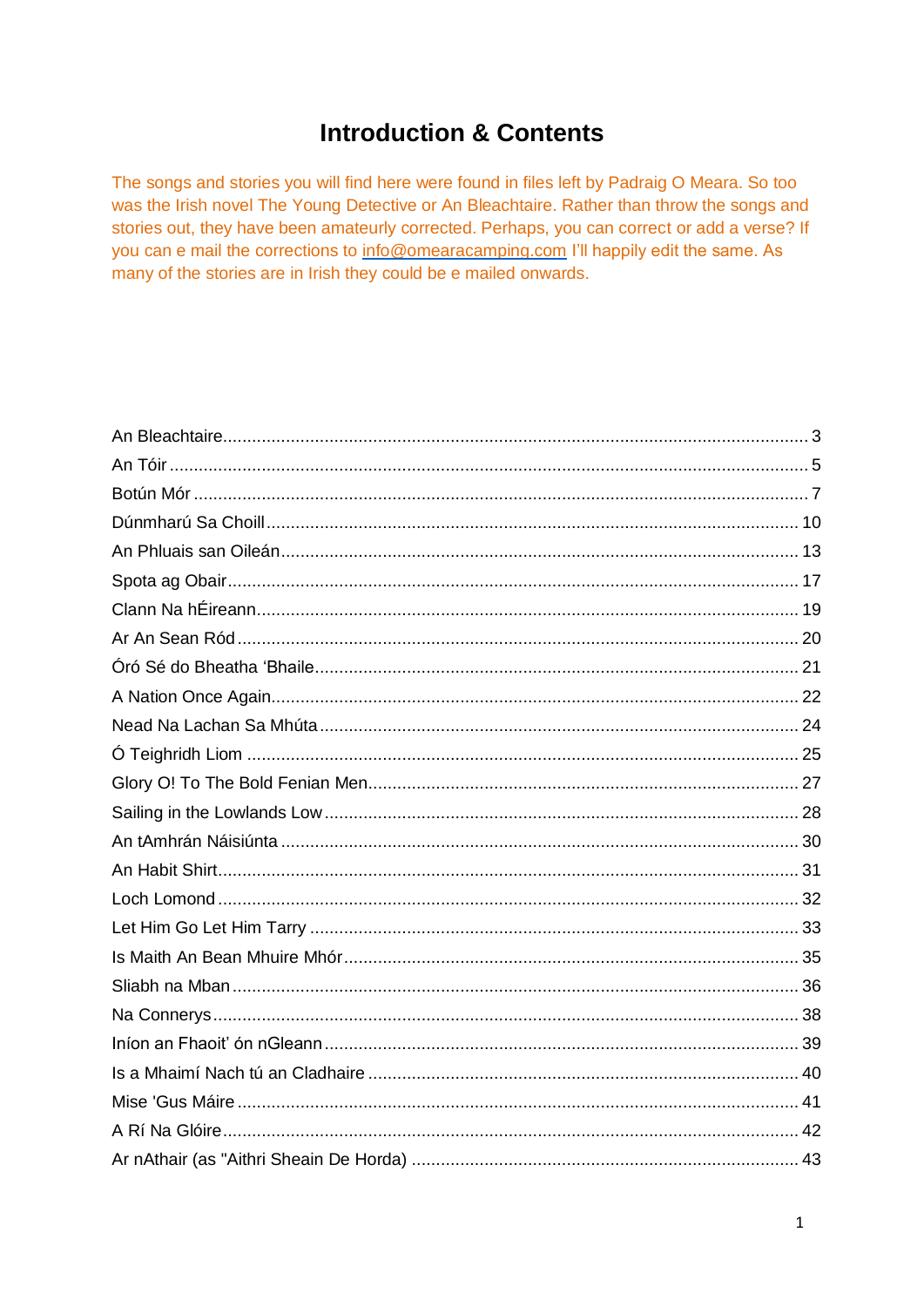# Introduction & Contents

The songs and stories you will find here were found in files left by Padraig O Meara. So too was the Irish novel The Young Detective or An Bleachtaire. Rather than throw the songs and stories out, they have been amateurly corrected. Perhaps, you can correct or add a verse? If you can e mail the corrections to info@omearacamping.com I'll happily edit the same. As many of the stories are in Irish they could be e mailed onwards.

An Bleachtaire ........................................................ 3
An Tóir ........................................................ 5
Botún Mór ........................................................ 7
Dúnmharú Sa Choill ........................................................ 10
An Phluais san Oileán ........................................................ 13
Spota ag Obair ........................................................ 17
Clann Na hÉireann ........................................................ 19
Ar An Sean Ród ........................................................ 20
Óró Sé do Bheatha 'Bhaile ........................................................ 21
A Nation Once Again ........................................................ 22
Nead Na Lachan Sa Mhúta ........................................................ 24
Ó Teighridh Liom ........................................................ 25
Glory O! To The Bold Fenian Men ........................................................ 27
Sailing in the Lowlands Low ........................................................ 28
An tAmhrán Náisiúnta ........................................................ 30
An Habit Shirt ........................................................ 31
Loch Lomond ........................................................ 32
Let Him Go Let Him Tarry ........................................................ 33
Is Maith An Bean Mhuire Mhór ........................................................ 35
Sliabh na Mban ........................................................ 36
Na Connerys ........................................................ 38
Iníon an Fhaoit' ón nGleann ........................................................ 39
Is a Mhaimí Nach tú an Cladhaire ........................................................ 40
Mise 'Gus Máire ........................................................ 41
A Rí Na Glóire ........................................................ 42
Ar nAthair (as "Aithri Sheain De Horda) ........................................................ 43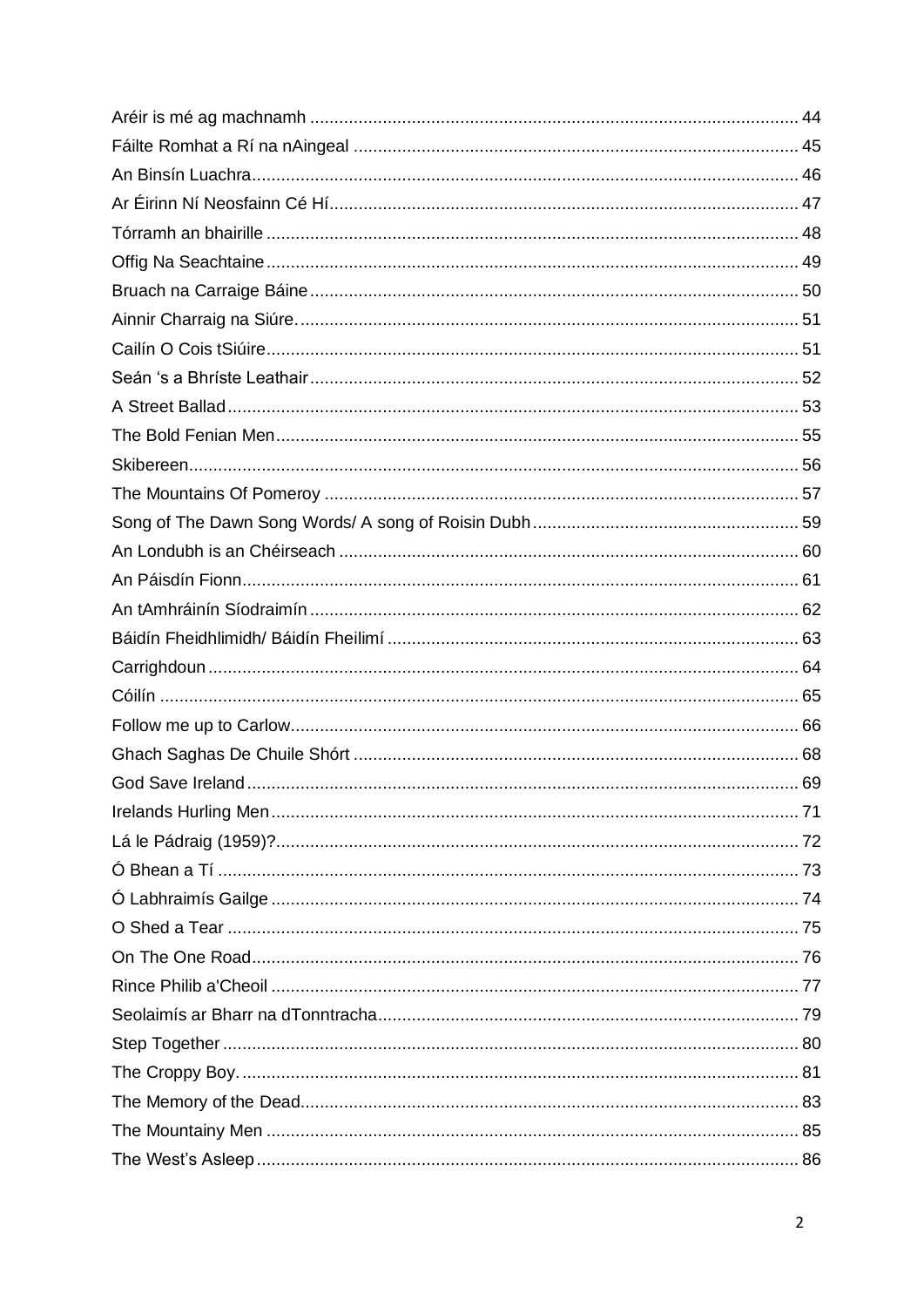Aréir is mé ag machnamh .................................................................................................... 44
Fáilte Romhat a Rí na nAingeal ........................................................................................... 45
An Binsín Luachra................................................................................................................ 46
Ar Éirinn Ní Neosfainn Cé Hí................................................................................................ 47
Tórramh an bhairille ............................................................................................................. 48
Offig Na Seachtaine.............................................................................................................. 49
Bruach na Carraige Báine .................................................................................................... 50
Ainnir Charraig na Siúre. ...................................................................................................... 51
Cailín O Cois tSiúire............................................................................................................. 51
Seán ‘s a Bhríste Leathair.................................................................................................... 52
A Street Ballad ..................................................................................................................... 53
The Bold Fenian Men ........................................................................................................... 55
Skibereen............................................................................................................................. 56
The Mountains Of Pomeroy ................................................................................................. 57
Song of The Dawn Song Words/ A song of Roisin Dubh...................................................... 59
An Londubh is an Chéirseach .............................................................................................. 60
An Páisdín Fionn.................................................................................................................. 61
An tAmhráinín Síodraimín .................................................................................................... 62
Báidín Fheidhlimidh/ Báidín Fheilimí .................................................................................... 63
Carrighdoun ......................................................................................................................... 64
Cóilín ................................................................................................................................... 65
Follow me up to Carlow........................................................................................................ 66
Ghach Saghas De Chuile Shórt ........................................................................................... 68
God Save Ireland ................................................................................................................. 69
Irelands Hurling Men ............................................................................................................ 71
Lá le Pádraig (1959)?........................................................................................................... 72
Ó Bhean a Tí ....................................................................................................................... 73
Ó Labhraimís Gailge ............................................................................................................ 74
O Shed a Tear ..................................................................................................................... 75
On The One Road................................................................................................................ 76
Rince Philib a'Cheoil ............................................................................................................ 77
Seolaimís ar Bharr na dTonntracha...................................................................................... 79
Step Together ...................................................................................................................... 80
The Croppy Boy. .................................................................................................................. 81
The Memory of the Dead...................................................................................................... 83
The Mountainy Men ............................................................................................................. 85
The West’s Asleep ............................................................................................................... 86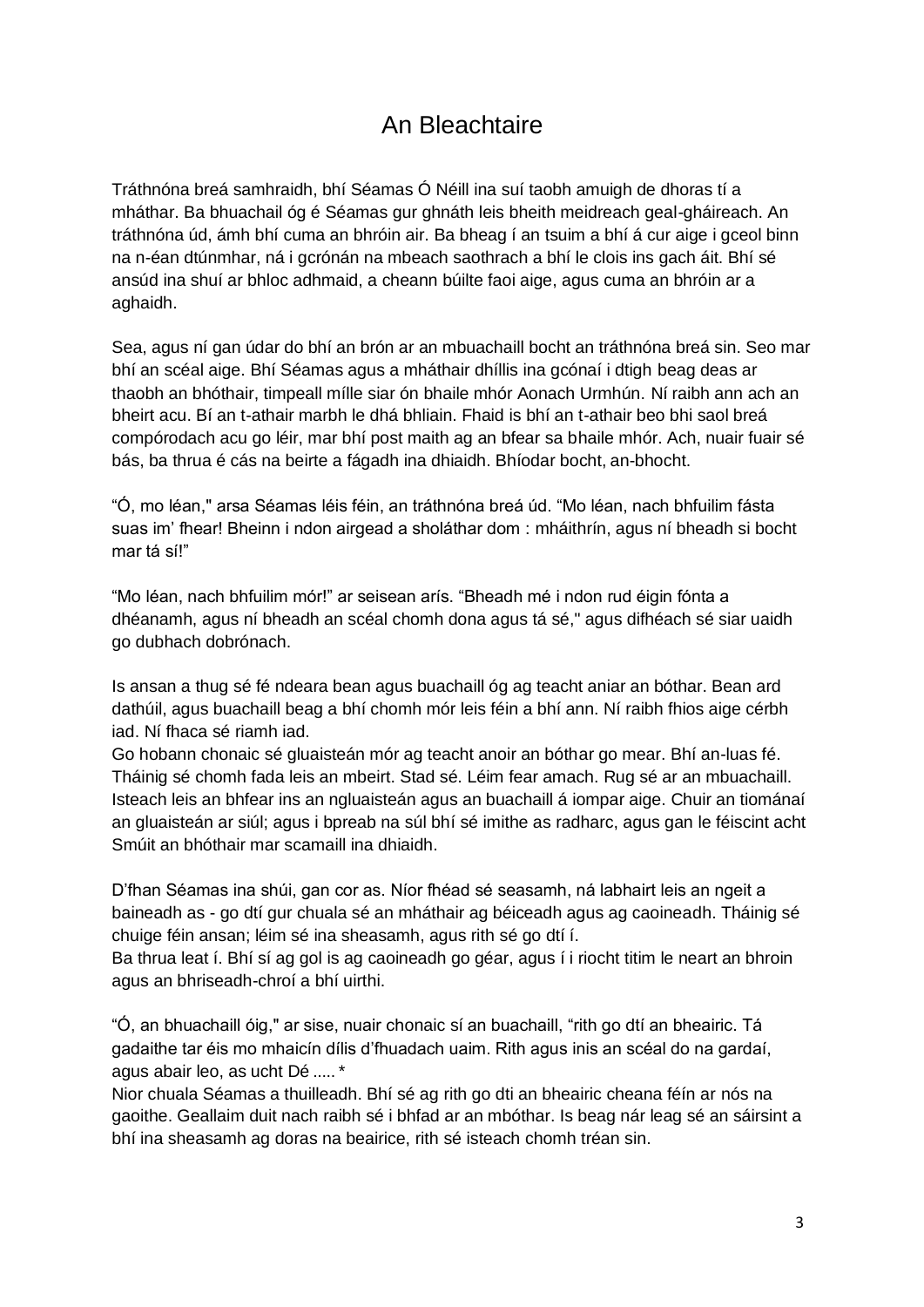# An Bleachtaire

Tráthnóna breá samhraidh, bhí Séamas Ó Néill ina suí taobh amuigh de dhoras tí a mháthar. Ba bhuachail óg é Séamas gur ghnáth leis bheith meidreach geal-gháireach. An tráthnóna úd, ámh bhí cuma an bhróin air. Ba bheag í an tsuim a bhí á cur aige i gceol binn na n-éan dtúnmhar, ná i gcrónán na mbeach saothrach a bhí le clois ins gach áit. Bhí sé ansúd ina shuí ar bhloc adhmaid, a cheann búilte faoi aige, agus cuma an bhróin ar a aghaidh.

Sea, agus ní gan údar do bhí an brón ar an mbuachaill bocht an tráthnóna breá sin. Seo mar bhí an scéal aige. Bhí Séamas agus a mháthair dhíllis ina gcónaí i dtigh beag deas ar thaobh an bhóthair, timpeall míle siar ón bhaile mhór Aonach Urmhún. Ní raibh ann ach an bheirt acu. Bí an t-athair marbh le dhá bhliain. Fhaid is bhí an t-athair beo bhi saol breá compórodach acu go léir, mar bhí post maith ag an bfear sa bhaile mhór. Ach, nuair fuair sé bás, ba thrua é cás na beirte a fágadh ina dhiaidh. Bhíodar bocht, an-bhocht.

“Ó, mo léan," arsa Séamas léis féin, an tráthnóna breá úd. “Mo léan, nach bhfuilim fásta suas im’ fhear! Bheinn i ndon airgead a sholáthar dom : mháithrín, agus ní bheadh si bocht mar tá sí!”

“Mo léan, nach bhfuilim mór!” ar seisean arís. “Bheadh mé i ndon rud éigin fónta a dhéanamh, agus ní bheadh an scéal chomh dona agus tá sé," agus difhéach sé siar uaidh go dubhach dobrónach.

Is ansan a thug sé fé ndeara bean agus buachaill óg ag teacht aniar an bóthar. Bean ard dathúil, agus buachaill beag a bhí chomh mór leis féin a bhí ann. Ní raibh fhios aige cérbh iad. Ní fhaca sé riamh iad.
Go hobann chonaic sé gluaisteán mór ag teacht anoir an bóthar go mear. Bhí an-luas fé. Tháinig sé chomh fada leis an mbeirt. Stad sé. Léim fear amach. Rug sé ar an mbuachaill. Isteach leis an bhfear ins an ngluaisteán agus an buachaill á iompar aige. Chuir an tiománaí an gluaisteán ar siúl; agus i bpreab na súl bhí sé imithe as radharc, agus gan le féiscint acht Smúit an bhóthair mar scamaill ina dhiaidh.

D’fhan Séamas ina shúi, gan cor as. Níor fhéad sé seasamh, ná labhairt leis an ngeit a baineadh as - go dtí gur chuala sé an mháthair ag béiceadh agus ag caoineadh. Tháinig sé chuige féin ansan; léim sé ina sheasamh, agus rith sé go dtí í.
Ba thrua leat í. Bhí sí ag gol is ag caoineadh go géar, agus í i riocht titim le neart an bhroin agus an bhriseadh-chroí a bhí uirthi.

“Ó, an bhuachaill óig," ar sise, nuair chonaic sí an buachaill, “rith go dtí an bheairic. Tá gadaithe tar éis mo mhaicín dílis d’fhuadach uaim. Rith agus inis an scéal do na gardaí, agus abair leo, as ucht Dé ..... *
Nior chuala Séamas a thuilleadh. Bhí sé ag rith go dti an bheairic cheana féin ar nós na gaoithe. Geallaim duit nach raibh sé i bhfad ar an mbóthar. Is beag nár leag sé an sáirsint a bhí ina sheasamh ag doras na beairice, rith sé isteach chomh tréan sin.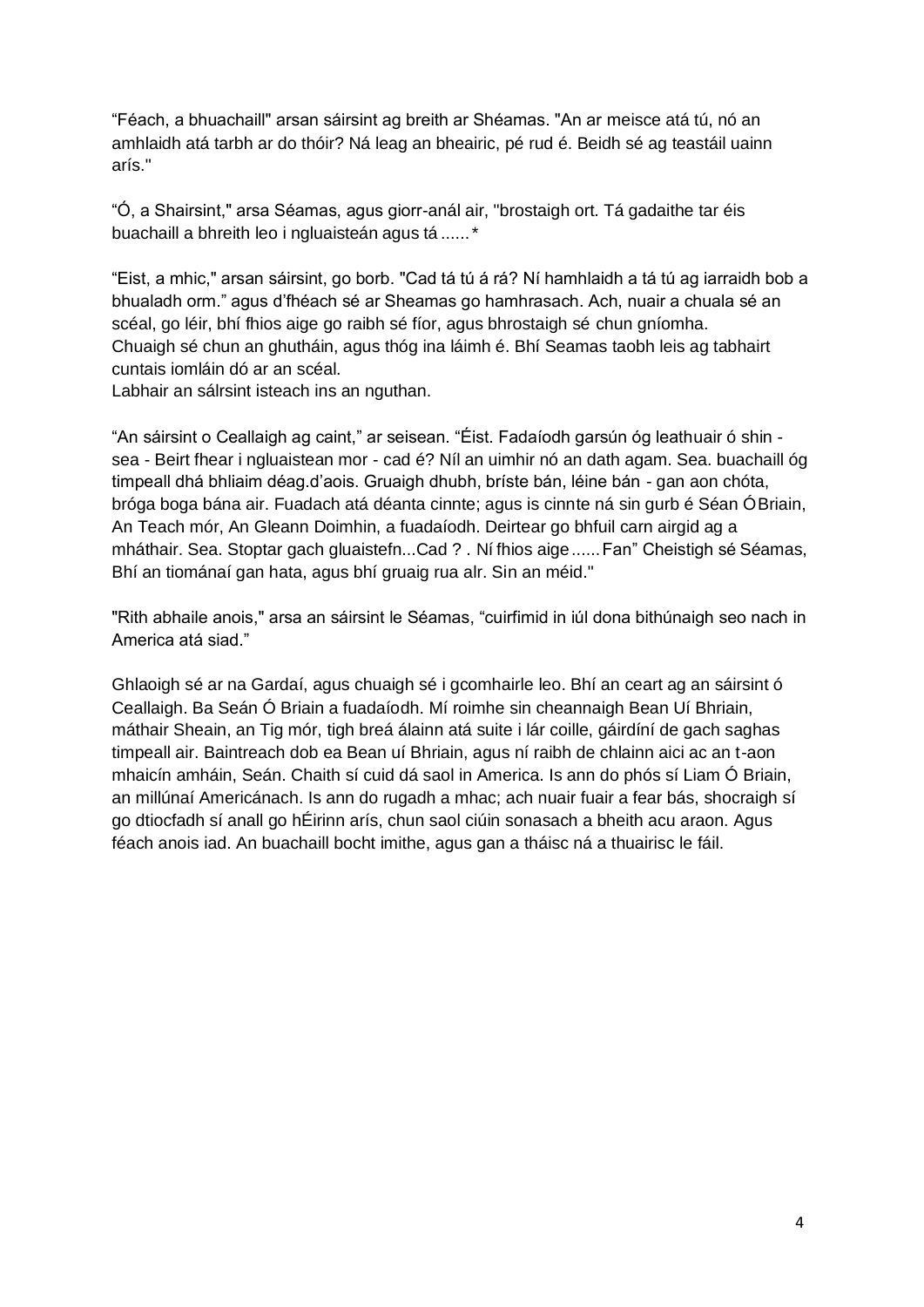“Féach, a bhuachaill" arsan sáirsint ag breith ar Shéamas. "An ar meisce atá tú, nó an amhlaidh atá tarbh ar do thóir? Ná leag an bheairic, pé rud é. Beidh sé ag teastáil uainn arís."

“Ó, a Shairsint," arsa Séamas, agus giorr-anál air, "brostaigh ort. Tá gadaithe tar éis buachaill a bhreith leo i ngluaisteán agus tá ......*

“Eist, a mhic," arsan sáirsint, go borb. "Cad tá tú á rá? Ní hamhlaidh a tá tú ag iarraidh bob a bhualadh orm.” agus d’fhéach sé ar Sheamas go hamhrasach. Ach, nuair a chuala sé an scéal, go léir, bhí fhios aige go raibh sé fíor, agus bhrostaigh sé chun gníomha. Chuaigh sé chun an ghutháin, agus thóg ina láimh é. Bhí Seamas taobh leis ag tabhairt cuntais iomláin dó ar an scéal.
Labhair an sálrsint isteach ins an nguthan.

“An sáirsint o Ceallaigh ag caint,” ar seisean. “Éist. Fadaíodh garsún óg leathuair ó shin - sea - Beirt fhear i ngluaistean mor - cad é? Níl an uimhir nó an dath agam. Sea. buachaill óg timpeall dhá bhliaim déag.d’aois. Gruaigh dhubh, bríste bán, léine bán - gan aon chóta, bróga boga bána air. Fuadach atá déanta cinnte; agus is cinnte ná sin gurb é Séan Ó Briain, An Teach mór, An Gleann Doimhin, a fuadaíodh. Deirtear go bhfuil carn airgid ag a mháthair. Sea. Stoptar gach gluaistefn...Cad ? . Ní fhios aige...... Fan” Cheistigh sé Séamas, Bhí an tiománaí gan hata, agus bhí gruaig rua alr. Sin an méid."

"Rith abhaile anois," arsa an sáirsint le Séamas, “cuirfimid in iúl dona bithúnaigh seo nach in America atá siad.”

Ghlaoigh sé ar na Gardaí, agus chuaigh sé i gcomhairle leo. Bhí an ceart ag an sáirsint ó Ceallaigh. Ba Seán Ó Briain a fuadaíodh. Mí roimhe sin cheannaigh Bean Uí Bhriain, máthair Sheain, an Tig mór, tigh breá álainn atá suite i lár coille, gáirdíní de gach saghas timpeall air. Baintreach dob ea Bean uí Bhriain, agus ní raibh de chlainn aici ac an t-aon mhaicín amháin, Seán. Chaith sí cuid dá saol in America. Is ann do phós sí Liam Ó Briain, an millúnaí Americánach. Is ann do rugadh a mhac; ach nuair fuair a fear bás, shocraigh sí go dtiocfadh sí anall go hÉirinn arís, chun saol ciúin sonasach a bheith acu araon. Agus féach anois iad. An buachaill bocht imithe, agus gan a tháisc ná a thuairisc le fáil.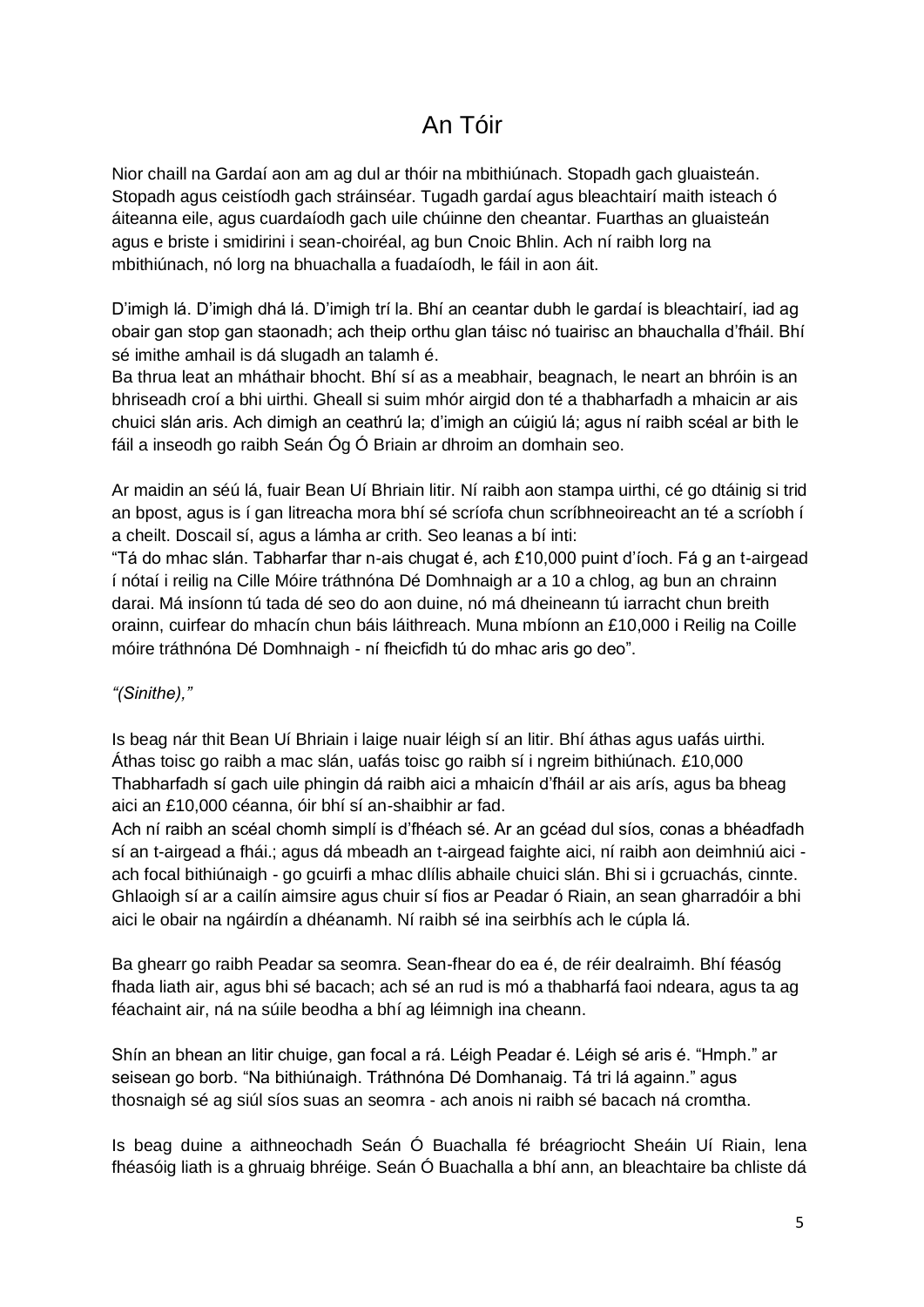# An Tóir

Nior chaill na Gardaí aon am ag dul ar thóir na mbithiúnach. Stopadh gach gluaisteán. Stopadh agus ceistíodh gach stráinséar. Tugadh gardaí agus bleachtairí maith isteach ó áiteanna eile, agus cuardaíodh gach uile chúinne den cheantar. Fuarthas an gluaisteán agus e briste i smidirini i sean-choiréal, ag bun Cnoic Bhlin. Ach ní raibh lorg na mbithiúnach, nó lorg na bhuachalla a fuadaíodh, le fáil in aon áit.

D'imigh lá. D'imigh dhá lá. D'imigh trí la. Bhí an ceantar dubh le gardaí is bleachtairí, iad ag obair gan stop gan staonadh; ach theip orthu glan táisc nó tuairisc an bhauchalla d'fháil. Bhí sé imithe amhail is dá slugadh an talamh é.
Ba thrua leat an mháthair bhocht. Bhí sí as a meabhair, beagnach, le neart an bhróin is an bhriseadh croí a bhi uirthi. Gheall si suim mhór airgid don té a thabharfadh a mhaicin ar ais chuici slán aris. Ach dimigh an ceathrú la; d'imigh an cúigiú lá; agus ní raibh scéal ar bith le fáil a inseodh go raibh Seán Óg Ó Briain ar dhroim an domhain seo.

Ar maidin an séú lá, fuair Bean Uí Bhriain litir. Ní raibh aon stampa uirthi, cé go dtáinig si trid an bpost, agus is í gan litreacha mora bhí sé scríofa chun scríbhneoireacht an té a scríobh í a cheilt. Doscail sí, agus a lámha ar crith. Seo leanas a bí inti:
"Tá do mhac slán. Tabharfar thar n-ais chugat é, ach £10,000 puint d'íoch. Fá g an t-airgead í nótaí i reilig na Cille Móire tráthnóna Dé Domhnaigh ar a 10 a chlog, ag bun an chrainn darai. Má insíonn tú tada dé seo do aon duine, nó má dheineann tú iarracht chun breith orainn, cuirfear do mhacín chun báis láithreach. Muna mbíonn an £10,000 i Reilig na Coille móire tráthnóna Dé Domhnaigh - ní fheicfidh tú do mhac aris go deo".

*"(Sinithe),"*

Is beag nár thit Bean Uí Bhriain i laige nuair léigh sí an litir. Bhí áthas agus uafás uirthi. Áthas toisc go raibh a mac slán, uafás toisc go raibh sí i ngreim bithiúnach. £10,000 Thabharfadh sí gach uile phingin dá raibh aici a mhaicín d'fháil ar ais arís, agus ba bheag aici an £10,000 céanna, óir bhí sí an-shaibhir ar fad.
Ach ní raibh an scéal chomh simplí is d'fhéach sé. Ar an gcéad dul síos, conas a bhéadfadh sí an t-airgead a fhái.; agus dá mbeadh an t-airgead faighte aici, ní raibh aon deimhniú aici - ach focal bithiúnaigh - go gcuirfi a mhac dlílis abhaile chuici slán. Bhi si i gcruachás, cinnte. Ghlaoigh sí ar a cailín aimsire agus chuir sí fios ar Peadar ó Riain, an sean gharradóir a bhi aici le obair na ngáirdín a dhéanamh. Ní raibh sé ina seirbhís ach le cúpla lá.

Ba ghearr go raibh Peadar sa seomra. Sean-fhear do ea é, de réir dealraimh. Bhí féasóg fhada liath air, agus bhi sé bacach; ach sé an rud is mó a thabharfá faoi ndeara, agus ta ag féachaint air, ná na súile beodha a bhí ag léimnigh ina cheann.

Shín an bhean an litir chuige, gan focal a rá. Léigh Peadar é. Léigh sé aris é. "Hmph." ar seisean go borb. "Na bithiúnaigh. Tráthnóna Dé Domhanaig. Tá tri lá againn." agus thosnaigh sé ag siúl síos suas an seomra - ach anois ni raibh sé bacach ná cromtha.

Is beag duine a aithneochadh Seán Ó Buachalla fé bréagriocht Sheáin Uí Riain, lena fhéasóig liath is a ghruaig bhréige. Seán Ó Buachalla a bhí ann, an bleachtaire ba chliste dá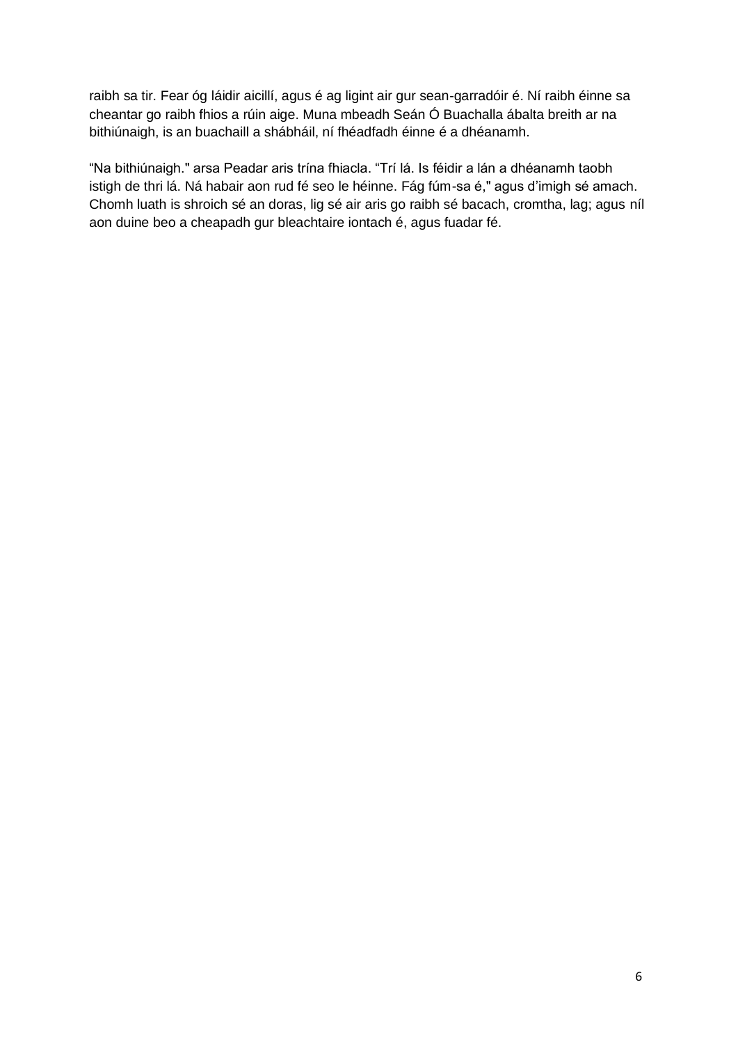raibh sa tir. Fear óg láidir aicillí, agus é ag ligint air gur sean-garradóir é. Ní raibh éinne sa cheantar go raibh fhios a rúin aige. Muna mbeadh Seán Ó Buachalla ábalta breith ar na bithiúnaigh, is an buachaill a shábháil, ní fhéadfadh éinne é a dhéanamh.

“Na bithiúnaigh." arsa Peadar aris trína fhiacla. “Trí lá. Is féidir a lán a dhéanamh taobh istigh de thri lá. Ná habair aon rud fé seo le héinne. Fág fúm-sa é," agus d’imigh sé amach. Chomh luath is shroich sé an doras, lig sé air aris go raibh sé bacach, cromtha, lag; agus níl aon duine beo a cheapadh gur bleachtaire iontach é, agus fuadar fé.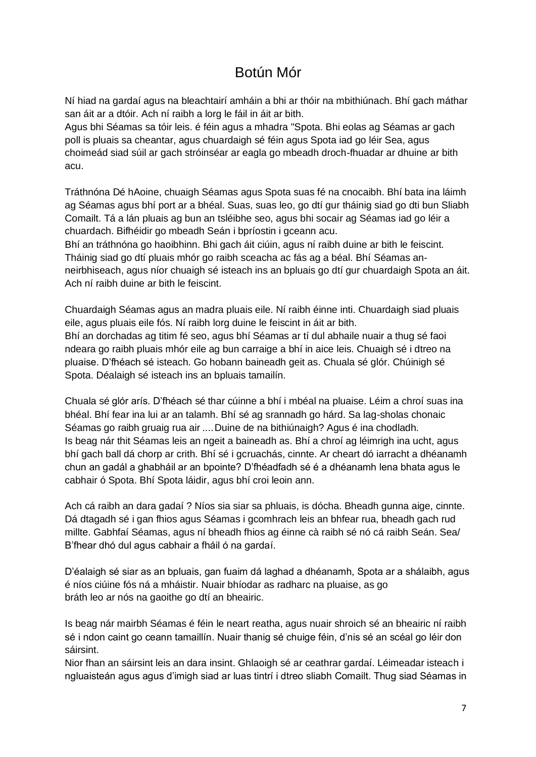# Botún Mór

Ní hiad na gardaí agus na bleachtairí amháin a bhi ar thóir na mbithiúnach. Bhí gach máthar san áit ar a dtóir. Ach ní raibh a lorg le fáil in áit ar bith.
Agus bhi Séamas sa tóir leis. é féin agus a mhadra "Spota. Bhi eolas ag Séamas ar gach poll is pluais sa cheantar, agus chuardaigh sé féin agus Spota iad go léir Sea, agus choimeád siad súil ar gach stróinséar ar eagla go mbeadh droch-fhuadar ar dhuine ar bith acu.

Tráthnóna Dé hAoine, chuaigh Séamas agus Spota suas fé na cnocaibh. Bhí bata ina láimh ag Séamas agus bhí port ar a bhéal. Suas, suas leo, go dtí gur tháinig siad go dti bun Sliabh Comailt. Tá a lán pluais ag bun an tsléibhe seo, agus bhi socair ag Séamas iad go léir a chuardach. Bifhéidir go mbeadh Seán i bpríostin i gceann acu.
Bhí an tráthnóna go haoibhinn. Bhi gach áit ciúin, agus ní raibh duine ar bith le feiscint. Tháinig siad go dtí pluais mhór go raibh sceacha ac fás ag a béal. Bhí Séamas an-neirbhiseach, agus níor chuaigh sé isteach ins an bpluais go dtí gur chuardaigh Spota an áit. Ach ní raibh duine ar bith le feiscint.

Chuardaigh Séamas agus an madra pluais eile. Ní raibh éinne inti. Chuardaigh siad pluais eile, agus pluais eile fós. Ní raibh lorg duine le feiscint in áit ar bith.
Bhí an dorchadas ag titim fé seo, agus bhí Séamas ar tí dul abhaile nuair a thug sé faoi ndeara go raibh pluais mhór eile ag bun carraige a bhí in aice leis. Chuaigh sé i dtreo na pluaise. D'fhéach sé isteach. Go hobann baineadh geit as. Chuala sé glór. Chúinigh sé Spota. Déalaigh sé isteach ins an bpluais tamailín.

Chuala sé glór arís. D'fhéach sé thar cúinne a bhí i mbéal na pluaise. Léim a chroí suas ina bhéal. Bhí fear ina lui ar an talamh. Bhí sé ag srannadh go hárd. Sa lag-sholas chonaic Séamas go raibh gruaig rua air ....Duine de na bithiúnaigh? Agus é ina chodladh.
Is beag nár thit Séamas leis an ngeit a baineadh as. Bhí a chroí ag léimrigh ina ucht, agus bhí gach ball dá chorp ar crith. Bhí sé i gcruachás, cinnte. Ar cheart dó iarracht a dhéanamh chun an gadál a ghabháil ar an bpointe? D'fhéadfadh sé é a dhéanamh lena bhata agus le cabhair ó Spota. Bhí Spota láidir, agus bhí croi leoin ann.

Ach cá raibh an dara gadaí ? Níos sia siar sa phluais, is dócha. Bheadh gunna aige, cinnte. Dá dtagadh sé i gan fhios agus Séamas i gcomhrach leis an bhfear rua, bheadh gach rud millte. Gabhfaí Séamas, agus ní bheadh fhios ag éinne cà raibh sé nó cá raibh Seán. Sea/ B'fhear dhó dul agus cabhair a fháil ó na gardaí.

D'éalaigh sé siar as an bpluais, gan fuaim dá laghad a dhéanamh, Spota ar a shálaibh, agus é níos ciúine fós ná a mháistir. Nuair bhíodar as radharc na pluaise, as go bráth leo ar nós na gaoithe go dtí an bheairic.

Is beag nár mairbh Séamas é féin le neart reatha, agus nuair shroich sé an bheairic ní raibh sé i ndon caint go ceann tamaillín. Nuair thanig sé chuige féin, d'nis sé an scéal go léir don sáirsint.
Nior fhan an sáirsint leis an dara insint. Ghlaoigh sé ar ceathrar gardaí. Léimeadar isteach i ngluaisteán agus agus d'imigh siad ar luas tintrí i dtreo sliabh Comailt. Thug siad Séamas in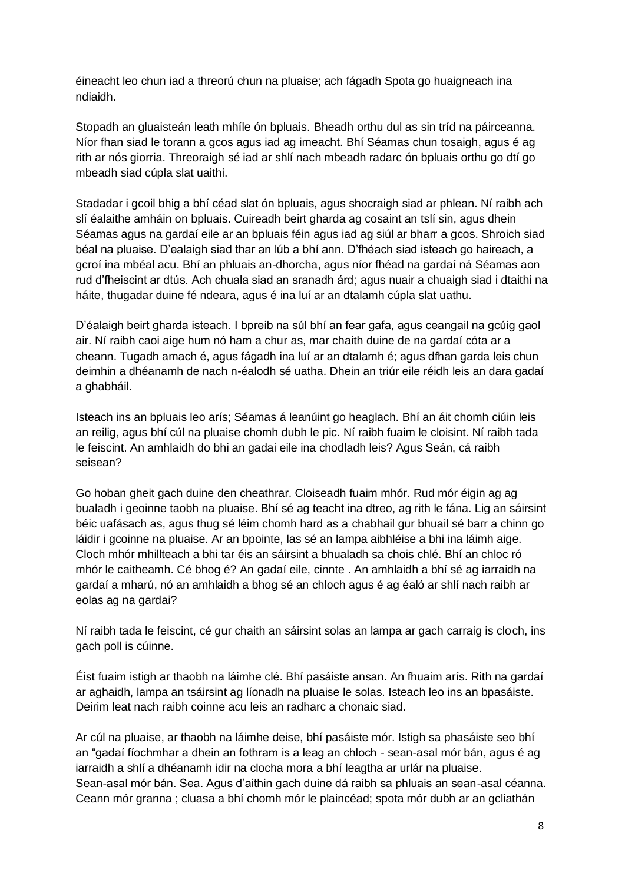éineacht leo chun iad a threorú chun na pluaise; ach fágadh Spota go huaigneach ina ndiaidh.

Stopadh an gluaisteán leath mhíle ón bpluais. Bheadh orthu dul as sin tríd na páirceanna. Níor fhan siad le torann a gcos agus iad ag imeacht. Bhí Séamas chun tosaigh, agus é ag rith ar nós giorria. Threoraigh sé iad ar shlí nach mbeadh radarc ón bpluais orthu go dtí go mbeadh siad cúpla slat uaithi.

Stadadar i gcoil bhig a bhí céad slat ón bpluais, agus shocraigh siad ar phlean. Ní raibh ach slí éalaithe amháin on bpluais. Cuireadh beirt gharda ag cosaint an tslí sin, agus dhein Séamas agus na gardaí eile ar an bpluais féin agus iad ag siúl ar bharr a gcos. Shroich siad béal na pluaise. D'ealaigh siad thar an lúb a bhí ann. D'fhéach siad isteach go haireach, a gcroí ina mbéal acu. Bhí an phluais an-dhorcha, agus níor fhéad na gardaí ná Séamas aon rud d'fheiscint ar dtús. Ach chuala siad an sranadh árd; agus nuair a chuaigh siad i dtaithi na háite, thugadar duine fé ndeara, agus é ina luí ar an dtalamh cúpla slat uathu.

D'éalaigh beirt gharda isteach. I bpreib na súl bhí an fear gafa, agus ceangail na gcúig gaol air. Ní raibh caoi aige hum nó ham a chur as, mar chaith duine de na gardaí cóta ar a cheann. Tugadh amach é, agus fágadh ina luí ar an dtalamh é; agus dfhan garda leis chun deimhin a dhéanamh de nach n-éalodh sé uatha. Dhein an triúr eile réidh leis an dara gadaí a ghabháil.

Isteach ins an bpluais leo arís; Séamas á leanúint go heaglach. Bhí an áit chomh ciúin leis an reilig, agus bhí cúl na pluaise chomh dubh le pic. Ní raibh fuaim le cloisint. Ní raibh tada le feiscint. An amhlaidh do bhi an gadai eile ina chodladh leis? Agus Seán, cá raibh seisean?

Go hoban gheit gach duine den cheathrar. Cloiseadh fuaim mhór. Rud mór éigin ag ag bualadh i geoinne taobh na pluaise. Bhí sé ag teacht ina dtreo, ag rith le fána. Lig an sáirsint béic uafásach as, agus thug sé léim chomh hard as a chabhail gur bhuail sé barr a chinn go láidir i gcoinne na pluaise. Ar an bpointe, las sé an lampa aibhléise a bhi ina láimh aige. Cloch mhór mhillteach a bhi tar éis an sáirsint a bhualadh sa chois chlé. Bhí an chloc ró mhór le caitheamh. Cé bhog é? An gadaí eile, cinnte . An amhlaidh a bhí sé ag iarraidh na gardaí a mharú, nó an amhlaidh a bhog sé an chloch agus é ag éaló ar shlí nach raibh ar eolas ag na gardai?

Ní raibh tada le feiscint, cé gur chaith an sáirsint solas an lampa ar gach carraig is cloch, ins gach poll is cúinne.

Éist fuaim istigh ar thaobh na láimhe clé. Bhí pasáiste ansan. An fhuaim arís. Rith na gardaí ar aghaidh, lampa an tsáirsint ag líonadh na pluaise le solas. Isteach leo ins an bpasáiste. Deirim leat nach raibh coinne acu leis an radharc a chonaic siad.

Ar cúl na pluaise, ar thaobh na láimhe deise, bhí pasáiste mór. Istigh sa phasáiste seo bhí an "gadaí fíochmhar a dhein an fothram is a leag an chloch - sean-asal mór bán, agus é ag iarraidh a shlí a dhéanamh idir na clocha mora a bhí leagtha ar urlár na pluaise.
Sean-asal mór bán. Sea. Agus d'aithin gach duine dá raibh sa phluais an sean-asal céanna. Ceann mór granna ; cluasa a bhí chomh mór le plaincéad; spota mór dubh ar an gcliathán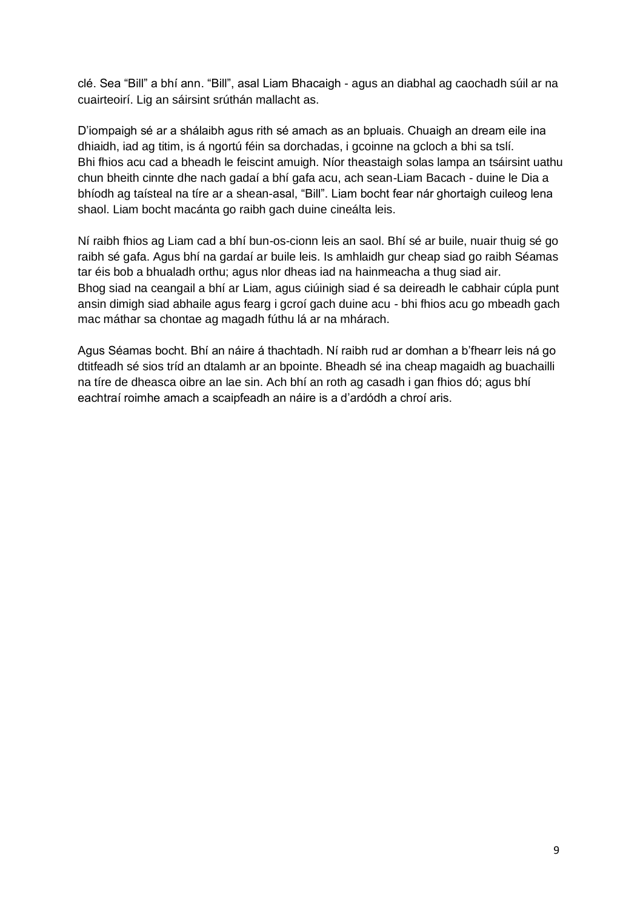clé. Sea “Bill” a bhí ann. “Bill”, asal Liam Bhacaigh - agus an diabhal ag caochadh súil ar na cuairteoirí. Lig an sáirsint srúthán mallacht as.

D’iompaigh sé ar a shálaibh agus rith sé amach as an bpluais. Chuaigh an dream eile ina dhiaidh, iad ag titim, is á ngortú féin sa dorchadas, i gcoinne na gcloch a bhi sa tslí.
Bhi fhios acu cad a bheadh le feiscint amuigh. Níor theastaigh solas lampa an tsáirsint uathu chun bheith cinnte dhe nach gadaí a bhí gafa acu, ach sean-Liam Bacach - duine le Dia a bhíodh ag taísteal na tíre ar a shean-asal, “Bill”. Liam bocht fear nár ghortaigh cuileog lena shaol. Liam bocht macánta go raibh gach duine cineálta leis.

Ní raibh fhios ag Liam cad a bhí bun-os-cionn leis an saol. Bhí sé ar buile, nuair thuig sé go raibh sé gafa. Agus bhí na gardaí ar buile leis. Is amhlaidh gur cheap siad go raibh Séamas tar éis bob a bhualadh orthu; agus nlor dheas iad na hainmeacha a thug siad air.
Bhog siad na ceangail a bhí ar Liam, agus ciúinigh siad é sa deireadh le cabhair cúpla punt ansin dimigh siad abhaile agus fearg i gcroí gach duine acu - bhi fhios acu go mbeadh gach mac máthar sa chontae ag magadh fúthu lá ar na mhárach.

Agus Séamas bocht. Bhí an náire á thachtadh. Ní raibh rud ar domhan a b’fhearr leis ná go dtitfeadh sé sios tríd an dtalamh ar an bpointe. Bheadh sé ina cheap magaidh ag buachailli na tíre de dheasca oibre an lae sin. Ach bhí an roth ag casadh i gan fhios dó; agus bhí eachtraí roimhe amach a scaipfeadh an náire is a d’ardódh a chroí aris.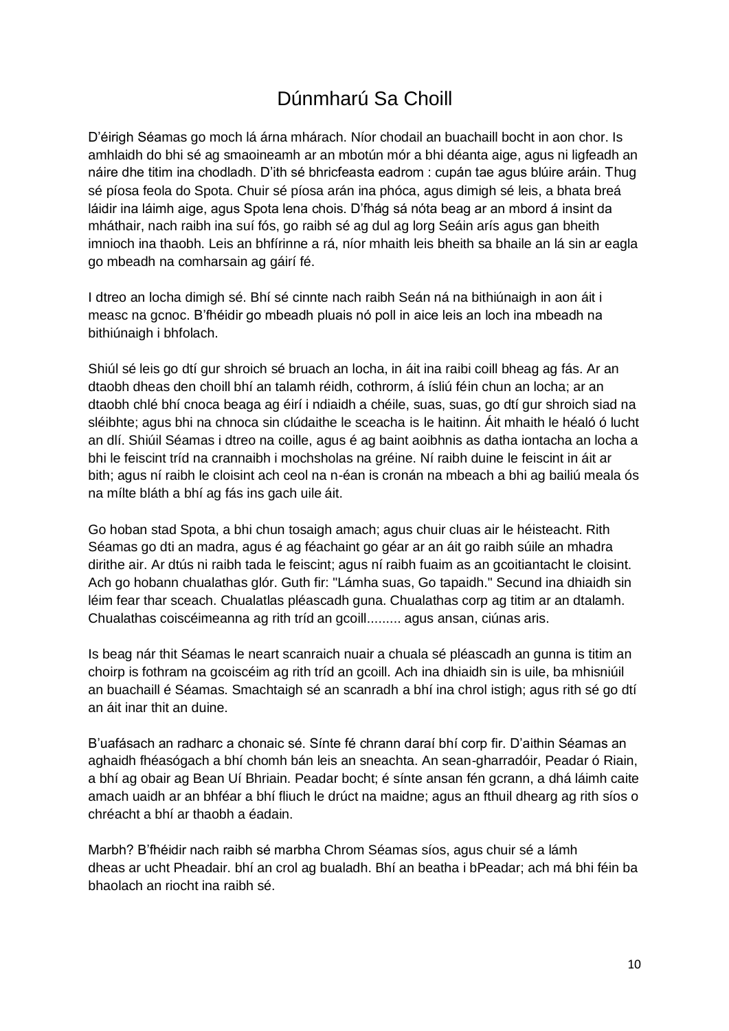# Dúnmharú Sa Choill

D’éirigh Séamas go moch lá árna mhárach. Níor chodail an buachaill bocht in aon chor. Is amhlaidh do bhi sé ag smaoineamh ar an mbotún mór a bhi déanta aige, agus ni ligfeadh an náire dhe titim ina chodladh. D’ith sé bhricfeasta eadrom : cupán tae agus blúire aráin. Thug sé píosa feola do Spota. Chuir sé píosa arán ina phóca, agus dimigh sé leis, a bhata breá láidir ina láimh aige, agus Spota lena chois. D’fhág sá nóta beag ar an mbord á insint da mháthair, nach raibh ina suí fós, go raibh sé ag dul ag lorg Seáin arís agus gan bheith imnioch ina thaobh. Leis an bhfírinne a rá, níor mhaith leis bheith sa bhaile an lá sin ar eagla go mbeadh na comharsain ag gáirí fé.

I dtreo an locha dimigh sé. Bhí sé cinnte nach raibh Seán ná na bithiúnaigh in aon áit i measc na gcnoc. B’fhéidir go mbeadh pluais nó poll in aice leis an loch ina mbeadh na bithiúnaigh i bhfolach.

Shiúl sé leis go dtí gur shroich sé bruach an locha, in áit ina raibi coill bheag ag fás. Ar an dtaobh dheas den choill bhí an talamh réidh, cothrorm, á ísliú féin chun an locha; ar an dtaobh chlé bhí cnoca beaga ag éirí i ndiaidh a chéile, suas, suas, go dtí gur shroich siad na sléibhte; agus bhi na chnoca sin clúdaithe le sceacha is le haitinn. Áit mhaith le héaló ó lucht an dlí. Shiúil Séamas i dtreo na coille, agus é ag baint aoibhnis as datha iontacha an locha a bhi le feiscint tríd na crannaibh i mochsholas na gréine. Ní raibh duine le feiscint in áit ar bith; agus ní raibh le cloisint ach ceol na n-éan is cronán na mbeach a bhi ag bailiú meala ós na mílte bláth a bhí ag fás ins gach uile áit.

Go hoban stad Spota, a bhi chun tosaigh amach; agus chuir cluas air le héisteacht. Rith Séamas go dti an madra, agus é ag féachaint go géar ar an áit go raibh súile an mhadra dirithe air. Ar dtús ni raibh tada le feiscint; agus ní raibh fuaim as an gcoitiantacht le cloisint. Ach go hobann chualathas glór. Guth fir: "Lámha suas, Go tapaidh." Secund ina dhiaidh sin léim fear thar sceach. Chualatlas pléascadh guna. Chualathas corp ag titim ar an dtalamh. Chualathas coiscéimeanna ag rith tríd an gcoill......... agus ansan, ciúnas aris.

Is beag nár thit Séamas le neart scanraich nuair a chuala sé pléascadh an gunna is titim an choirp is fothram na gcoiscéim ag rith tríd an gcoill. Ach ina dhiaidh sin is uile, ba mhisniúil an buachaill é Séamas. Smachtaigh sé an scanradh a bhí ina chrol istigh; agus rith sé go dtí an áit inar thit an duine.

B’uafásach an radharc a chonaic sé. Sínte fé chrann daraí bhí corp fir. D’aithin Séamas an aghaidh fhéasógach a bhí chomh bán leis an sneachta. An sean-gharradóir, Peadar ó Riain, a bhí ag obair ag Bean Uí Bhriain. Peadar bocht; é sínte ansan fén gcrann, a dhá láimh caite amach uaidh ar an bhféar a bhí fliuch le drúct na maidne; agus an fthuil dhearg ag rith síos o chréacht a bhí ar thaobh a éadain.

Marbh? B’fhéidir nach raibh sé marbha Chrom Séamas síos, agus chuir sé a lámh dheas ar ucht Pheadair. bhí an crol ag bualadh. Bhí an beatha i bPeadar; ach má bhi féin ba bhaolach an riocht ina raibh sé.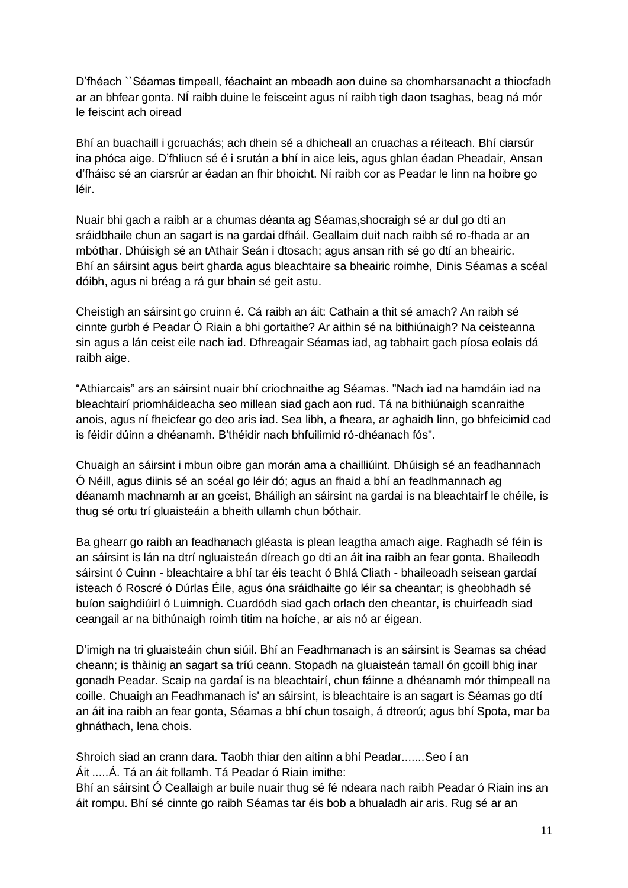D'fhéach ``Séamas timpeall, féachaint an mbeadh aon duine sa chomharsanacht a thiocfadh ar an bhfear gonta. NÍ raibh duine le feisceint agus ní raibh tigh daon tsaghas, beag ná mór le feiscint ach oiread

Bhí an buachaill i gcruachás; ach dhein sé a dhicheall an cruachas a réiteach. Bhí ciarsúr ina phóca aige. D'fhliucn sé é i srután a bhí in aice leis, agus ghlan éadan Pheadair, Ansan d'fháisc sé an ciarsrúr ar éadan an fhir bhoicht. Ní raibh cor as Peadar le linn na hoibre go léir.

Nuair bhi gach a raibh ar a chumas déanta ag Séamas,shocraigh sé ar dul go dti an sráidbhaile chun an sagart is na gardai dfháil. Geallaim duit nach raibh sé ro-fhada ar an mbóthar. Dhúisigh sé an tAthair Seán i dtosach; agus ansan rith sé go dtí an bheairic. Bhí an sáirsint agus beirt gharda agus bleachtaire sa bheairic roimhe, Dinis Séamas a scéal dóibh, agus ni bréag a rá gur bhain sé geit astu.

Cheistigh an sáirsint go cruinn é. Cá raibh an áit: Cathain a thit sé amach? An raibh sé cinnte gurbh é Peadar Ó Riain a bhi gortaithe? Ar aithin sé na bithiúnaigh? Na ceisteanna sin agus a lán ceist eile nach iad. Dfhreagair Séamas iad, ag tabhairt gach píosa eolais dá raibh aige.

"Athiarcais" ars an sáirsint nuair bhí criochnaithe ag Séamas. "Nach iad na hamdáin iad na bleachtairí priomháideacha seo millean siad gach aon rud. Tá na bithiúnaigh scanraithe anois, agus ní fheicfear go deo aris iad. Sea libh, a fheara, ar aghaidh linn, go bhfeicimid cad is féidir dúinn a dhéanamh. B'théidir nach bhfuilimid ró-dhéanach fós".

Chuaigh an sáirsint i mbun oibre gan morán ama a chailliúint. Dhúisigh sé an feadhannach Ó Néill, agus diinis sé an scéal go léir dó; agus an fhaid a bhí an feadhmannach ag déanamh machnamh ar an gceist, Bháiligh an sáirsint na gardai is na bleachtairf le chéile, is thug sé ortu trí gluaisteáin a bheith ullamh chun bóthair.

Ba ghearr go raibh an feadhanach gléasta is plean leagtha amach aige. Raghadh sé féin is an sáirsint is lán na dtrí ngluaisteán díreach go dti an áit ina raibh an fear gonta. Bhaileodh sáirsint ó Cuinn - bleachtaire a bhí tar éis teacht ó Bhlá Cliath - bhaileoadh seisean gardaí isteach ó Roscré ó Dúrlas Éile, agus óna sráidhailte go léir sa cheantar; is gheobhadh sé buíon saighdiúirl ó Luimnigh. Cuardódh siad gach orlach den cheantar, is chuirfeadh siad ceangail ar na bithúnaigh roimh titim na hoíche, ar ais nó ar éigean.

D'imigh na tri gluaisteáin chun siúil. Bhí an Feadhmanach is an sáirsint is Seamas sa chéad cheann; is thàinig an sagart sa tríú ceann. Stopadh na gluaisteán tamall ón gcoill bhig inar gonadh Peadar. Scaip na gardaí is na bleachtairí, chun fáinne a dhéanamh mór thimpeall na coille. Chuaigh an Feadhmanach is' an sáirsint, is bleachtaire is an sagart is Séamas go dtí an áit ina raibh an fear gonta, Séamas a bhí chun tosaigh, á dtreorú; agus bhí Spota, mar ba ghnáthach, lena chois.

Shroich siad an crann dara. Taobh thiar den aitinn a bhí Peadar.......Seo í an Áit .....Á. Tá an áit follamh. Tá Peadar ó Riain imithe:

Bhí an sáirsint Ó Ceallaigh ar buile nuair thug sé fé ndeara nach raibh Peadar ó Riain ins an áit rompu. Bhí sé cinnte go raibh Séamas tar éis bob a bhualadh air aris. Rug sé ar an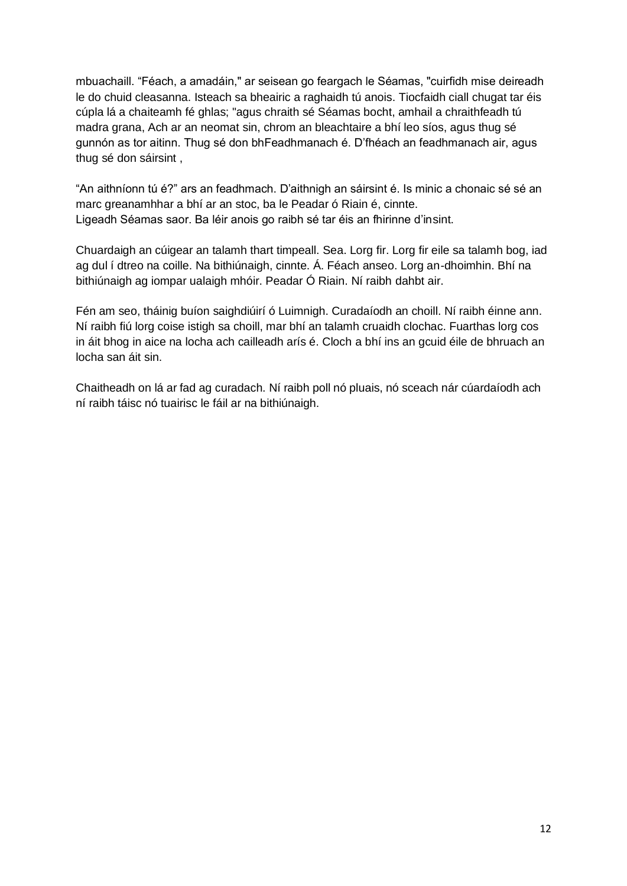mbuachaill. “Féach, a amadáin," ar seisean go feargach le Séamas, "cuirfidh mise deireadh le do chuid cleasanna. Isteach sa bheairic a raghaidh tú anois. Tiocfaidh ciall chugat tar éis cúpla lá a chaiteamh fé ghlas; "agus chraith sé Séamas bocht, amhail a chraithfeadh tú madra grana, Ach ar an neomat sin, chrom an bleachtaire a bhí leo síos, agus thug sé gunnón as tor aitinn. Thug sé don bhFeadhmanach é. D’fhéach an feadhmanach air, agus thug sé don sáirsint ,

“An aithníonn tú é?” ars an feadhmach. D’aithnigh an sáirsint é. Is minic a chonaic sé sé an marc greanamhhar a bhí ar an stoc, ba le Peadar ó Riain é, cinnte.
Ligeadh Séamas saor. Ba léir anois go raibh sé tar éis an fhirinne d’insint.

Chuardaigh an cúigear an talamh thart timpeall. Sea. Lorg fir. Lorg fir eile sa talamh bog, iad ag dul í dtreo na coille. Na bithiúnaigh, cinnte. Á. Féach anseo. Lorg an-dhoimhin. Bhí na bithiúnaigh ag iompar ualaigh mhóir. Peadar Ó Riain. Ní raibh dahbt air.

Fén am seo, tháinig buíon saighdiúirí ó Luimnigh. Curadaíodh an choill. Ní raibh éinne ann. Ní raibh fiú lorg coise istigh sa choill, mar bhí an talamh cruaidh clochac. Fuarthas lorg cos in áit bhog in aice na locha ach cailleadh arís é. Cloch a bhí ins an gcuid éile de bhruach an locha san áit sin.

Chaitheadh on lá ar fad ag curadach. Ní raibh poll nó pluais, nó sceach nár cúardaíodh ach ní raibh táisc nó tuairisc le fáil ar na bithiúnaigh.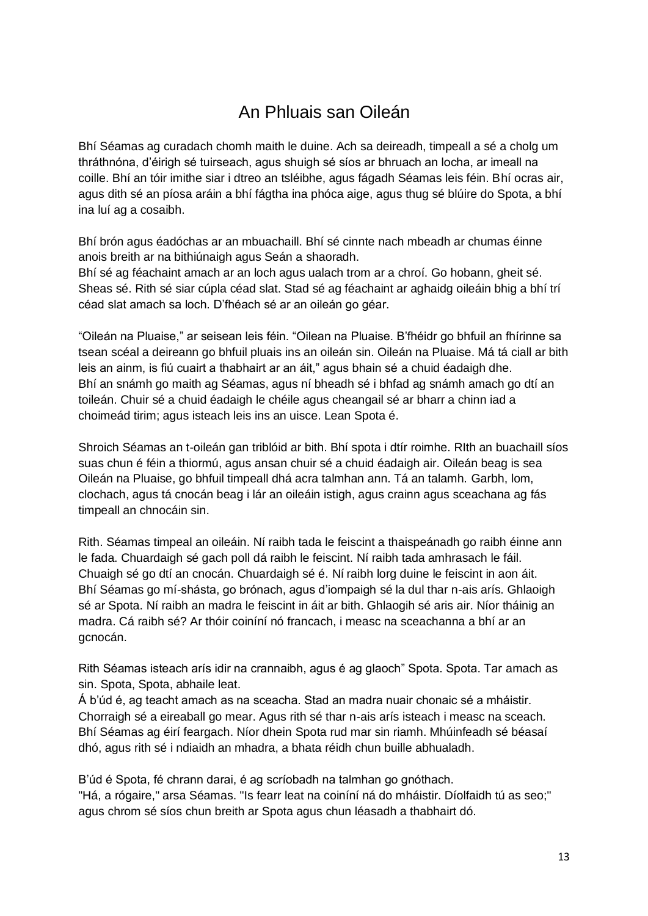# An Phluais san Oileán

Bhí Séamas ag curadach chomh maith le duine. Ach sa deireadh, timpeall a sé a cholg um thráthnóna, d'éirigh sé tuirseach, agus shuigh sé síos ar bhruach an locha, ar imeall na coille. Bhí an tóir imithe siar i dtreo an tsléibhe, agus fágadh Séamas leis féin. Bhí ocras air, agus dith sé an píosa aráin a bhí fágtha ina phóca aige, agus thug sé blúire do Spota, a bhí ina luí ag a cosaibh.

Bhí brón agus éadóchas ar an mbuachaill. Bhí sé cinnte nach mbeadh ar chumas éinne anois breith ar na bithiúnaigh agus Seán a shaoradh.
Bhí sé ag féachaint amach ar an loch agus ualach trom ar a chroí. Go hobann, gheit sé. Sheas sé. Rith sé siar cúpla céad slat. Stad sé ag féachaint ar aghaidg oileáin bhig a bhí trí céad slat amach sa loch. D'fhéach sé ar an oileán go géar.

"Oileán na Pluaise," ar seisean leis féin. "Oilean na Pluaise. B'fhéidr go bhfuil an fhírinne sa tsean scéal a deireann go bhfuil pluais ins an oileán sin. Oileán na Pluaise. Má tá ciall ar bith leis an ainm, is fiú cuairt a thabhairt ar an áit," agus bhain sé a chuid éadaigh dhe.
Bhí an snámh go maith ag Séamas, agus ní bheadh sé i bhfad ag snámh amach go dtí an toileán. Chuir sé a chuid éadaigh le chéile agus cheangail sé ar bharr a chinn iad a choimeád tirim; agus isteach leis ins an uisce. Lean Spota é.

Shroich Séamas an t-oileán gan triblóid ar bith. Bhí spota i dtír roimhe. RIth an buachaill síos suas chun é féin a thiormú, agus ansan chuir sé a chuid éadaigh air. Oileán beag is sea Oileán na Pluaise, go bhfuil timpeall dhá acra talmhan ann. Tá an talamh. Garbh, lom, clochach, agus tá cnocán beag i lár an oileáin istigh, agus crainn agus sceachana ag fás timpeall an chnocáin sin.

Rith. Séamas timpeal an oileáin. Ní raibh tada le feiscint a thaispeánadh go raibh éinne ann le fada. Chuardaigh sé gach poll dá raibh le feiscint. Ní raibh tada amhrasach le fáil. Chuaigh sé go dtí an cnocán. Chuardaigh sé é. Ní raibh lorg duine le feiscint in aon áit. Bhí Séamas go mí-shásta, go brónach, agus d'iompaigh sé la dul thar n-ais arís. Ghlaoigh sé ar Spota. Ní raibh an madra le feiscint in áit ar bith. Ghlaogih sé aris air. Níor tháinig an madra. Cá raibh sé? Ar thóir coiníní nó francach, i measc na sceachanna a bhí ar an gcnocán.

Rith Séamas isteach arís idir na crannaibh, agus é ag glaoch" Spota. Spota. Tar amach as sin. Spota, Spota, abhaile leat.
Á b'úd é, ag teacht amach as na sceacha. Stad an madra nuair chonaic sé a mháistir. Chorraigh sé a eireaball go mear. Agus rith sé thar n-ais arís isteach i measc na sceach. Bhí Séamas ag éirí feargach. Níor dhein Spota rud mar sin riamh. Mhúinfeadh sé béasaí dhó, agus rith sé i ndiaidh an mhadra, a bhata réidh chun buille abhualadh.

B'úd é Spota, fé chrann darai, é ag scríobadh na talmhan go gnóthach.
"Há, a rógaire," arsa Séamas. "Is fearr leat na coiníní ná do mháistir. Díolfaidh tú as seo;" agus chrom sé síos chun breith ar Spota agus chun léasadh a thabhairt dó.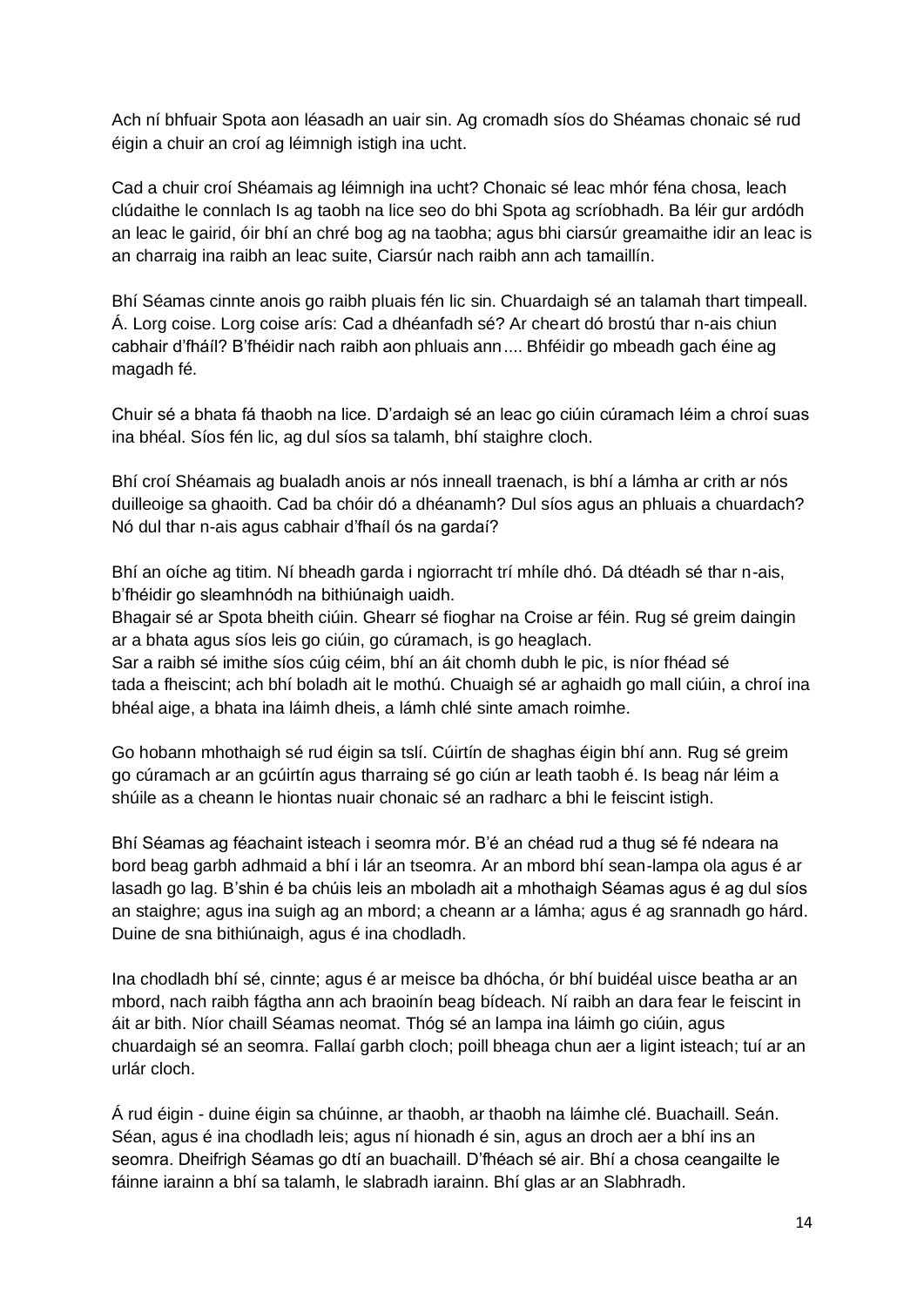Ach ní bhfuair Spota aon léasadh an uair sin. Ag cromadh síos do Shéamas chonaic sé rud éigin a chuir an croí ag léimnigh istigh ina ucht.

Cad a chuir croí Shéamais ag léimnigh ina ucht? Chonaic sé leac mhór féna chosa, leach clúdaithe le connlach Is ag taobh na lice seo do bhi Spota ag scríobhadh. Ba léir gur ardódh an leac le gairid, óir bhí an chré bog ag na taobha; agus bhi ciarsúr greamaithe idir an leac is an charraig ina raibh an leac suite, Ciarsúr nach raibh ann ach tamaillín.

Bhí Séamas cinnte anois go raibh pluais fén lic sin. Chuardaigh sé an talamah thart timpeall. Á. Lorg coise. Lorg coise arís: Cad a dhéanfadh sé? Ar cheart dó brostú thar n-ais chiun cabhair d'fháíl? B'fhéidir nach raibh aon phluais ann.... Bhféidir go mbeadh gach éine ag magadh fé.

Chuir sé a bhata fá thaobh na lice. D'ardaigh sé an leac go ciúin cúramach léim a chroí suas ina bhéal. Síos fén lic, ag dul síos sa talamh, bhí staighre cloch.

Bhí croí Shéamais ag bualadh anois ar nós inneall traenach, is bhí a lámha ar crith ar nós duilleoige sa ghaoith. Cad ba chóir dó a dhéanamh? Dul síos agus an phluais a chuardach? Nó dul thar n-ais agus cabhair d'fhaíl ós na gardaí?

Bhí an oíche ag titim. Ní bheadh garda i ngiorracht trí mhíle dhó. Dá dtéadh sé thar n-ais, b'fhéidir go sleamhnódh na bithiúnaigh uaidh.
Bhagair sé ar Spota bheith ciúin. Ghearr sé fioghar na Croise ar féin. Rug sé greim daingin ar a bhata agus síos leis go ciúin, go cúramach, is go heaglach.
Sar a raibh sé imithe síos cúig céim, bhí an áit chomh dubh le pic, is níor fhéad sé tada a fheiscint; ach bhí boladh ait le mothú. Chuaigh sé ar aghaidh go mall ciúin, a chroí ina bhéal aige, a bhata ina láimh dheis, a lámh chlé sinte amach roimhe.

Go hobann mhothaigh sé rud éigin sa tslí. Cúirtín de shaghas éigin bhí ann. Rug sé greim go cúramach ar an gcúirtín agus tharraing sé go ciún ar leath taobh é. Is beag nár léim a shúile as a cheann le hiontas nuair chonaic sé an radharc a bhi le feiscint istigh.

Bhí Séamas ag féachaint isteach i seomra mór. B'é an chéad rud a thug sé fé ndeara na bord beag garbh adhmaid a bhí i lár an tseomra. Ar an mbord bhí sean-lampa ola agus é ar lasadh go lag. B'shin é ba chúis leis an mboladh ait a mhothaigh Séamas agus é ag dul síos an staighre; agus ina suigh ag an mbord; a cheann ar a lámha; agus é ag srannadh go hárd. Duine de sna bithiúnaigh, agus é ina chodladh.

Ina chodladh bhí sé, cinnte; agus é ar meisce ba dhócha, ór bhí buidéal uisce beatha ar an mbord, nach raibh fágtha ann ach braoinín beag bídeach. Ní raibh an dara fear le feiscint in áit ar bith. Níor chaill Séamas neomat. Thóg sé an lampa ina láimh go ciúin, agus chuardaigh sé an seomra. Fallaí garbh cloch; poill bheaga chun aer a ligint isteach; tuí ar an urlár cloch.

Á rud éigin - duine éigin sa chúinne, ar thaobh, ar thaobh na láimhe clé. Buachaill. Seán. Séan, agus é ina chodladh leis; agus ní hionadh é sin, agus an droch aer a bhí ins an seomra. Dheifrigh Séamas go dtí an buachaill. D'fhéach sé air. Bhí a chosa ceangailte le fáinne iarainn a bhí sa talamh, le slabradh iarainn. Bhí glas ar an Slabhradh.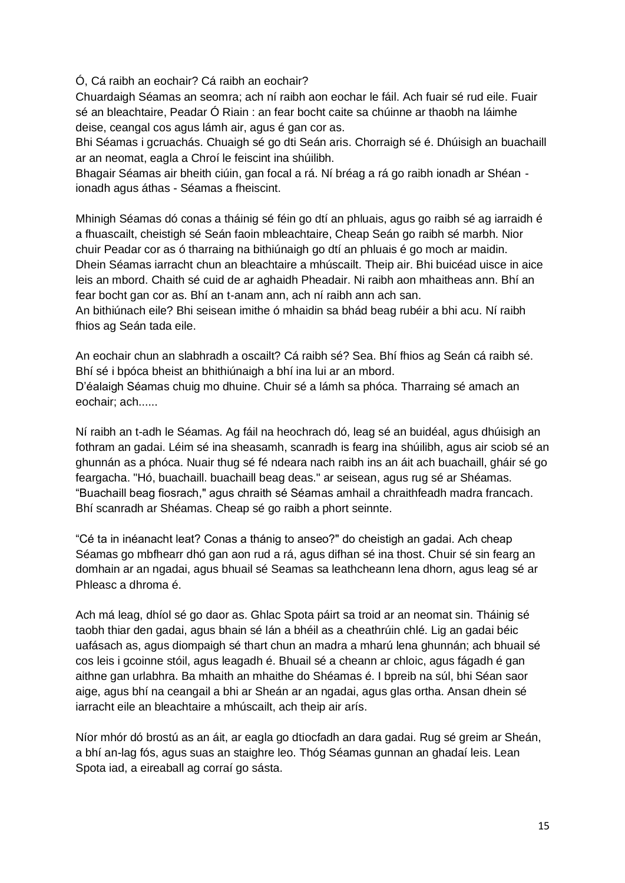Ó, Cá raibh an eochair? Cá raibh an eochair?
Chuardaigh Séamas an seomra; ach ní raibh aon eochar le fáil. Ach fuair sé rud eile. Fuair sé an bleachtaire, Peadar Ó Riain : an fear bocht caite sa chúinne ar thaobh na láimhe deise, ceangal cos agus lámh air, agus é gan cor as.
Bhi Séamas i gcruachás. Chuaigh sé go dti Seán aris. Chorraigh sé é. Dhúisigh an buachaill ar an neomat, eagla a Chroí le feiscint ina shúilibh.
Bhagair Séamas air bheith ciúin, gan focal a rá. Ní bréag a rá go raibh ionadh ar Shéan - ionadh agus áthas - Séamas a fheiscint.

Mhinigh Séamas dó conas a tháinig sé féin go dtí an phluais, agus go raibh sé ag iarraidh é a fhuascailt, cheistigh sé Seán faoin mbleachtaire, Cheap Seán go raibh sé marbh. Nior chuir Peadar cor as ó tharraing na bithiúnaigh go dtí an phluais é go moch ar maidin.
Dhein Séamas iarracht chun an bleachtaire a mhúscailt. Theip air. Bhi buicéad uisce in aice leis an mbord. Chaith sé cuid de ar aghaidh Pheadair. Ni raibh aon mhaitheas ann. Bhí an fear bocht gan cor as. Bhí an t-anam ann, ach ní raibh ann ach san.
An bithiúnach eile? Bhi seisean imithe ó mhaidin sa bhád beag rubéir a bhi acu. Ní raibh fhios ag Seán tada eile.

An eochair chun an slabhradh a oscailt? Cá raibh sé? Sea. Bhí fhios ag Seán cá raibh sé. Bhí sé i bpóca bheist an bhithiúnaigh a bhí ina lui ar an mbord.
D'éalaigh Séamas chuig mo dhuine. Chuir sé a lámh sa phóca. Tharraing sé amach an eochair; ach......

Ní raibh an t-adh le Séamas. Ag fáil na heochrach dó, leag sé an buidéal, agus dhúisigh an fothram an gadai. Léim sé ina sheasamh, scanradh is fearg ina shúilibh, agus air sciob sé an ghunnán as a phóca. Nuair thug sé fé ndeara nach raibh ins an áit ach buachaill, gháir sé go feargacha. "Hó, buachaill. buachaill beag deas." ar seisean, agus rug sé ar Shéamas. "Buachaill beag fiosrach," agus chraith sé Séamas amhail a chraithfeadh madra francach. Bhí scanradh ar Shéamas. Cheap sé go raibh a phort seinnte.

"Cé ta in inéanacht leat? Conas a thánig to anseo?" do cheistigh an gadai. Ach cheap Séamas go mbfhearr dhó gan aon rud a rá, agus difhan sé ina thost. Chuir sé sin fearg an domhain ar an ngadai, agus bhuail sé Seamas sa leathcheann lena dhorn, agus leag sé ar Phleasc a dhroma é.

Ach má leag, dhíol sé go daor as. Ghlac Spota páirt sa troid ar an neomat sin. Tháinig sé taobh thiar den gadai, agus bhain sé lán a bhéil as a cheathrúin chlé. Lig an gadai béic uafásach as, agus diompaigh sé thart chun an madra a mharú lena ghunnán; ach bhuail sé cos leis i gcoinne stóil, agus leagadh é. Bhuail sé a cheann ar chloic, agus fágadh é gan aithne gan urlabhra. Ba mhaith an mhaithe do Shéamas é. I bpreib na súl, bhi Séan saor aige, agus bhí na ceangail a bhi ar Sheán ar an ngadai, agus glas ortha. Ansan dhein sé iarracht eile an bleachtaire a mhúscailt, ach theip air arís.

Níor mhór dó brostú as an áit, ar eagla go dtiocfadh an dara gadai. Rug sé greim ar Sheán, a bhí an-lag fós, agus suas an staighre leo. Thóg Séamas gunnan an ghadaí leis. Lean Spota iad, a eireaball ag corraí go sásta.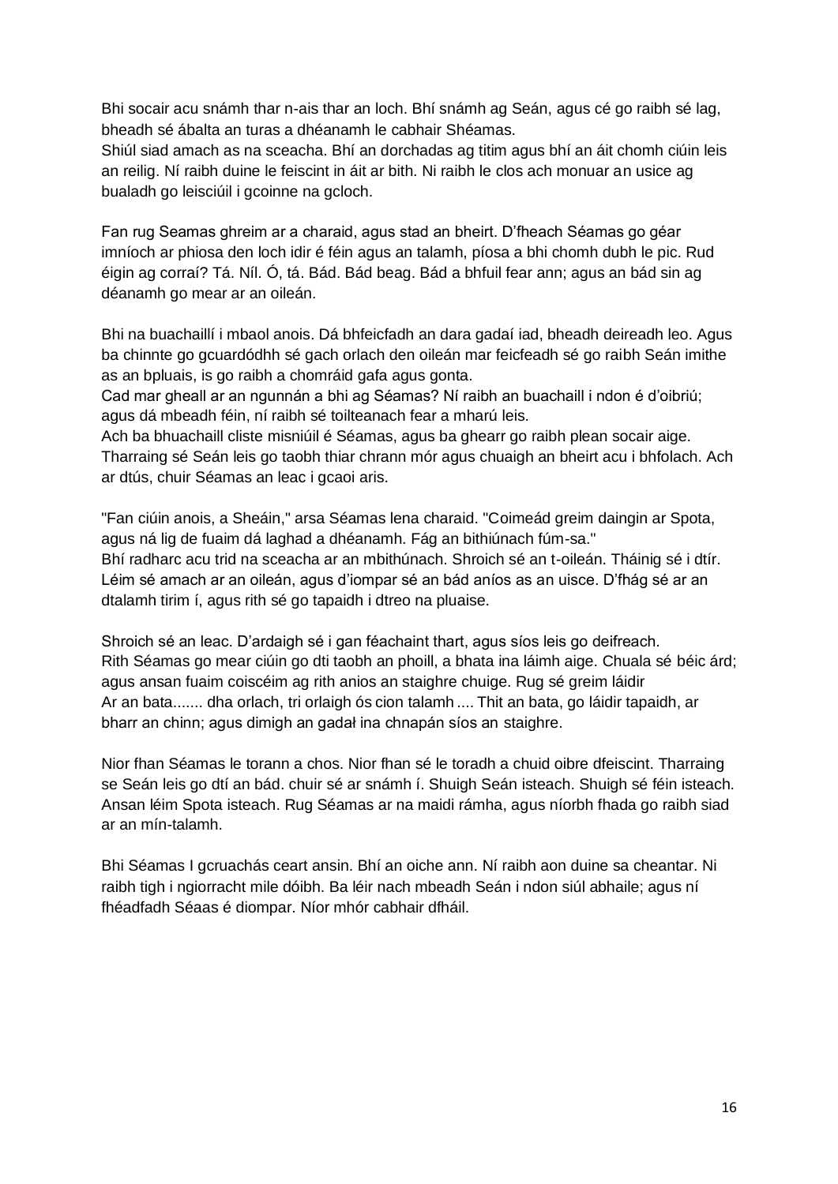Bhi socair acu snámh thar n-ais thar an loch. Bhí snámh ag Seán, agus cé go raibh sé lag, bheadh sé ábalta an turas a dhéanamh le cabhair Shéamas.
Shiúl siad amach as na sceacha. Bhí an dorchadas ag titim agus bhí an áit chomh ciúin leis an reilig. Ní raibh duine le feiscint in áit ar bith. Ni raibh le clos ach monuar an usice ag bualadh go leisciúil i gcoinne na gcloch.

Fan rug Seamas ghreim ar a charaid, agus stad an bheirt. D'fheach Séamas go géar imníoch ar phiosa den loch idir é féin agus an talamh, píosa a bhi chomh dubh le pic. Rud éigin ag corraí? Tá. Níl. Ó, tá. Bád. Bád beag. Bád a bhfuil fear ann; agus an bád sin ag déanamh go mear ar an oileán.

Bhi na buachaillí i mbaol anois. Dá bhfeicfadh an dara gadaí iad, bheadh deireadh leo. Agus ba chinnte go gcuardódhh sé gach orlach den oileán mar feicfeadh sé go raibh Seán imithe as an bpluais, is go raibh a chomráid gafa agus gonta.
Cad mar gheall ar an ngunnán a bhi ag Séamas? Ní raibh an buachaill i ndon é d'oibriú; agus dá mbeadh féin, ní raibh sé toilteanach fear a mharú leis.
Ach ba bhuachaill cliste misniúil é Séamas, agus ba ghearr go raibh plean socair aige. Tharraing sé Seán leis go taobh thiar chrann mór agus chuaigh an bheirt acu i bhfolach. Ach ar dtús, chuir Séamas an leac i gcaoi aris.

"Fan ciúin anois, a Sheáin," arsa Séamas lena charaid. "Coimeád greim daingin ar Spota, agus ná lig de fuaim dá laghad a dhéanamh. Fág an bithiúnach fúm-sa."
Bhí radharc acu trid na sceacha ar an mbithúnach. Shroich sé an t-oileán. Tháinig sé i dtír. Léim sé amach ar an oileán, agus d'iompar sé an bád aníos as an uisce. D'fhág sé ar an dtalamh tirim í, agus rith sé go tapaidh i dtreo na pluaise.

Shroich sé an leac. D'ardaigh sé í gan féachaint thart, agus síos leis go deifreach.
Rith Séamas go mear ciúin go dti taobh an phoill, a bhata ina láimh aige. Chuala sé béic árd; agus ansan fuaim coiscéim ag rith anios an staighre chuige. Rug sé greim láidir
Ar an bata....... dha orlach, tri orlaigh ós cion talamh .... Thit an bata, go láidir tapaidh, ar bharr an chinn; agus dimigh an gadał ina chnapán síos an staighre.

Nior fhan Séamas le torann a chos. Nior fhan sé le toradh a chuid oibre dfeiscint. Tharraing se Seán leis go dtí an bád. chuir sé ar snámh í. Shuigh Seán isteach. Shuigh sé féin isteach. Ansan léim Spota isteach. Rug Séamas ar na maidi rámha, agus níorbh fhada go raibh siad ar an mín-talamh.

Bhi Séamas I gcruachás ceart ansin. Bhí an oiche ann. Ní raibh aon duine sa cheantar. Ni raibh tigh i ngiorracht mile dóibh. Ba léir nach mbeadh Seán i ndon siúl abhaile; agus ní fhéadfadh Séaas é diompar. Níor mhór cabhair dfháil.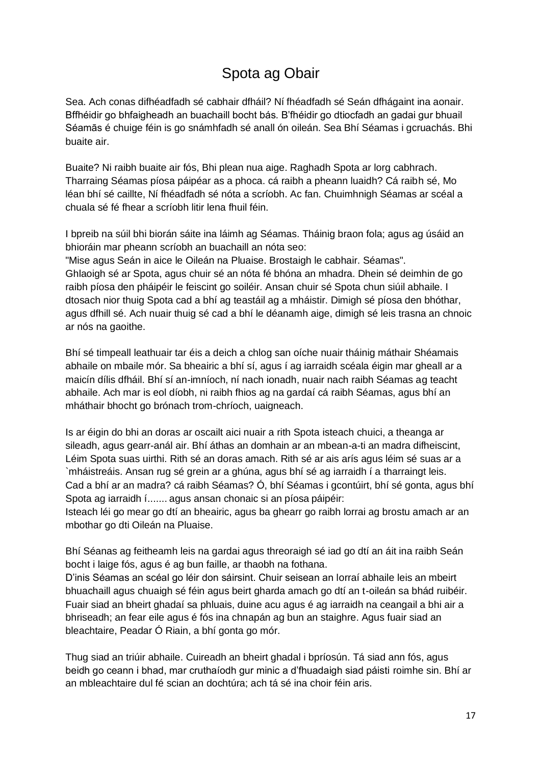# Spota ag Obair

Sea. Ach conas difhéadfadh sé cabhair dfháil? Ní fhéadfadh sé Seán dfhágaint ina aonair. Bffhéidir go bhfaigheadh an buachaill bocht bás. B'fhéidir go dtiocfadh an gadai gur bhuail Séamās é chuige féin is go snámhfadh sé anall ón oileán. Sea Bhí Séamas i gcruachás. Bhi buaite air.

Buaite? Ni raibh buaite air fós, Bhi plean nua aige. Raghadh Spota ar lorg cabhrach. Tharraing Séamas píosa páipéar as a phoca. cá raibh a pheann luaidh? Cá raibh sé, Mo léan bhí sé caillte, Ní fhéadfadh sé nóta a scríobh. Ac fan. Chuimhnigh Séamas ar scéal a chuala sé fé fhear a scríobh litir lena fhuil féin.

I bpreib na súil bhi biorán sáite ina láimh ag Séamas. Tháinig braon fola; agus ag úsáid an bhioráin mar pheann scríobh an buachaill an nóta seo:
"Mise agus Seán in aice le Oileán na Pluaise. Brostaigh le cabhair. Séamas".
Ghlaoigh sé ar Spota, agus chuir sé an nóta fé bhóna an mhadra. Dhein sé deimhin de go raibh píosa den pháipéir le feiscint go soiléir. Ansan chuir sé Spota chun siúil abhaile. I dtosach nior thuig Spota cad a bhí ag teastáil ag a mháistir. Dimigh sé píosa den bhóthar, agus dfhill sé. Ach nuair thuig sé cad a bhí le déanamh aige, dimigh sé leis trasna an chnoic ar nós na gaoithe.

Bhí sé timpeall leathuair tar éis a deich a chlog san oíche nuair tháinig máthair Shéamais abhaile on mbaile mór. Sa bheairic a bhí sí, agus í ag iarraidh scéala éigin mar gheall ar a maicín dílis dfháil. Bhí sí an-imníoch, ní nach ionadh, nuair nach raibh Séamas ag teacht abhaile. Ach mar is eol díobh, ni raibh fhios ag na gardaí cá raibh Séamas, agus bhí an mháthair bhocht go brónach trom-chríoch, uaigneach.

Is ar éigin do bhi an doras ar oscailt aici nuair a rith Spota isteach chuici, a theanga ar sileadh, agus gearr-anál air. Bhí áthas an domhain ar an mbean-a-ti an madra difheiscint, Léim Spota suas uirthi. Rith sé an doras amach. Rith sé ar ais arís agus léim sé suas ar a `mháistreáis. Ansan rug sé grein ar a ghúna, agus bhí sé ag iarraidh í a tharraingt leis. Cad a bhí ar an madra? cá raibh Séamas? Ó, bhí Séamas i gcontúirt, bhí sé gonta, agus bhí Spota ag iarraidh í....... agus ansan chonaic si an píosa páipéir:
Isteach léi go mear go dtí an bheairic, agus ba ghearr go raibh lorrai ag brostu amach ar an mbothar go dti Oileán na Pluaise.

Bhí Séanas ag feitheamh leis na gardai agus threoraigh sé iad go dtí an áit ina raibh Seán bocht i laige fós, agus é ag bun faille, ar thaobh na fothana.
D'inis Séamas an scéal go léir don sáirsint. Chuir seisean an lorraí abhaile leis an mbeirt bhuachaill agus chuaigh sé féin agus beirt gharda amach go dtí an t-oileán sa bhád ruibéir. Fuair siad an bheirt ghadaí sa phluais, duine acu agus é ag iarraidh na ceangail a bhi air a bhriseadh; an fear eile agus é fós ina chnapán ag bun an staighre. Agus fuair siad an bleachtaire, Peadar Ó Riain, a bhí gonta go mór.

Thug siad an triúir abhaile. Cuireadh an bheirt ghadal i bpríosún. Tá siad ann fós, agus beidh go ceann i bhad, mar cruthaíodh gur minic a d'fhuadaigh siad páisti roimhe sin. Bhí ar an mbleachtaire dul fé scian an dochtúra; ach tá sé ina choir féin aris.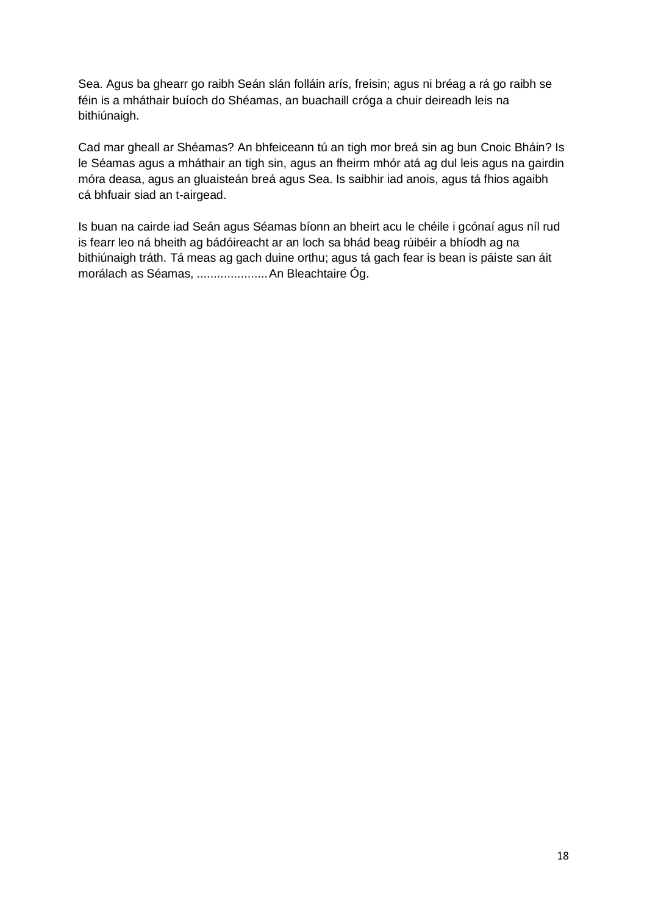Sea. Agus ba ghearr go raibh Seán slán folláin arís, freisin; agus ni bréag a rá go raibh se féin is a mháthair buíoch do Shéamas, an buachaill cróga a chuir deireadh leis na bithiúnaigh.

Cad mar gheall ar Shéamas? An bhfeiceann tú an tigh mor breá sin ag bun Cnoic Bháin? Is le Séamas agus a mháthair an tigh sin, agus an fheirm mhór atá ag dul leis agus na gairdin móra deasa, agus an gluaisteán breá agus Sea. Is saibhir iad anois, agus tá fhios agaibh cá bhfuair siad an t-airgead.

Is buan na cairde iad Seán agus Séamas bíonn an bheirt acu le chéile i gcónaí agus níl rud is fearr leo ná bheith ag bádóireacht ar an loch sa bhád beag rúibéir a bhíodh ag na bithiúnaigh tráth. Tá meas ag gach duine orthu; agus tá gach fear is bean is páiste san áit morálach as Séamas, .....................An Bleachtaire Óg.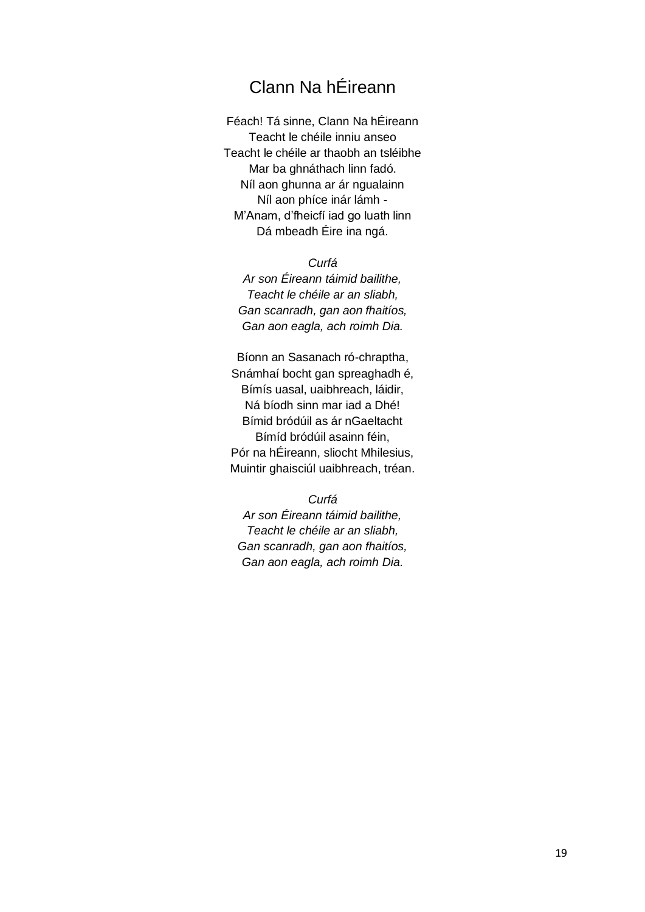# Clann Na hÉireann

Féach! Tá sinne, Clann Na hÉireann  
Teacht le chéile inniu anseo  
Teacht le chéile ar thaobh an tsléibhe  
Mar ba ghnáthach linn fadó.  
Níl aon ghunna ar ár ngualainn  
Níl aon phíce inár lámh -  
M'Anam, d'fheicfí iad go luath linn  
Dá mbeadh Éire ina ngá.

*Curfá*  
*Ar son Éireann táimid bailithe,*  
*Teacht le chéile ar an sliabh,*  
*Gan scanradh, gan aon fhaitíos,*  
*Gan aon eagla, ach roimh Dia.*

Bíonn an Sasanach ró-chraptha,  
Snámhaí bocht gan spreaghadh é,  
Bímís uasal, uaibhreach, láidir,  
Ná bíodh sinn mar iad a Dhé!  
Bímid bródúil as ár nGaeltacht  
Bímíd bródúil asainn féin,  
Pór na hÉireann, sliocht Mhilesius,  
Muintir ghaisciúl uaibhreach, tréan.

*Curfá*  
*Ar son Éireann táimid bailithe,*  
*Teacht le chéile ar an sliabh,*  
*Gan scanradh, gan aon fhaitíos,*  
*Gan aon eagla, ach roimh Dia.*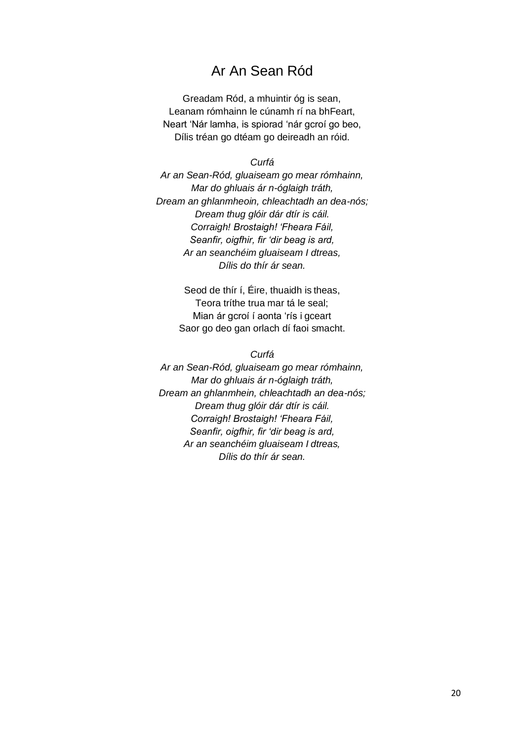# Ar An Sean Ród

Greadam Ród, a mhuintir óg is sean,  
Leanam rómhainn le cúnamh rí na bhFeart,  
Neart 'Nár lamha, is spiorad 'nár gcroí go beo,  
Dílis tréan go dtéam go deireadh an róid.

*Curfá*  
*Ar an Sean-Ród, gluaiseam go mear rómhainn,*  
*Mar do ghluais ár n-óglaigh tráth,*  
*Dream an ghlanmheoin, chleachtadh an dea-nós;*  
*Dream thug glóir dár dtír is cáil.*  
*Corraigh! Brostaigh! 'Fheara Fáil,*  
*Seanfir, oigfhir, fir 'dir beag is ard,*  
*Ar an seanchéim gluaiseam I dtreas,*  
*Dílis do thír ár sean.*

Seod de thír í, Éire, thuaidh is theas,  
Teora tríthe trua mar tá le seal;  
Mian ár gcroí í aonta 'rís i gceart  
Saor go deo gan orlach dí faoi smacht.

*Curfá*  
*Ar an Sean-Ród, gluaiseam go mear rómhainn,*  
*Mar do ghluais ár n-óglaigh tráth,*  
*Dream an ghlanmhein, chleachtadh an dea-nós;*  
*Dream thug glóir dár dtír is cáil.*  
*Corraigh! Brostaigh! 'Fheara Fáil,*  
*Seanfir, oigfhir, fir 'dir beag is ard,*  
*Ar an seanchéim gluaiseam I dtreas,*  
*Dílis do thír ár sean.*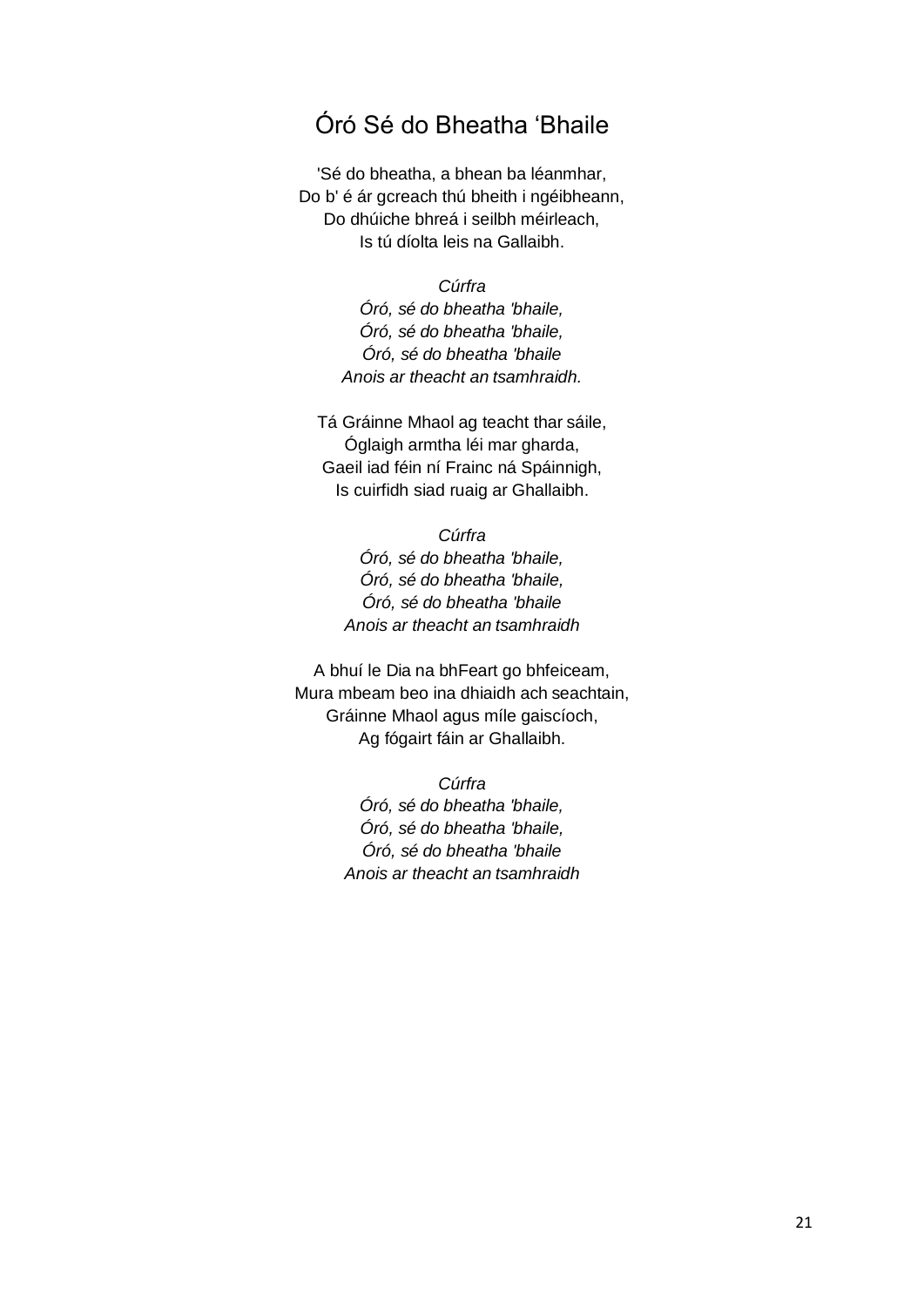# Óró Sé do Bheatha ‘Bhaile

'Sé do bheatha, a bhean ba léanmhar,
Do b' é ár gcreach thú bheith i ngéibheann,
Do dhúiche bhreá i seilbh méirleach,
Is tú díolta leis na Gallaibh.

*Cúrfra*
*Óró, sé do bheatha 'bhaile,*
*Óró, sé do bheatha 'bhaile,*
*Óró, sé do bheatha 'bhaile*
*Anois ar theacht an tsamhraidh.*

Tá Gráinne Mhaol ag teacht thar sáile,
Óglaigh armtha léi mar gharda,
Gaeil iad féin ní Frainc ná Spáinnigh,
Is cuirfidh siad ruaig ar Ghallaibh.

*Cúrfra*
*Óró, sé do bheatha 'bhaile,*
*Óró, sé do bheatha 'bhaile,*
*Óró, sé do bheatha 'bhaile*
*Anois ar theacht an tsamhraidh*

A bhuí le Dia na bhFeart go bhfeiceam,
Mura mbeam beo ina dhiaidh ach seachtain,
Gráinne Mhaol agus míle gaiscíoch,
Ag fógairt fáin ar Ghallaibh.

*Cúrfra*
*Óró, sé do bheatha 'bhaile,*
*Óró, sé do bheatha 'bhaile,*
*Óró, sé do bheatha 'bhaile*
*Anois ar theacht an tsamhraidh*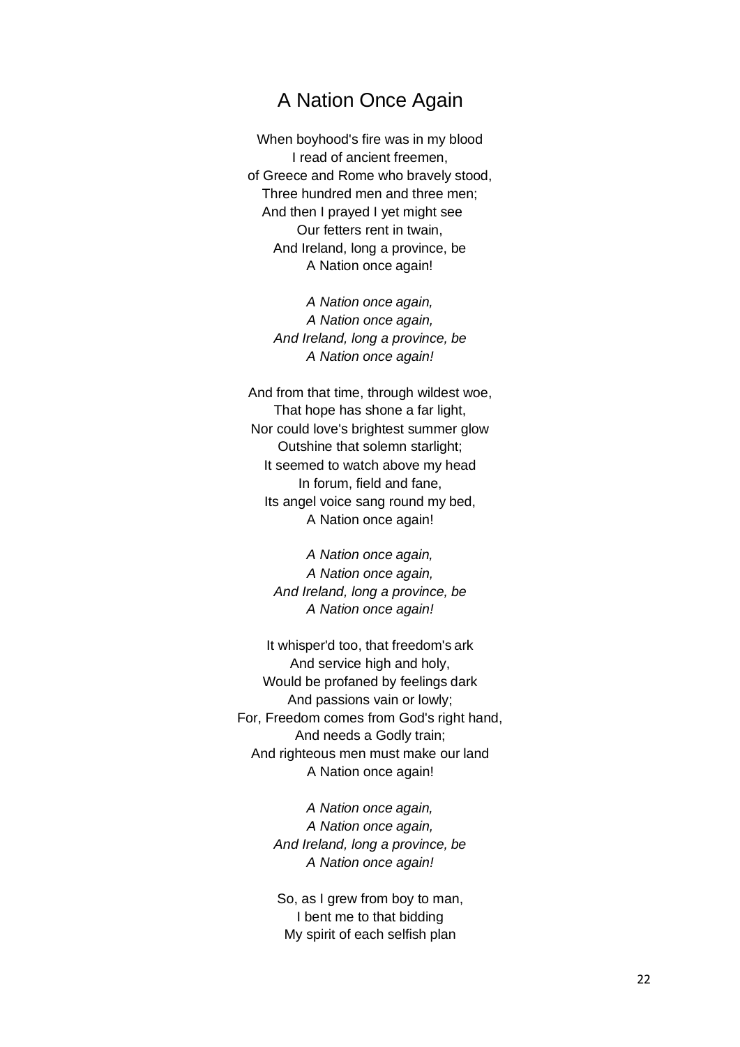# A Nation Once Again

When boyhood's fire was in my blood
I read of ancient freemen,
of Greece and Rome who bravely stood,
Three hundred men and three men;
And then I prayed I yet might see
Our fetters rent in twain,
And Ireland, long a province, be
A Nation once again!

*A Nation once again,*
*A Nation once again,*
*And Ireland, long a province, be*
*A Nation once again!*

And from that time, through wildest woe,
That hope has shone a far light,
Nor could love's brightest summer glow
Outshine that solemn starlight;
It seemed to watch above my head
In forum, field and fane,
Its angel voice sang round my bed,
A Nation once again!

*A Nation once again,*
*A Nation once again,*
*And Ireland, long a province, be*
*A Nation once again!*

It whisper'd too, that freedom's ark
And service high and holy,
Would be profaned by feelings dark
And passions vain or lowly;
For, Freedom comes from God's right hand,
And needs a Godly train;
And righteous men must make our land
A Nation once again!

*A Nation once again,*
*A Nation once again,*
*And Ireland, long a province, be*
*A Nation once again!*

So, as I grew from boy to man,
I bent me to that bidding
My spirit of each selfish plan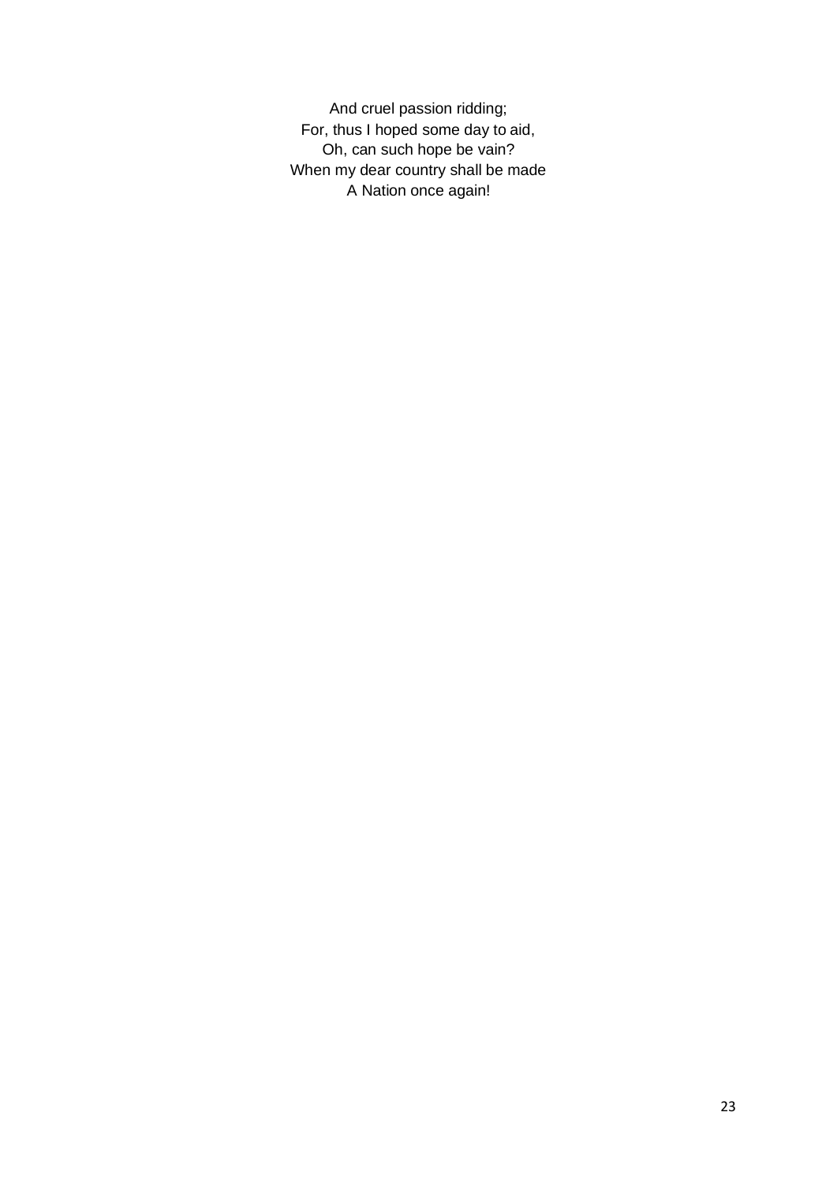And cruel passion ridding;  
For, thus I hoped some day to aid,  
Oh, can such hope be vain?  
When my dear country shall be made  
A Nation once again!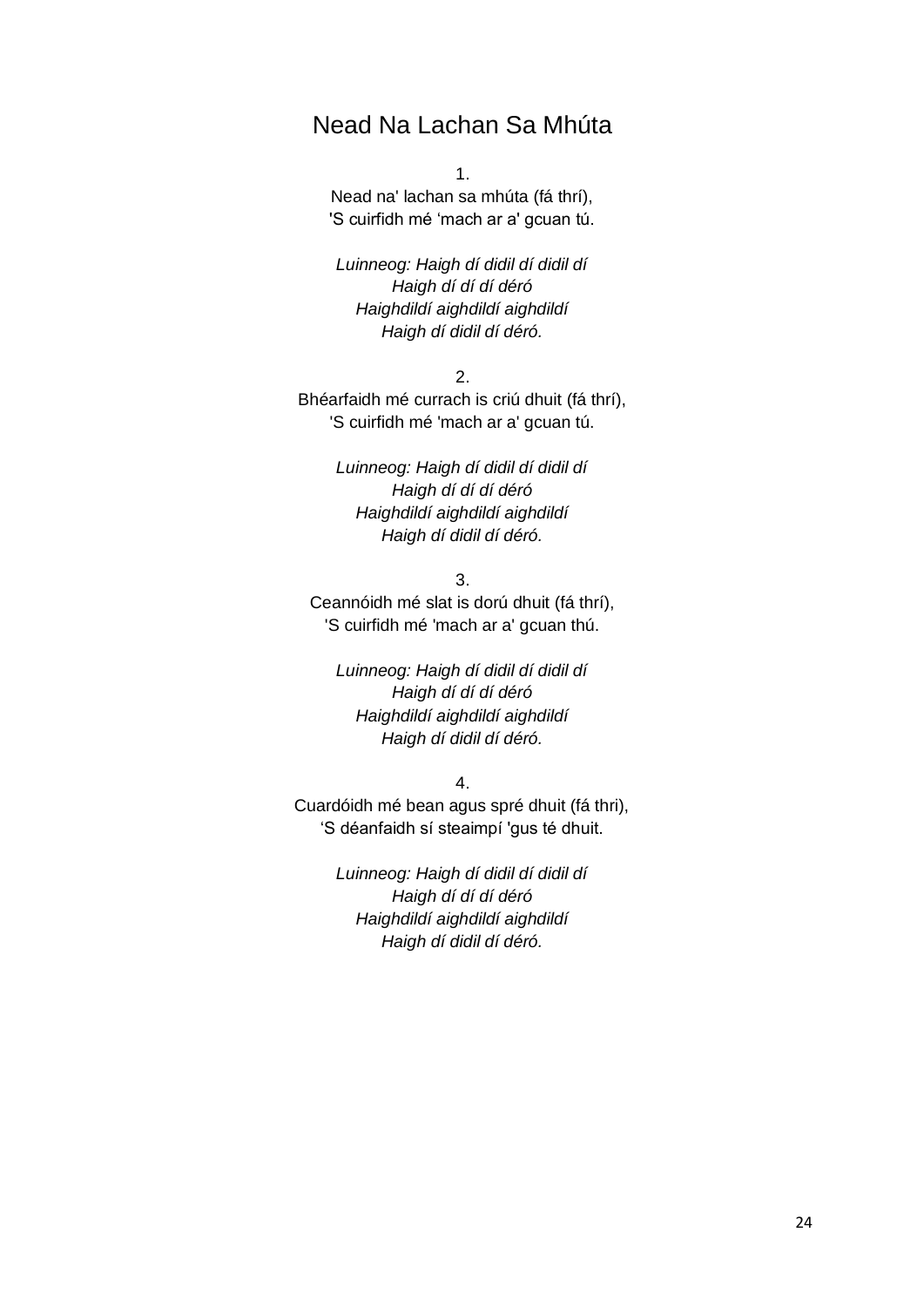# Nead Na Lachan Sa Mhúta

1.
Nead na' lachan sa mhúta (fá thrí),
'S cuirfidh mé 'mach ar a' gcuan tú.

*Luinneog: Haigh dí didil dí didil dí*
*Haigh dí dí dí déró*
*Haighdildí aighdildí aighdildí*
*Haigh dí didil dí déró.*

2.
Bhéarfaidh mé currach is criú dhuit (fá thrí),
'S cuirfidh mé 'mach ar a' gcuan tú.

*Luinneog: Haigh dí didil dí didil dí*
*Haigh dí dí dí déró*
*Haighdildí aighdildí aighdildí*
*Haigh dí didil dí déró.*

3.
Ceannóidh mé slat is dorú dhuit (fá thrí),
'S cuirfidh mé 'mach ar a' gcuan thú.

*Luinneog: Haigh dí didil dí didil dí*
*Haigh dí dí dí déró*
*Haighdildí aighdildí aighdildí*
*Haigh dí didil dí déró.*

4.
Cuardóidh mé bean agus spré dhuit (fá thri),
'S déanfaidh sí steaimpí 'gus té dhuit.

*Luinneog: Haigh dí didil dí didil dí*
*Haigh dí dí dí déró*
*Haighdildí aighdildí aighdildí*
*Haigh dí didil dí déró.*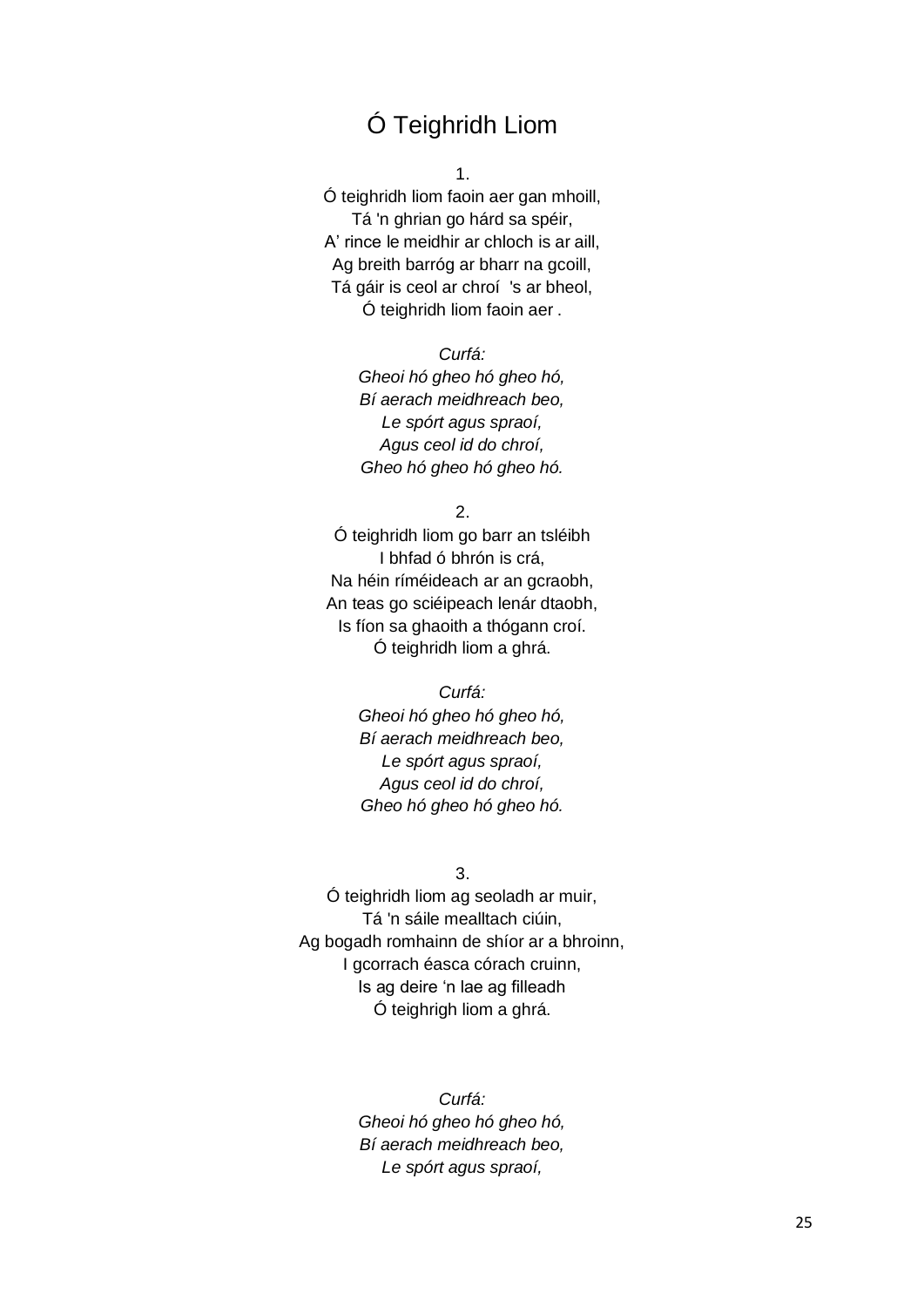# Ó Teighridh Liom

1.
Ó teighridh liom faoin aer gan mhoill,
Tá 'n ghrian go hárd sa spéir,
A' rince le meidhir ar chloch is ar aill,
Ag breith barróg ar bharr na gcoill,
Tá gáir is ceol ar chroí 's ar bheol,
Ó teighridh liom faoin aer .

*Curfá:*
*Gheoi hó gheo hó gheo hó,*
*Bí aerach meidhreach beo,*
*Le spórt agus spraoí,*
*Agus ceol id do chroí,*
*Gheo hó gheo hó gheo hó.*

2.
Ó teighridh liom go barr an tsléibh
I bhfad ó bhrón is crá,
Na héin ríméideach ar an gcraobh,
An teas go sciéipeach lenár dtaobh,
Is fíon sa ghaoith a thógann croí.
Ó teighridh liom a ghrá.

*Curfá:*
*Gheoi hó gheo hó gheo hó,*
*Bí aerach meidhreach beo,*
*Le spórt agus spraoí,*
*Agus ceol id do chroí,*
*Gheo hó gheo hó gheo hó.*

3.
Ó teighridh liom ag seoladh ar muir,
Tá 'n sáile mealltach ciúin,
Ag bogadh romhainn de shíor ar a bhroinn,
I gcorrach éasca córach cruinn,
Is ag deire 'n lae ag filleadh
Ó teighrigh liom a ghrá.

*Curfá:*
*Gheoi hó gheo hó gheo hó,*
*Bí aerach meidhreach beo,*
*Le spórt agus spraoí,*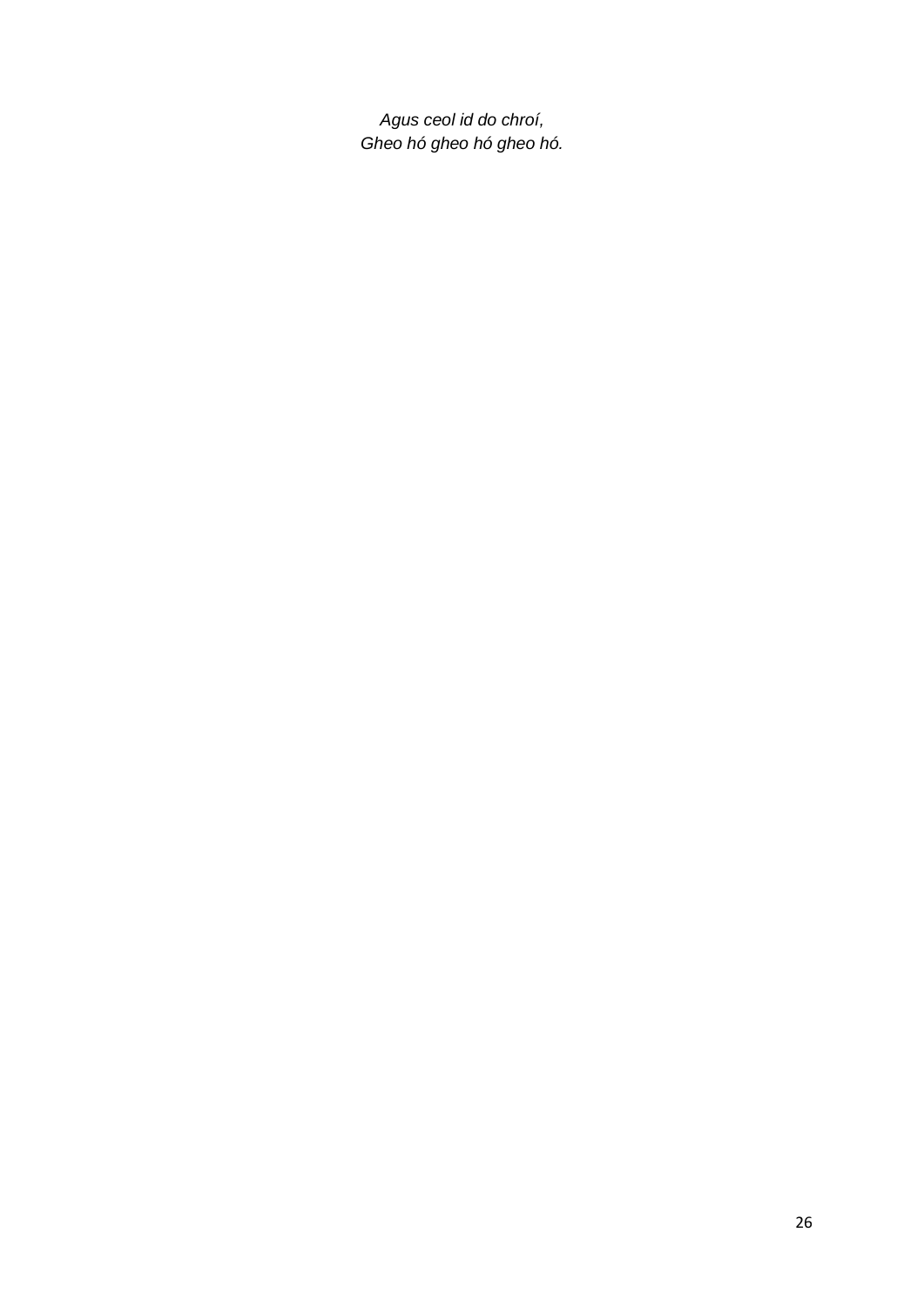*Agus ceol id do chroí,*
*Gheo hó gheo hó gheo hó.*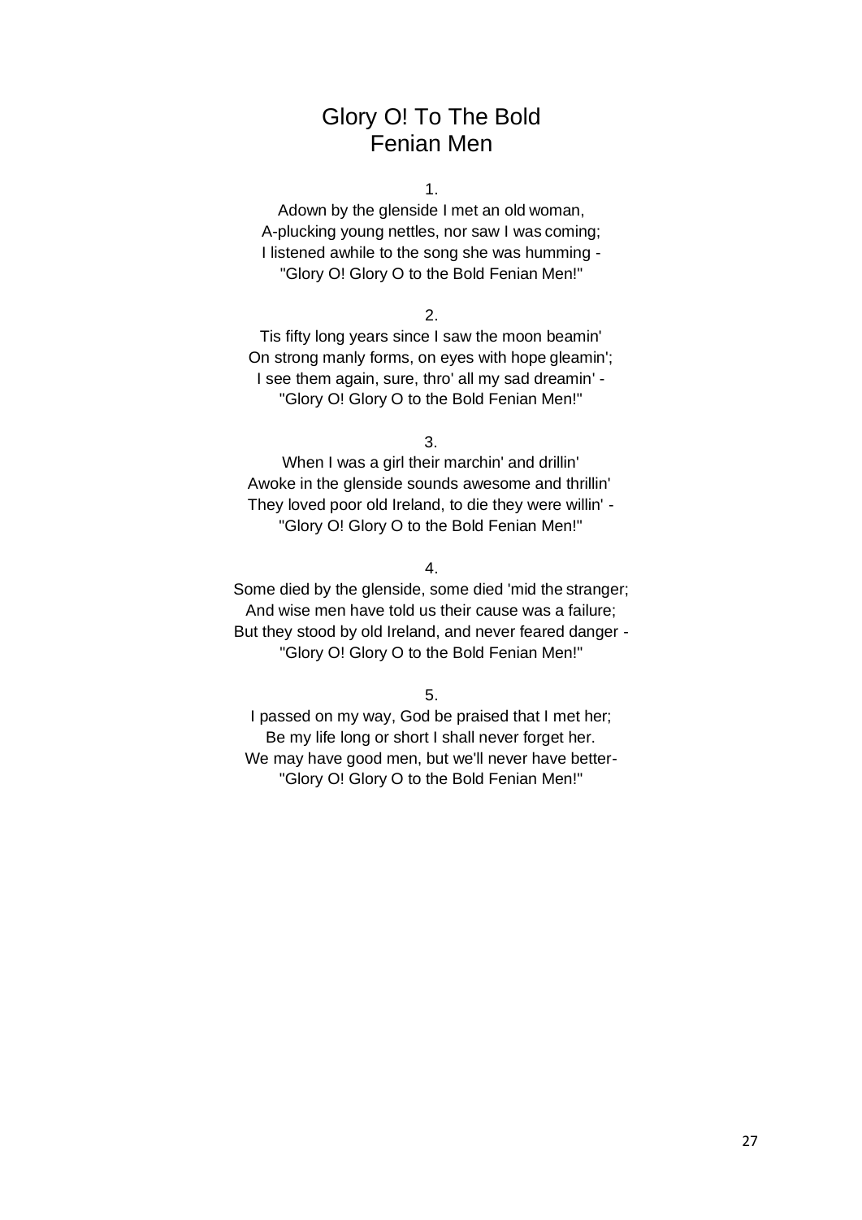# Glory O! To The Bold Fenian Men

1.

Adown by the glenside I met an old woman,
A-plucking young nettles, nor saw I was coming;
I listened awhile to the song she was humming -
"Glory O! Glory O to the Bold Fenian Men!"

2.

Tis fifty long years since I saw the moon beamin'
On strong manly forms, on eyes with hope gleamin';
I see them again, sure, thro' all my sad dreamin' -
"Glory O! Glory O to the Bold Fenian Men!"

3.

When I was a girl their marchin' and drillin'
Awoke in the glenside sounds awesome and thrillin'
They loved poor old Ireland, to die they were willin' -
"Glory O! Glory O to the Bold Fenian Men!"

4.

Some died by the glenside, some died 'mid the stranger;
And wise men have told us their cause was a failure;
But they stood by old Ireland, and never feared danger -
"Glory O! Glory O to the Bold Fenian Men!"

5.

I passed on my way, God be praised that I met her;
Be my life long or short I shall never forget her.
We may have good men, but we'll never have better-
"Glory O! Glory O to the Bold Fenian Men!"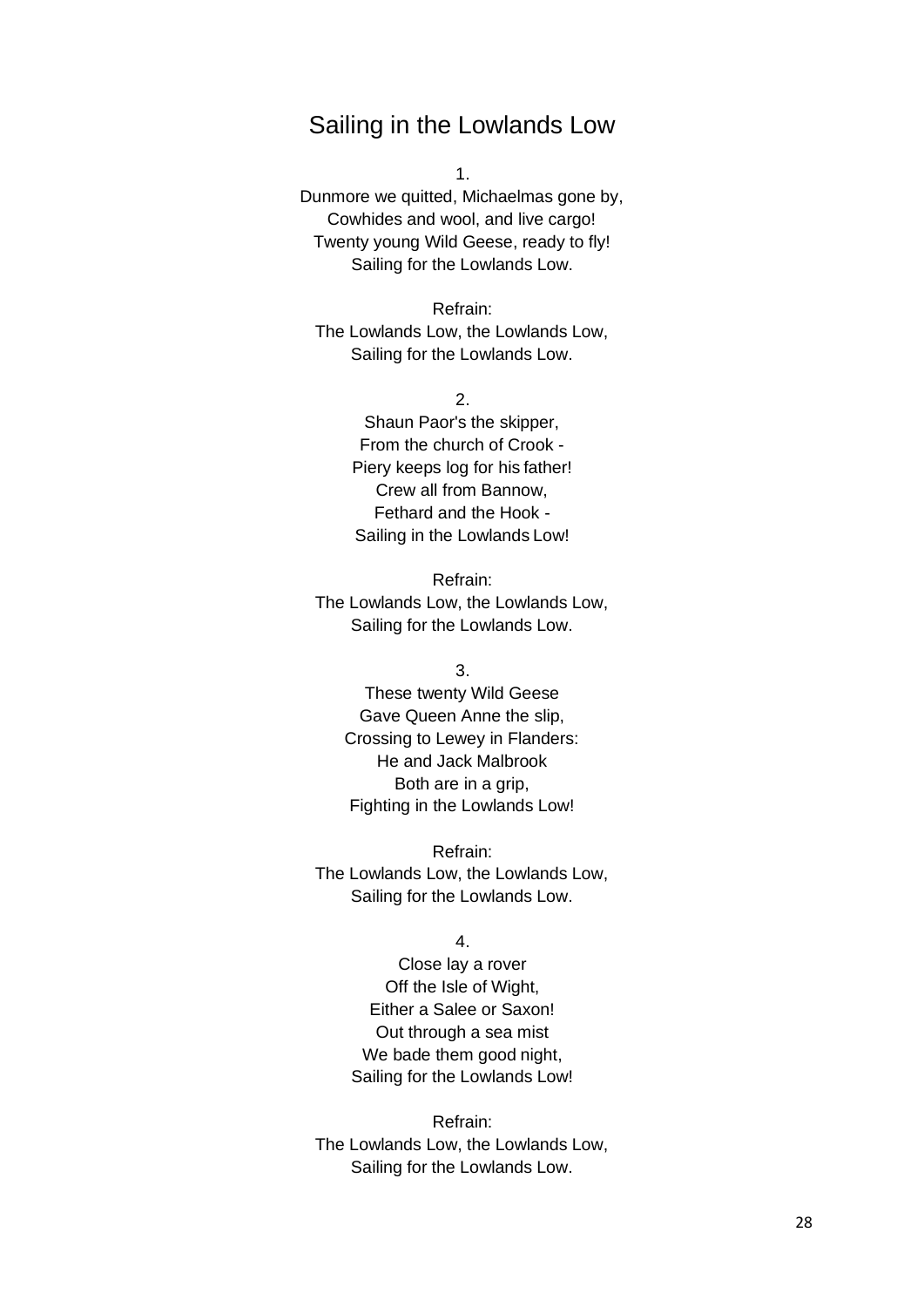# Sailing in the Lowlands Low

1.

Dunmore we quitted, Michaelmas gone by,
Cowhides and wool, and live cargo!
Twenty young Wild Geese, ready to fly!
Sailing for the Lowlands Low.

Refrain:
The Lowlands Low, the Lowlands Low,
Sailing for the Lowlands Low.

2.

Shaun Paor's the skipper,
From the church of Crook -
Piery keeps log for his father!
Crew all from Bannow,
Fethard and the Hook -
Sailing in the Lowlands Low!

Refrain:
The Lowlands Low, the Lowlands Low,
Sailing for the Lowlands Low.

3.

These twenty Wild Geese
Gave Queen Anne the slip,
Crossing to Lewey in Flanders:
He and Jack Malbrook
Both are in a grip,
Fighting in the Lowlands Low!

Refrain:
The Lowlands Low, the Lowlands Low,
Sailing for the Lowlands Low.

4.

Close lay a rover
Off the Isle of Wight,
Either a Salee or Saxon!
Out through a sea mist
We bade them good night,
Sailing for the Lowlands Low!

Refrain:
The Lowlands Low, the Lowlands Low,
Sailing for the Lowlands Low.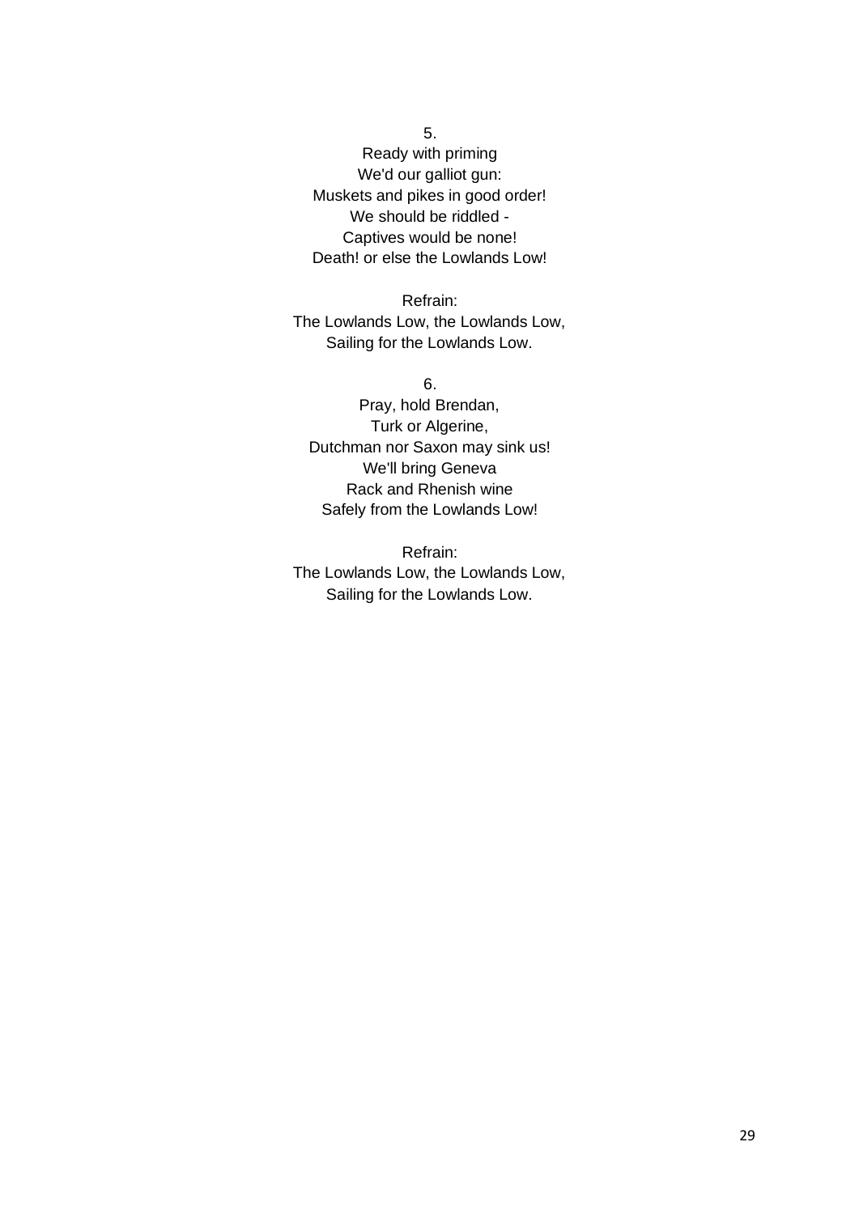5.
Ready with priming
We'd our galliot gun:
Muskets and pikes in good order!
We should be riddled -
Captives would be none!
Death! or else the Lowlands Low!

Refrain:
The Lowlands Low, the Lowlands Low,
Sailing for the Lowlands Low.

6.
Pray, hold Brendan,
Turk or Algerine,
Dutchman nor Saxon may sink us!
We'll bring Geneva
Rack and Rhenish wine
Safely from the Lowlands Low!

Refrain:
The Lowlands Low, the Lowlands Low,
Sailing for the Lowlands Low.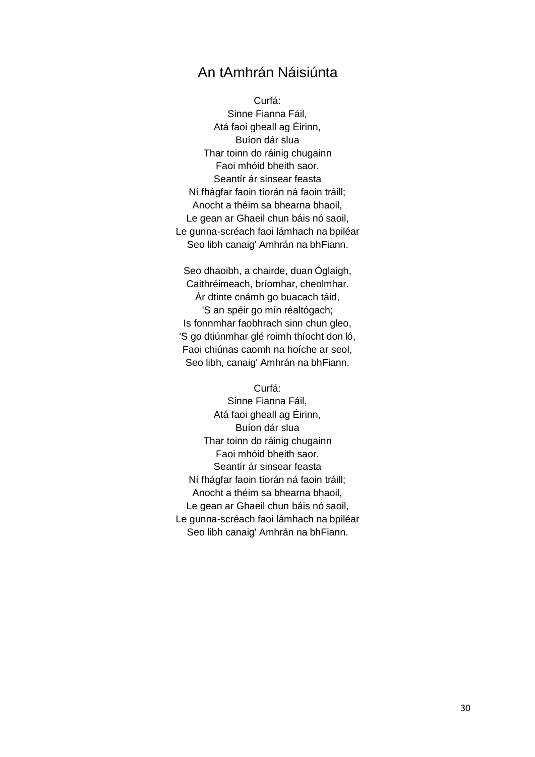# An tAmhrán Náisiúnta

Curfá:
Sinne Fianna Fáil,
Atá faoi gheall ag Éirinn,
Buíon dár slua
Thar toinn do ráinig chugainn
Faoi mhóid bheith saor.
Seantír ár sinsear feasta
Ní fhágfar faoin tíorán ná faoin tráill;
Anocht a théim sa bhearna bhaoil,
Le gean ar Ghaeil chun báis nó saoil,
Le gunna-scréach faoi lámhach na bpiléar
Seo libh canaig' Amhrán na bhFiann.

Seo dhaoibh, a chairde, duan Óglaigh,
Caithréimeach, bríomhar, cheolmhar.
Ár dtinte cnámh go buacach táid,
'S an spéir go mín réaltógach;
Is fonnmhar faobhrach sinn chun gleo,
'S go dtiúnmhar glé roimh thíocht don ló,
Faoi chiúnas caomh na hoíche ar seol,
Seo libh, canaig' Amhrán na bhFiann.

Curfá:
Sinne Fianna Fáil,
Atá faoi gheall ag Éirinn,
Buíon dár slua
Thar toinn do ráinig chugainn
Faoi mhóid bheith saor.
Seantír ár sinsear feasta
Ní fhágfar faoin tíorán ná faoin tráill;
Anocht a théim sa bhearna bhaoil,
Le gean ar Ghaeil chun báis nó saoil,
Le gunna-scréach faoi lámhach na bpiléar
Seo libh canaig' Amhrán na bhFiann.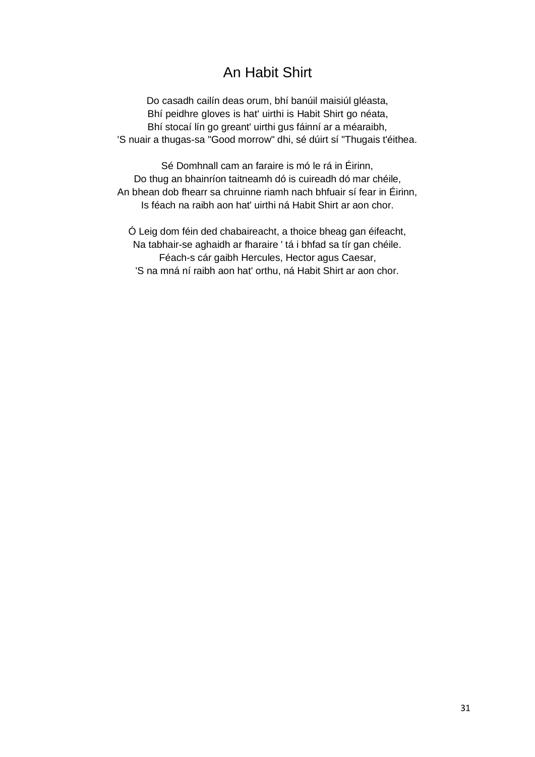# An Habit Shirt

Do casadh cailín deas orum, bhí banúil maisiúl gléasta,
Bhí peidhre gloves is hat' uirthi is Habit Shirt go néata,
Bhí stocaí lín go greant' uirthi gus fáinní ar a méaraibh,
'S nuair a thugas-sa "Good morrow" dhi, sé dúirt sí "Thugais t'éithea.

Sé Domhnall cam an faraire is mó le rá in Éirinn,
Do thug an bhainríon taitneamh dó is cuireadh dó mar chéile,
An bhean dob fhearr sa chruinne riamh nach bhfuair sí fear in Éirinn,
Is féach na raibh aon hat' uirthi ná Habit Shirt ar aon chor.

Ó Leig dom féin ded chabaireacht, a thoice bheag gan éifeacht,
Na tabhair-se aghaidh ar fharaire ' tá i bhfad sa tír gan chéile.
Féach-s cár gaibh Hercules, Hector agus Caesar,
'S na mná ní raibh aon hat' orthu, ná Habit Shirt ar aon chor.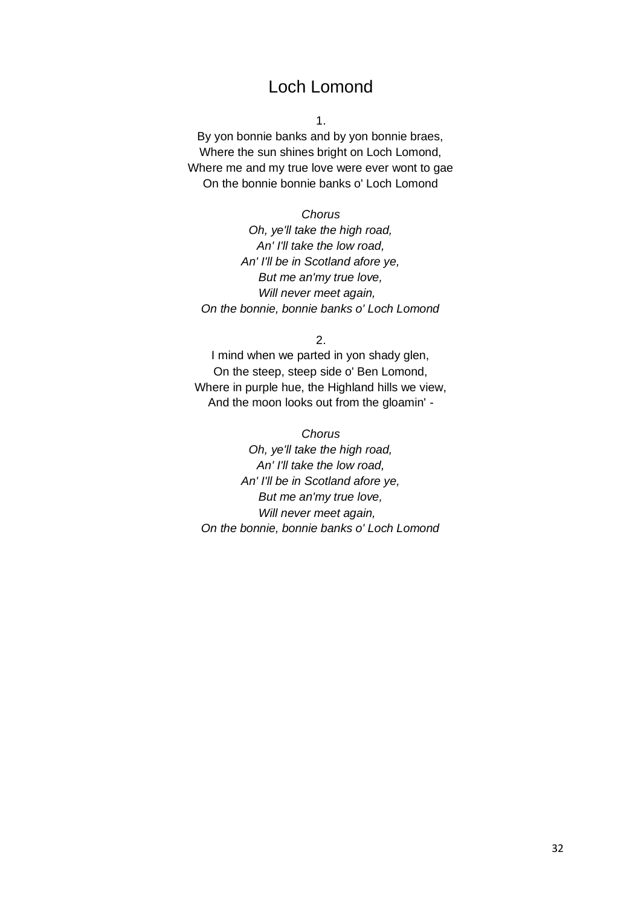# Loch Lomond

1.

By yon bonnie banks and by yon bonnie braes,
Where the sun shines bright on Loch Lomond,
Where me and my true love were ever wont to gae
On the bonnie bonnie banks o' Loch Lomond

*Chorus*
*Oh, ye'll take the high road,*
*An' I'll take the low road,*
*An' I'll be in Scotland afore ye,*
*But me an'my true love,*
*Will never meet again,*
*On the bonnie, bonnie banks o' Loch Lomond*

2.

I mind when we parted in yon shady glen,
On the steep, steep side o' Ben Lomond,
Where in purple hue, the Highland hills we view,
And the moon looks out from the gloamin' -

*Chorus*
*Oh, ye'll take the high road,*
*An' I'll take the low road,*
*An' I'll be in Scotland afore ye,*
*But me an'my true love,*
*Will never meet again,*
*On the bonnie, bonnie banks o' Loch Lomond*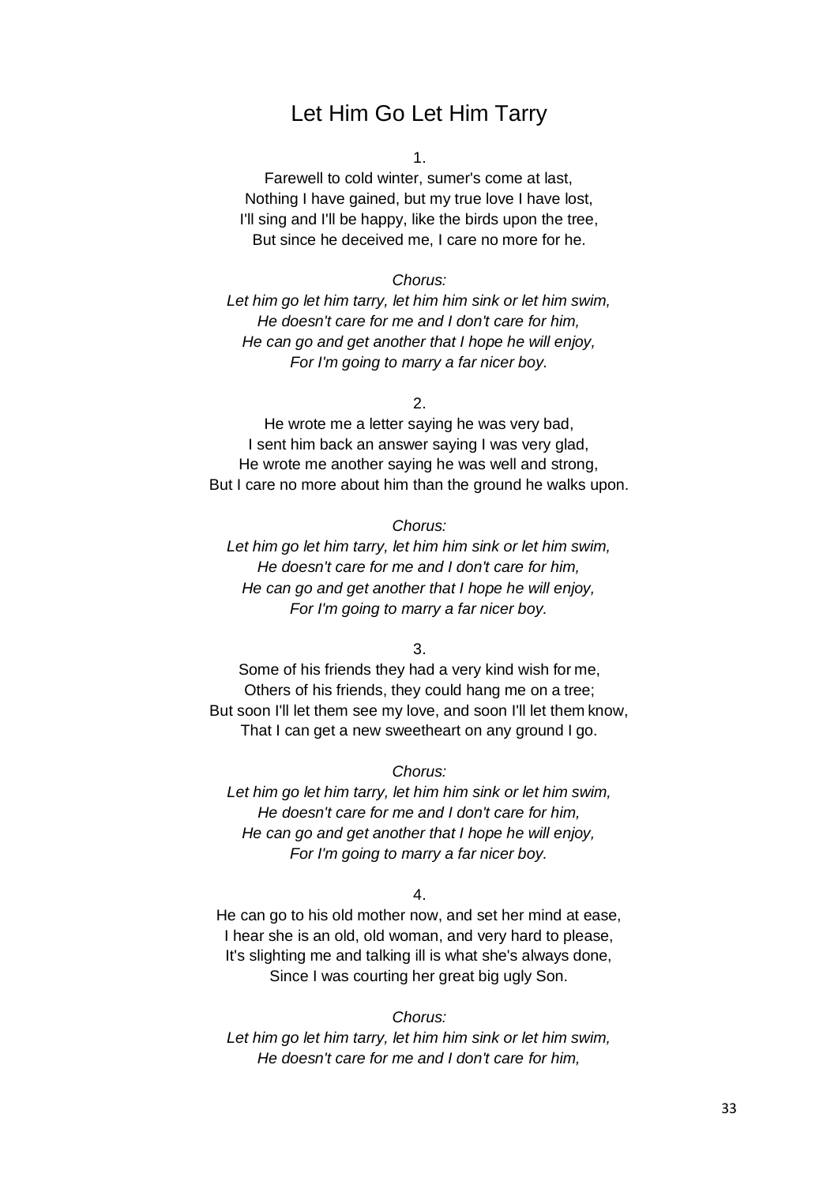# Let Him Go Let Him Tarry

1.

Farewell to cold winter, sumer's come at last,
Nothing I have gained, but my true love I have lost,
I'll sing and I'll be happy, like the birds upon the tree,
But since he deceived me, I care no more for he.

*Chorus:*

*Let him go let him tarry, let him him sink or let him swim,*
*He doesn't care for me and I don't care for him,*
*He can go and get another that I hope he will enjoy,*
*For I'm going to marry a far nicer boy.*

2.

He wrote me a letter saying he was very bad,
I sent him back an answer saying I was very glad,
He wrote me another saying he was well and strong,
But I care no more about him than the ground he walks upon.

*Chorus:*

*Let him go let him tarry, let him him sink or let him swim,*
*He doesn't care for me and I don't care for him,*
*He can go and get another that I hope he will enjoy,*
*For I'm going to marry a far nicer boy.*

3.

Some of his friends they had a very kind wish for me,
Others of his friends, they could hang me on a tree;
But soon I'll let them see my love, and soon I'll let them know,
That I can get a new sweetheart on any ground I go.

*Chorus:*

*Let him go let him tarry, let him him sink or let him swim,*
*He doesn't care for me and I don't care for him,*
*He can go and get another that I hope he will enjoy,*
*For I'm going to marry a far nicer boy.*

4.

He can go to his old mother now, and set her mind at ease,
I hear she is an old, old woman, and very hard to please,
It's slighting me and talking ill is what she's always done,
Since I was courting her great big ugly Son.

*Chorus:*

*Let him go let him tarry, let him him sink or let him swim,*
*He doesn't care for me and I don't care for him,*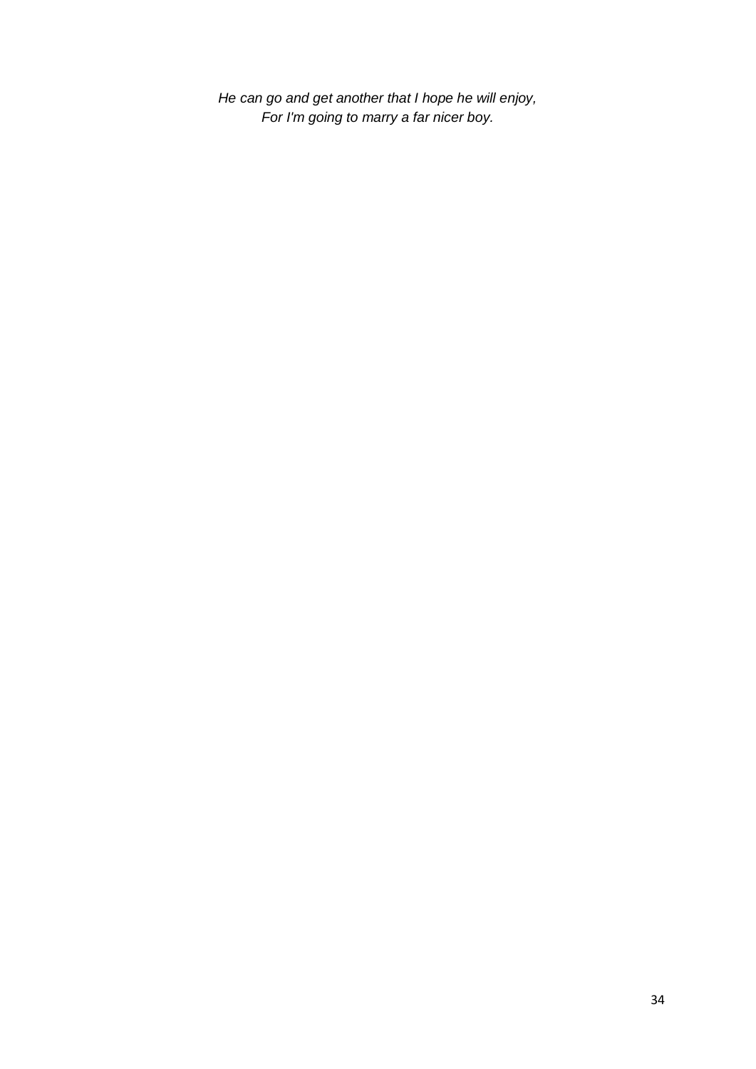*He can go and get another that I hope he will enjoy,*
*For I'm going to marry a far nicer boy.*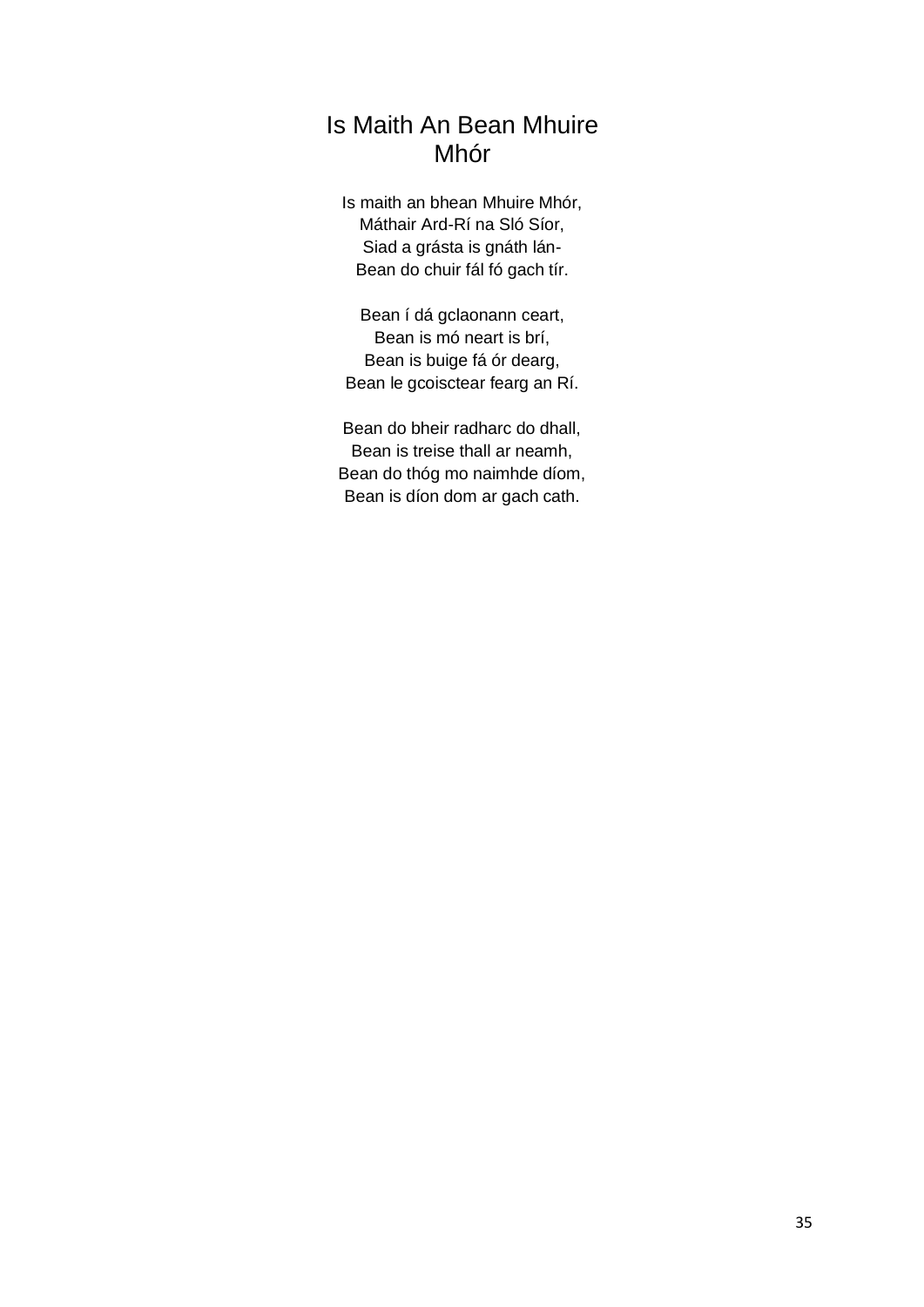# Is Maith An Bean Mhuire Mhór

Is maith an bhean Mhuire Mhór,  
Máthair Ard-Rí na Sló Síor,  
Siad a grásta is gnáth lán-  
Bean do chuir fál fó gach tír.

Bean í dá gclaonann ceart,  
Bean is mó neart is brí,  
Bean is buige fá ór dearg,  
Bean le gcoisctear fearg an Rí.

Bean do bheir radharc do dhall,  
Bean is treise thall ar neamh,  
Bean do thóg mo naimhde díom,  
Bean is díon dom ar gach cath.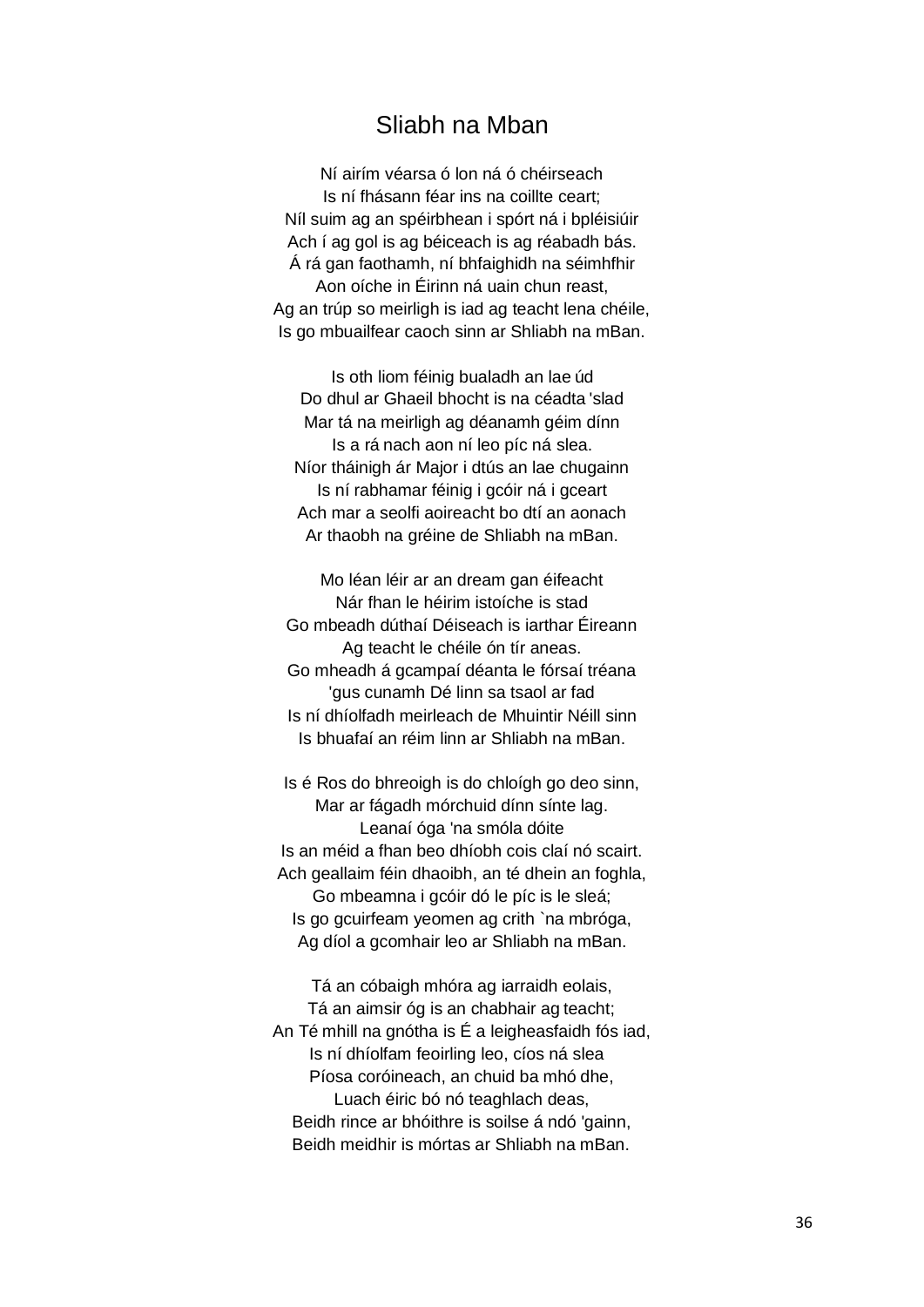# Sliabh na Mban

Ní airím véarsa ó lon ná ó chéirseach
Is ní fhásann féar ins na coillte ceart;
Níl suim ag an spéirbhean i spórt ná i bpléisiúir
Ach í ag gol is ag béiceach is ag réabadh bás.
Á rá gan faothamh, ní bhfaighidh na séimhfhir
Aon oíche in Éirinn ná uain chun reast,
Ag an trúp so meirligh is iad ag teacht lena chéile,
Is go mbuailfear caoch sinn ar Shliabh na mBan.

Is oth liom féinig bualadh an lae úd
Do dhul ar Ghaeil bhocht is na céadta 'slad
Mar tá na meirligh ag déanamh géim dínn
Is a rá nach aon ní leo píc ná slea.
Níor tháinigh ár Major i dtús an lae chugainn
Is ní rabhamar féinig i gcóir ná i gceart
Ach mar a seolfi aoireacht bo dtí an aonach
Ar thaobh na gréine de Shliabh na mBan.

Mo léan léir ar an dream gan éifeacht
Nár fhan le héirim istoíche is stad
Go mbeadh dúthaí Déiseach is iarthar Éireann
Ag teacht le chéile ón tír aneas.
Go mheadh á gcampaí déanta le fórsaí tréana
'gus cunamh Dé linn sa tsaol ar fad
Is ní dhíolfadh meirleach de Mhuintir Néill sinn
Is bhuafaí an réim linn ar Shliabh na mBan.

Is é Ros do bhreoigh is do chloígh go deo sinn,
Mar ar fágadh mórchuid dínn sínte lag.
Leanaí óga 'na smóla dóite
Is an méid a fhan beo dhíobh cois claí nó scairt.
Ach geallaim féin dhaoibh, an té dhein an foghla,
Go mbeamna i gcóir dó le píc is le sleá;
Is go gcuirfeam yeomen ag crith `na mbróga,
Ag díol a gcomhair leo ar Shliabh na mBan.

Tá an cóbaigh mhóra ag iarraidh eolais,
Tá an aimsir óg is an chabhair ag teacht;
An Té mhill na gnótha is É a leigheasfaidh fós iad,
Is ní dhíolfam feoirling leo, cíos ná slea
Píosa coróineach, an chuid ba mhó dhe,
Luach éiric bó nó teaghlach deas,
Beidh rince ar bhóithre is soilse á ndó 'gainn,
Beidh meidhir is mórtas ar Shliabh na mBan.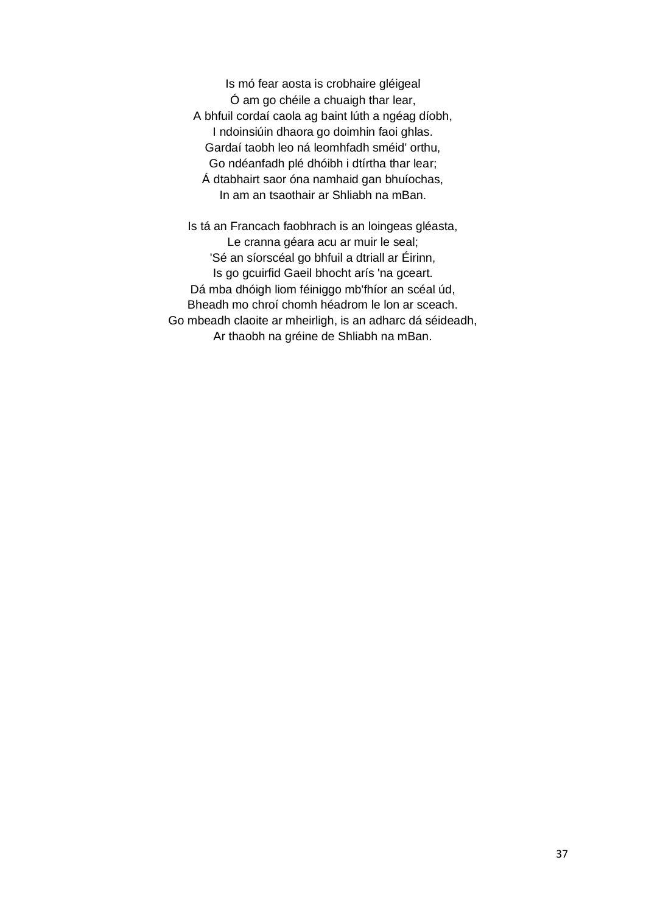Is mó fear aosta is crobhaire gléigeal  
Ó am go chéile a chuaigh thar lear,  
A bhfuil cordaí caola ag baint lúth a ngéag díobh,  
I ndoinsiúin dhaora go doimhin faoi ghlas.  
Gardaí taobh leo ná leomhfadh sméid' orthu,  
Go ndéanfadh plé dhóibh i dtírtha thar lear;  
Á dtabhairt saor óna namhaid gan bhuíochas,  
In am an tsaothair ar Shliabh na mBan.

Is tá an Francach faobhrach is an loingeas gléasta,  
Le cranna géara acu ar muir le seal;  
'Sé an síorscéal go bhfuil a dtriall ar Éirinn,  
Is go gcuirfid Gaeil bhocht arís 'na gceart.  
Dá mba dhóigh liom féiniggo mb'fhíor an scéal úd,  
Bheadh mo chroí chomh héadrom le lon ar sceach.  
Go mbeadh claoite ar mheirligh, is an adharc dá séideadh,  
Ar thaobh na gréine de Shliabh na mBan.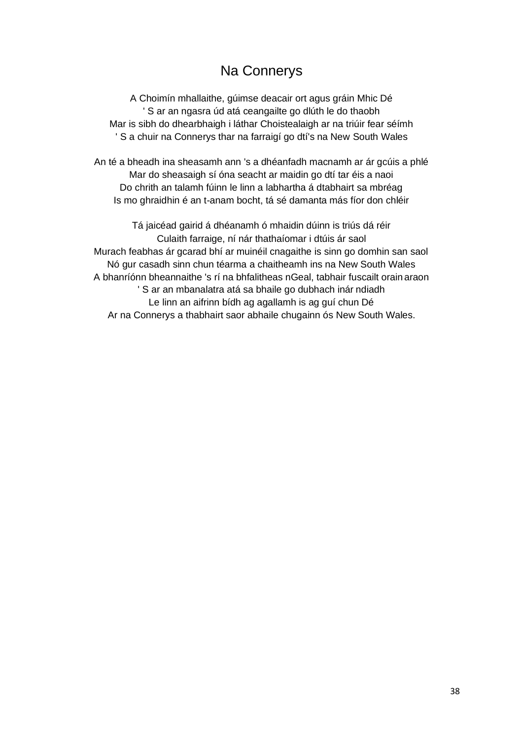# Na Connerys

A Choimín mhallaithe, gúimse deacair ort agus gráin Mhic Dé
' S ar an ngasra úd atá ceangailte go dlúth le do thaobh
Mar is sibh do dhearbhaigh i láthar Choistealaigh ar na triúir fear séímh
' S a chuir na Connerys thar na farraigí go dtí's na New South Wales

An té a bheadh ina sheasamh ann 's a dhéanfadh macnamh ar ár gcúis a phlé
Mar do sheasaigh sí óna seacht ar maidin go dtí tar éis a naoi
Do chrith an talamh fúinn le linn a labhartha á dtabhairt sa mbréag
Is mo ghraidhin é an t-anam bocht, tá sé damanta más fíor don chléir

Tá jaicéad gairid á dhéanamh ó mhaidin dúinn is triús dá réir
Culaith farraige, ní nár thathaíomar i dtúis ár saol
Murach feabhas ár gcarad bhí ar muinéil cnagaithe is sinn go domhin san saol
Nó gur casadh sinn chun téarma a chaitheamh ins na New South Wales
A bhanríónn bheannaithe 's rí na bhfalitheas nGeal, tabhair fuscailt orain araon
' S ar an mbanalatra atá sa bhaile go dubhach inár ndiadh
Le linn an aifrinn bídh ag agallamh is ag guí chun Dé
Ar na Connerys a thabhairt saor abhaile chugainn ós New South Wales.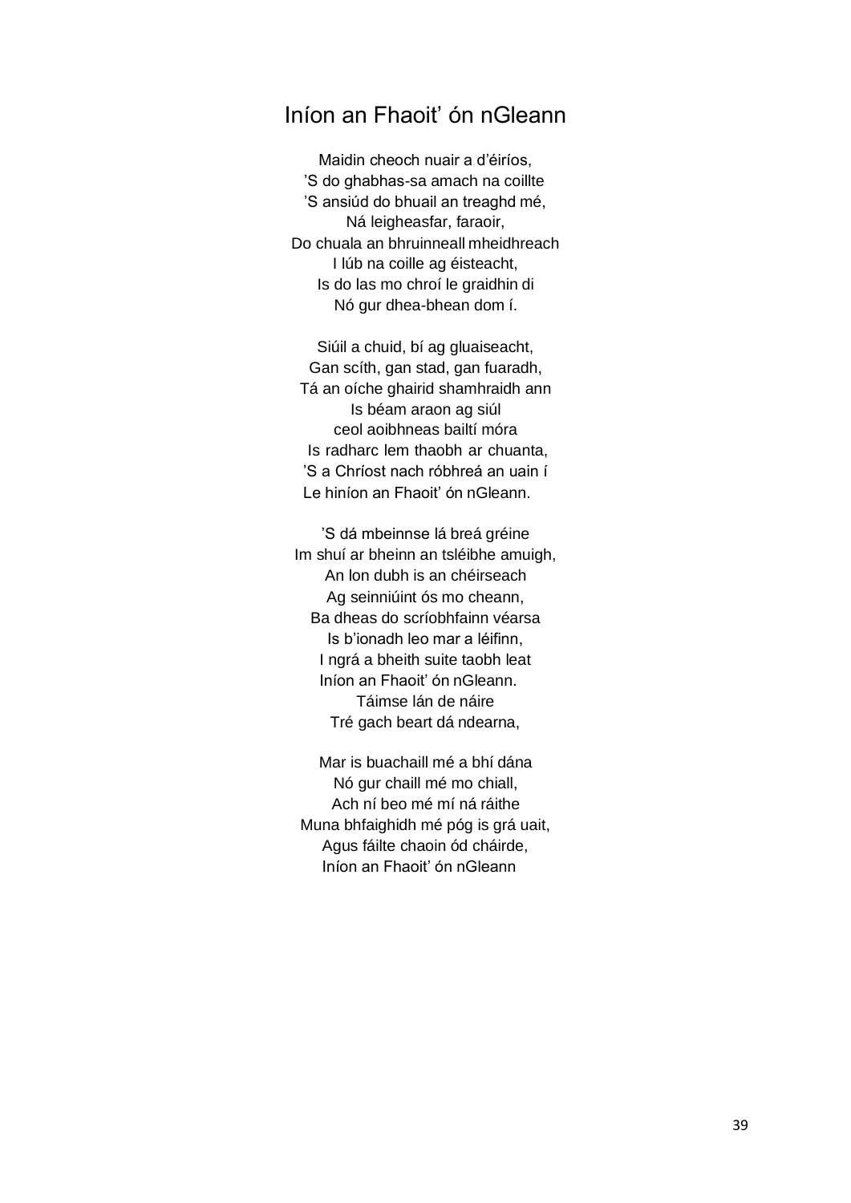# Iníon an Fhaoit' ón nGleann

Maidin cheoch nuair a d'éiríos,  
'S do ghabhas-sa amach na coillte  
'S ansiúd do bhuail an treaghd mé,  
Ná leigheasfar, faraoir,  
Do chuala an bhruinneall mheidhreach  
I lúb na coille ag éisteacht,  
Is do las mo chroí le graidhin di  
Nó gur dhea-bhean dom í.

Siúil a chuid, bí ag gluaiseacht,  
Gan scíth, gan stad, gan fuaradh,  
Tá an oíche ghairid shamhraidh ann  
Is béam araon ag siúl  
ceol aoibhneas bailtí móra  
Is radharc lem thaobh ar chuanta,  
'S a Chríost nach róbhreá an uain í  
Le hiníon an Fhaoit' ón nGleann.

'S dá mbeinnse lá breá gréine  
Im shuí ar bheinn an tsléibhe amuigh,  
An lon dubh is an chéirseach  
Ag seinniúint ós mo cheann,  
Ba dheas do scríobhfainn véarsa  
Is b'ionadh leo mar a léifinn,  
I ngrá a bheith suite taobh leat  
Iníon an Fhaoit' ón nGleann.  
Táimse lán de náire  
Tré gach beart dá ndearna,

Mar is buachaill mé a bhí dána  
Nó gur chaill mé mo chiall,  
Ach ní beo mé mí ná ráithe  
Muna bhfaighidh mé póg is grá uait,  
Agus fáilte chaoin ód cháirde,  
Iníon an Fhaoit' ón nGleann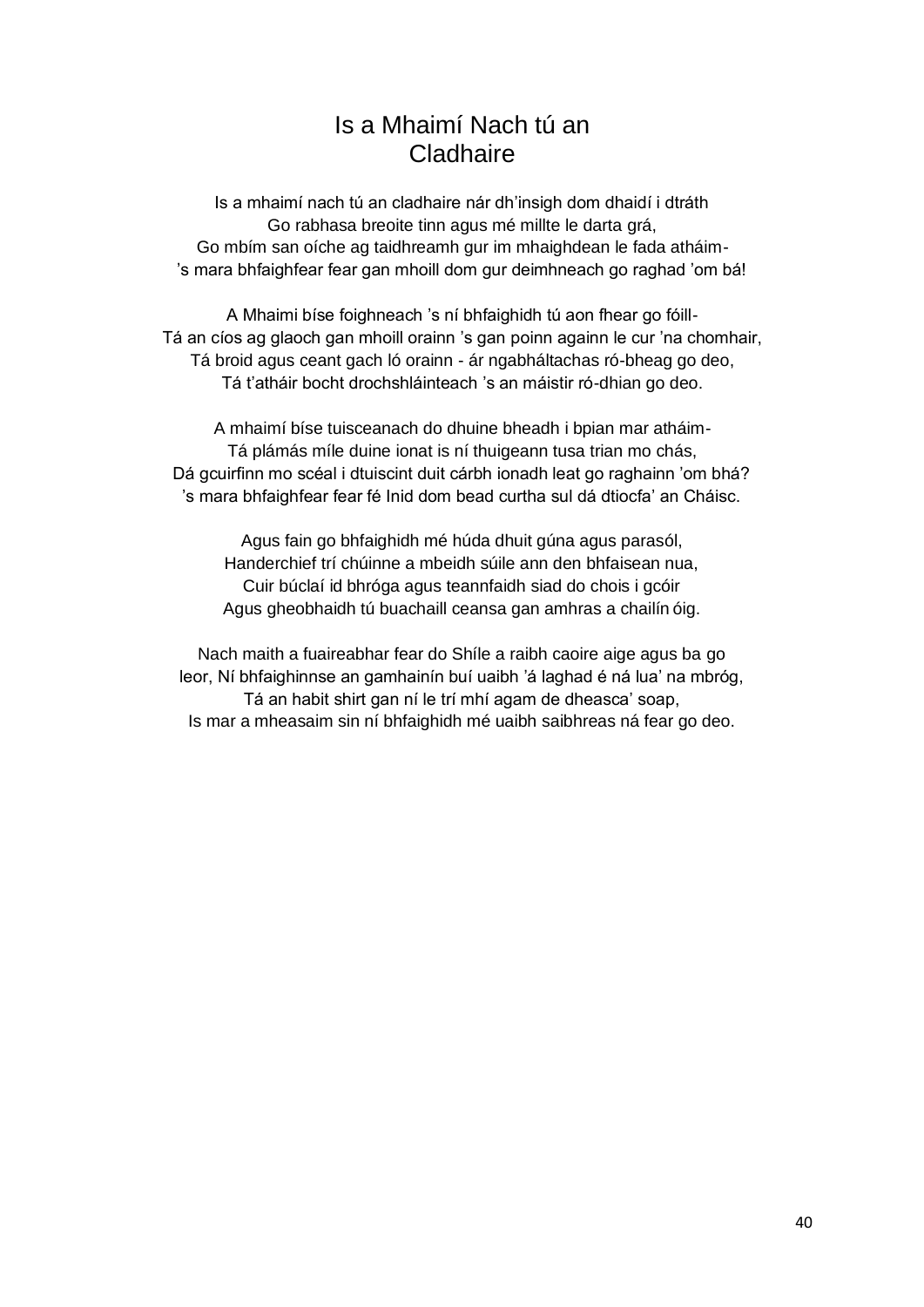# Is a Mhaimí Nach tú an Cladhaire

Is a mhaimí nach tú an cladhaire nár dh'insigh dom dhaidí i dtráth  
Go rabhasa breoite tinn agus mé millte le darta grá,  
Go mbím san oíche ag taidhreamh gur im mhaighdean le fada atháim-  
's mara bhfaighfear fear gan mhoill dom gur deimhneach go raghad 'om bá!

A Mhaimi bíse foighneach 's ní bhfaighidh tú aon fhear go fóill-  
Tá an cíos ag glaoch gan mhoill orainn 's gan poinn againn le cur 'na chomhair,  
Tá broid agus ceant gach ló orainn - ár ngabháltachas ró-bheag go deo,  
Tá t'atháir bocht drochshláinteach 's an máistir ró-dhian go deo.

A mhaimí bíse tuisceanach do dhuine bheadh i bpian mar atháim-  
Tá plámás míle duine ionat is ní thuigeann tusa trian mo chás,  
Dá gcuirfinn mo scéal i dtuiscint duit cárbh ionadh leat go raghainn 'om bhá?  
's mara bhfaighfear fear fé Inid dom bead curtha sul dá dtiocfa' an Cháisc.

Agus fain go bhfaighidh mé húda dhuit gúna agus parasól,  
Handerchief trí chúinne a mbeidh súile ann den bhfaisean nua,  
Cuir búclaí id bhróga agus teannfaidh siad do chois i gcóir  
Agus gheobhaidh tú buachaill ceansa gan amhras a chailín óig.

Nach maith a fuaireabhar fear do Shíle a raibh caoire aige agus ba go leor, Ní bhfaighinnse an gamhainín buí uaibh 'á laghad é ná lua' na mbróg,  
Tá an habit shirt gan ní le trí mhí agam de dheasca' soap,  
Is mar a mheasaim sin ní bhfaighidh mé uaibh saibhreas ná fear go deo.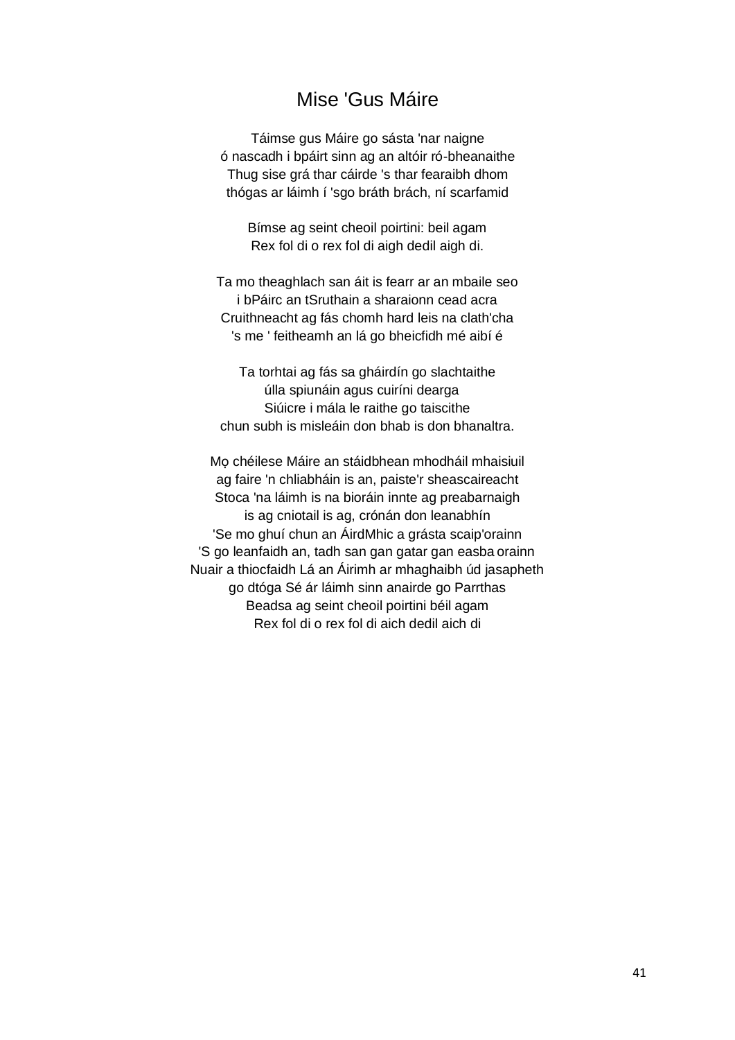# Mise 'Gus Máire

Táimse gus Máire go sásta 'nar naigne
ó nascadh i bpáirt sinn ag an altóir ró-bheanaithe
Thug sise grá thar cáirde 's thar fearaibh dhom
thógas ar láimh í 'sgo bráth brách, ní scarfamid

Bímse ag seint cheoil poirtini: beil agam
Rex fol di o rex fol di aigh dedil aigh di.

Ta mo theaghlach san áit is fearr ar an mbaile seo
i bPáirc an tSruthain a sharaionn cead acra
Cruithneacht ag fás chomh hard leis na clath'cha
's me ' feitheamh an lá go bheicfidh mé aibí é

Ta torhtai ag fás sa gháirdín go slachtaithe
úlla spiunáin agus cuiríni dearga
Siúicre i mála le raithe go taiscithe
chun subh is misleáin don bhab is don bhanaltra.

Mọ chéilese Máire an stáidbhean mhodháil mhaisiuil
ag faire 'n chliabháin is an, paiste'r sheascaireacht
Stoca 'na láimh is na bioráin innte ag preabarnaigh
is ag cniotail is ag, crónán don leanabhín
'Se mo ghuí chun an ÁirdMhic a grásta scaip'orainn
'S go leanfaidh an, tadh san gan gatar gan easba orainn
Nuair a thiocfaidh Lá an Áirimh ar mhaghaibh úd jasapheth
go dtóga Sé ár láimh sinn anairde go Parrthas
Beadsa ag seint cheoil poirtini béil agam
Rex fol di o rex fol di aich dedil aich di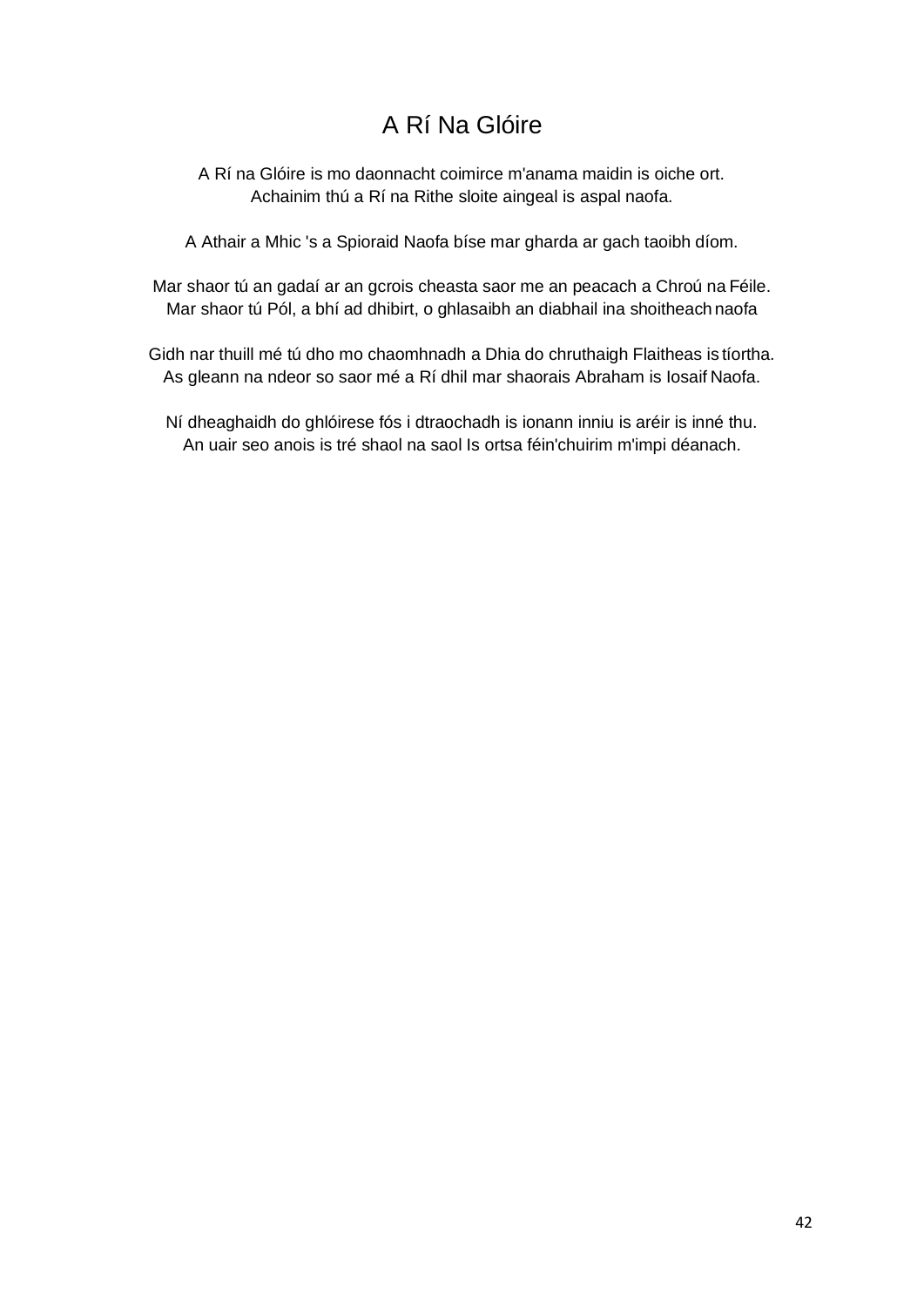# A Rí Na Glóire

A Rí na Glóire is mo daonnacht coimirce m'anama maidin is oiche ort.
Achainim thú a Rí na Rithe sloite aingeal is aspal naofa.

A Athair a Mhic 's a Spioraid Naofa bíse mar gharda ar gach taoibh díom.

Mar shaor tú an gadaí ar an gcrois cheasta saor me an peacach a Chroú na Féile.
Mar shaor tú Pól, a bhí ad dhibirt, o ghlasaibh an diabhail ina shoitheach naofa

Gidh nar thuill mé tú dho mo chaomhnadh a Dhia do chruthaigh Flaitheas is tíortha.
As gleann na ndeor so saor mé a Rí dhil mar shaorais Abraham is Iosaif Naofa.

Ní dheaghaidh do ghlóirese fós i dtraochadh is ionann inniu is aréir is inné thu.
An uair seo anois is tré shaol na saol Is ortsa féin'chuirim m'impi déanach.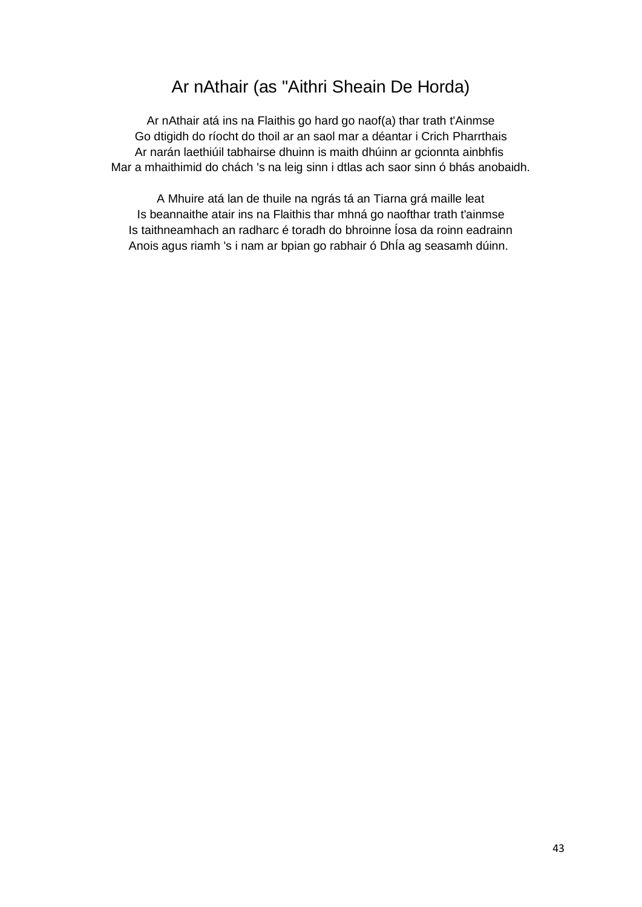## Ar nAthair (as "Aithri Sheain De Horda)

Ar nAthair atá ins na Flaithis go hard go naof(a) thar trath t'Ainmse
Go dtigidh do ríocht do thoil ar an saol mar a déantar i Crich Pharrthais
Ar narán laethiúil tabhairse dhuinn is maith dhúinn ar gcionnta ainbhfis
Mar a mhaithimid do chách 's na leig sinn i dtlas ach saor sinn ó bhás anobaidh.

A Mhuire atá lan de thuile na ngrás tá an Tiarna grá maille leat
Is beannaithe atair ins na Flaithis thar mhná go naofthar trath t'ainmse
Is taithneamhach an radharc é toradh do bhroinne Íosa da roinn eadrainn
Anois agus riamh 's i nam ar bpian go rabhair ó DhÍa ag seasamh dúinn.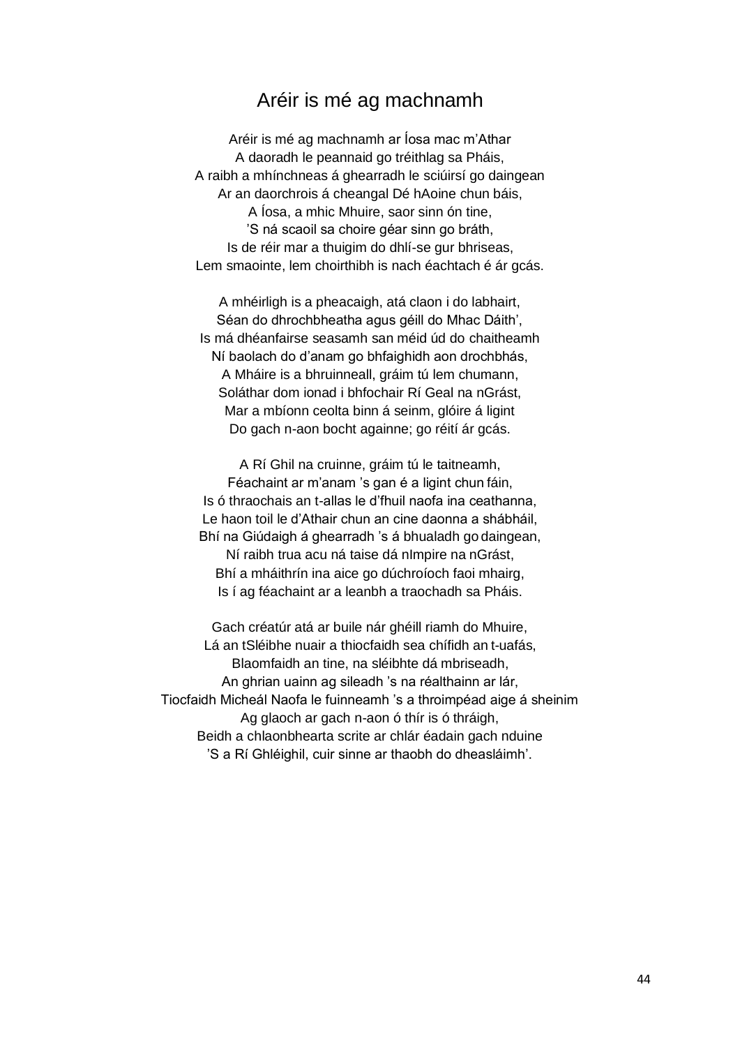# Aréir is mé ag machnamh

Aréir is mé ag machnamh ar Íosa mac m'Athar  
A daoradh le peannaid go tréithlag sa Pháis,  
A raibh a mhínchneas á ghearradh le sciúirsí go daingean  
Ar an daorchrois á cheangal Dé hAoine chun báis,  
A Íosa, a mhic Mhuire, saor sinn ón tine,  
'S ná scaoil sa choire géar sinn go bráth,  
Is de réir mar a thuigim do dhlí-se gur bhriseas,  
Lem smaointe, lem choirthibh is nach éachtach é ár gcás.

A mhéirligh is a pheacaigh, atá claon i do labhairt,  
Séan do dhrochbheatha agus géill do Mhac Dáith',  
Is má dhéanfairse seasamh san méid úd do chaitheamh  
Ní baolach do d'anam go bhfaighidh aon drochbhás,  
A Mháire is a bhruinneall, gráim tú lem chumann,  
Soláthar dom ionad i bhfochair Rí Geal na nGrást,  
Mar a mbíonn ceolta binn á seinm, glóire á ligint  
Do gach n-aon bocht againne; go réití ár gcás.

A Rí Ghil na cruinne, gráim tú le taitneamh,  
Féachaint ar m'anam 's gan é a ligint chun fáin,  
Is ó thraochais an t-allas le d'fhuil naofa ina ceathanna,  
Le haon toil le d'Athair chun an cine daonna a shábháil,  
Bhí na Giúdaigh á ghearradh 's á bhualadh go daingean,  
Ní raibh trua acu ná taise dá nImpire na nGrást,  
Bhí a mháithrín ina aice go dúchroíoch faoi mhairg,  
Is í ag féachaint ar a leanbh a traochadh sa Pháis.

Gach créatúr atá ar buile nár ghéill riamh do Mhuire,  
Lá an tSléibhe nuair a thiocfaidh sea chífidh an t-uafás,  
Blaomfaidh an tine, na sléibhte dá mbriseadh,  
An ghrian uainn ag sileadh 's na réalthainn ar lár,  
Tiocfaidh Micheál Naofa le fuinneamh 's a throimpéad aige á sheinim  
Ag glaoch ar gach n-aon ó thír is ó thráigh,  
Beidh a chlaonbhearta scrite ar chlár éadain gach nduine  
'S a Rí Ghléighil, cuir sinne ar thaobh do dheasláimh'.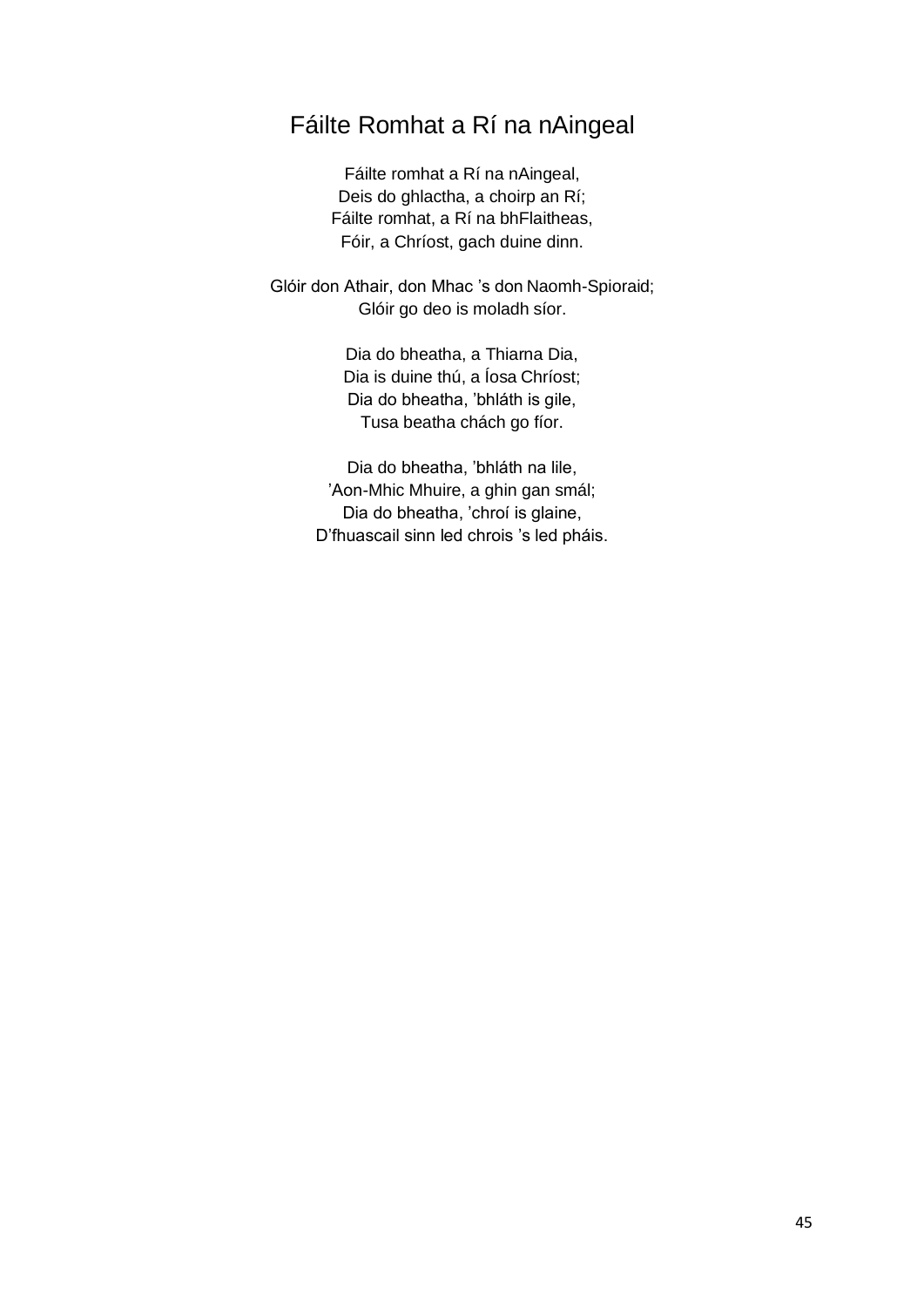# Fáilte Romhat a Rí na nAingeal

Fáilte romhat a Rí na nAingeal,
Deis do ghlactha, a choirp an Rí;
Fáilte romhat, a Rí na bhFlaitheas,
Fóir, a Chríost, gach duine dinn.

Glóir don Athair, don Mhac ’s don Naomh-Spioraid;
Glóir go deo is moladh síor.

Dia do bheatha, a Thiarna Dia,
Dia is duine thú, a Íosa Chríost;
Dia do bheatha, ’bhláth is gile,
Tusa beatha chách go fíor.

Dia do bheatha, ’bhláth na lile,
’Aon-Mhic Mhuire, a ghin gan smál;
Dia do bheatha, ’chroí is glaine,
D’fhuascail sinn led chrois ’s led pháis.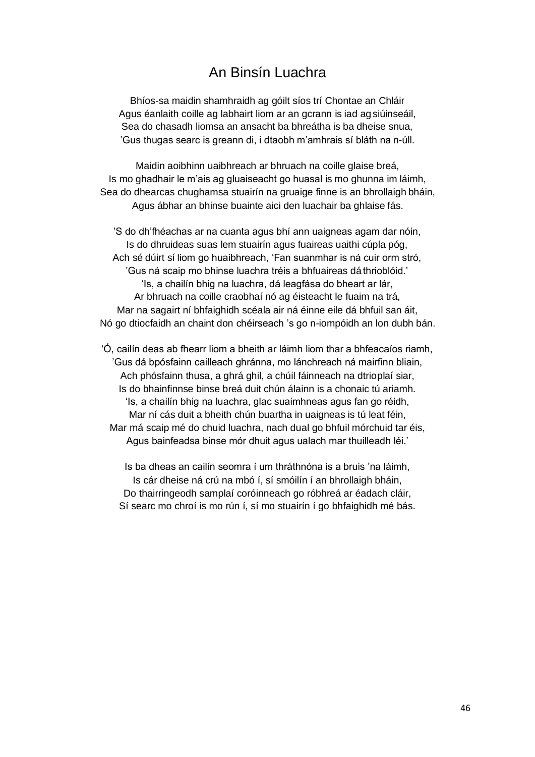# An Binsín Luachra

Bhíos-sa maidin shamhraidh ag góilt síos trí Chontae an Chláir  
Agus éanlaith coille ag labhairt liom ar an gcrann is iad ag siúinseáil,  
Sea do chasadh liomsa an ansacht ba bhreátha is ba dheise snua,  
’Gus thugas searc is greann di, i dtaobh m’amhrais sí bláth na n-úll.

Maidin aoibhinn uaibhreach ar bhruach na coille glaise breá,  
Is mo ghadhair le m’ais ag gluaiseacht go huasal is mo ghunna im láimh,  
Sea do dhearcas chughamsa stuairín na gruaige finne is an bhrollaigh bháin,  
Agus ábhar an bhinse buainte aici den luachair ba ghlaise fás.

’S do dh’fhéachas ar na cuanta agus bhí ann uaigneas agam dar nóin,  
Is do dhruideas suas lem stuairín agus fuaireas uaithi cúpla póg,  
Ach sé dúirt sí liom go huaibhreach, ‘Fan suanmhar is ná cuir orm stró,  
’Gus ná scaip mo bhinse luachra tréis a bhfuaireas dá thrioblóid.’  
‘Is, a chailín bhig na luachra, dá leagfása do bheart ar lár,  
Ar bhruach na coille craobhaí nó ag éisteacht le fuaim na trá,  
Mar na sagairt ní bhfaighidh scéala air ná éinne eile dá bhfuil san áit,  
Nó go dtiocfaidh an chaint don chéirseach ’s go n-iompóidh an lon dubh bán.

‘Ó, cailín deas ab fhearr liom a bheith ar láimh liom thar a bhfeacaíos riamh,  
’Gus dá bpósfainn cailleach ghránna, mo lánchreach ná mairfinn bliain,  
Ach phósfainn thusa, a ghrá ghil, a chúil fáinneach na dtrioplaí siar,  
Is do bhainfinnse binse breá duit chún álainn is a chonaic tú ariamh.  
‘Is, a chailín bhig na luachra, glac suaimhneas agus fan go réidh,  
Mar ní cás duit a bheith chún buartha in uaigneas is tú leat féin,  
Mar má scaip mé do chuid luachra, nach dual go bhfuil mórchuid tar éis,  
Agus bainfeadsa binse mór dhuit agus ualach mar thuilleadh léi.’

Is ba dheas an cailín seomra í um thráthnóna is a bruis ’na láimh,  
Is cár dheise ná crú na mbó í, sí smóilín í an bhrollaigh bháin,  
Do thairringeodh samplaí coróinneach go róbhreá ar éadach cláir,  
Sí searc mo chroí is mo rún í, sí mo stuairín í go bhfaighidh mé bás.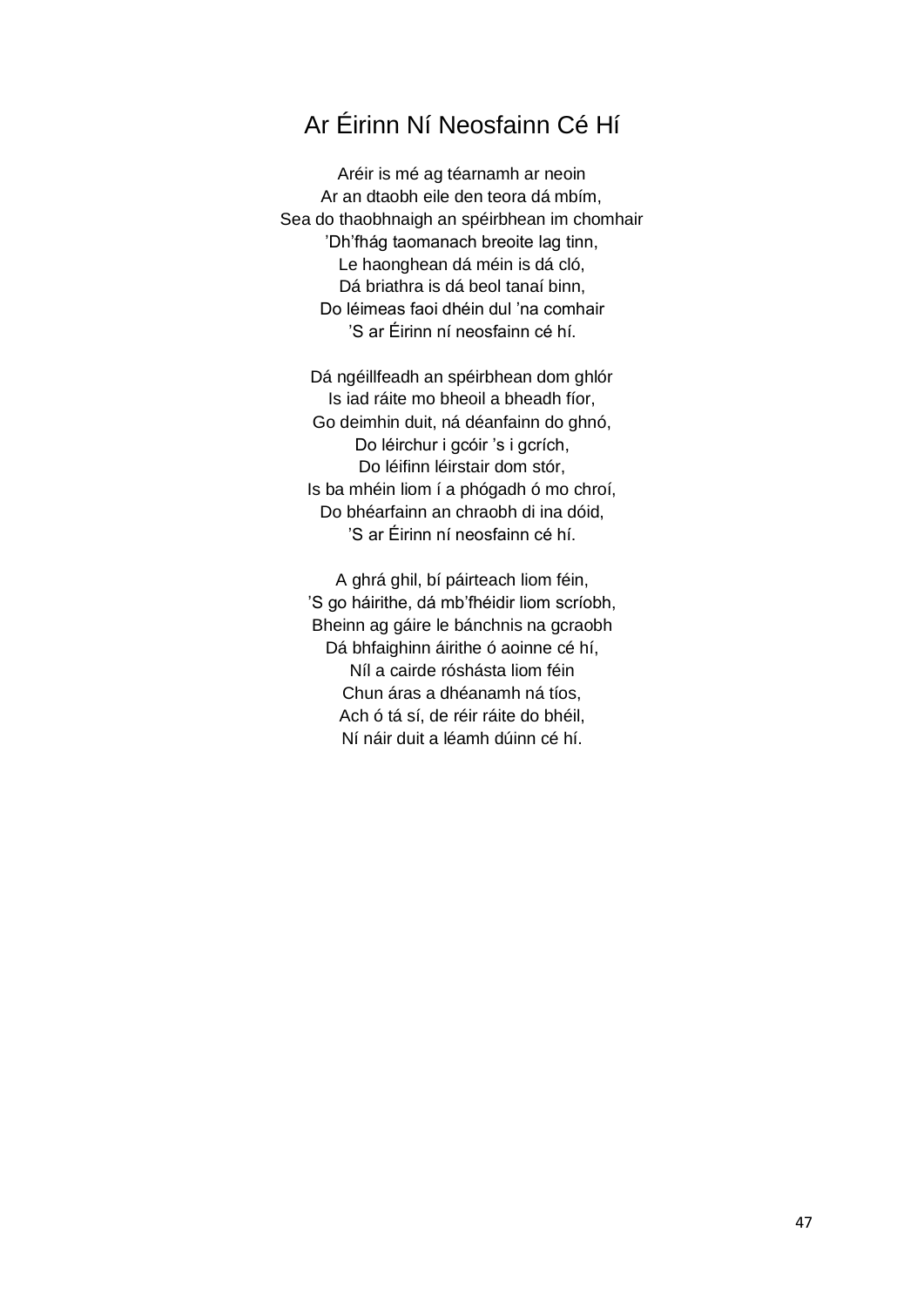# Ar Éirinn Ní Neosfainn Cé Hí

Aréir is mé ag téarnamh ar neoin
Ar an dtaobh eile den teora dá mbím,
Sea do thaobhnaigh an spéirbhean im chomhair
'Dh'fhág taomanach breoite lag tinn,
Le haonghean dá méin is dá cló,
Dá briathra is dá beol tanaí binn,
Do léimeas faoi dhéin dul 'na comhair
'S ar Éirinn ní neosfainn cé hí.

Dá ngéillfeadh an spéirbhean dom ghlór
Is iad ráite mo bheoil a bheadh fíor,
Go deimhin duit, ná déanfainn do ghnó,
Do léirchur i gcóir 's i gcrích,
Do léifinn léirstair dom stór,
Is ba mhéin liom í a phógadh ó mo chroí,
Do bhéarfainn an chraobh di ina dóid,
'S ar Éirinn ní neosfainn cé hí.

A ghrá ghil, bí páirteach liom féin,
'S go háirithe, dá mb'fhéidir liom scríobh,
Bheinn ag gáire le bánchnis na gcraobh
Dá bhfaighinn áirithe ó aoinne cé hí,
Níl a cairde róshásta liom féin
Chun áras a dhéanamh ná tíos,
Ach ó tá sí, de réir ráite do bhéil,
Ní náir duit a léamh dúinn cé hí.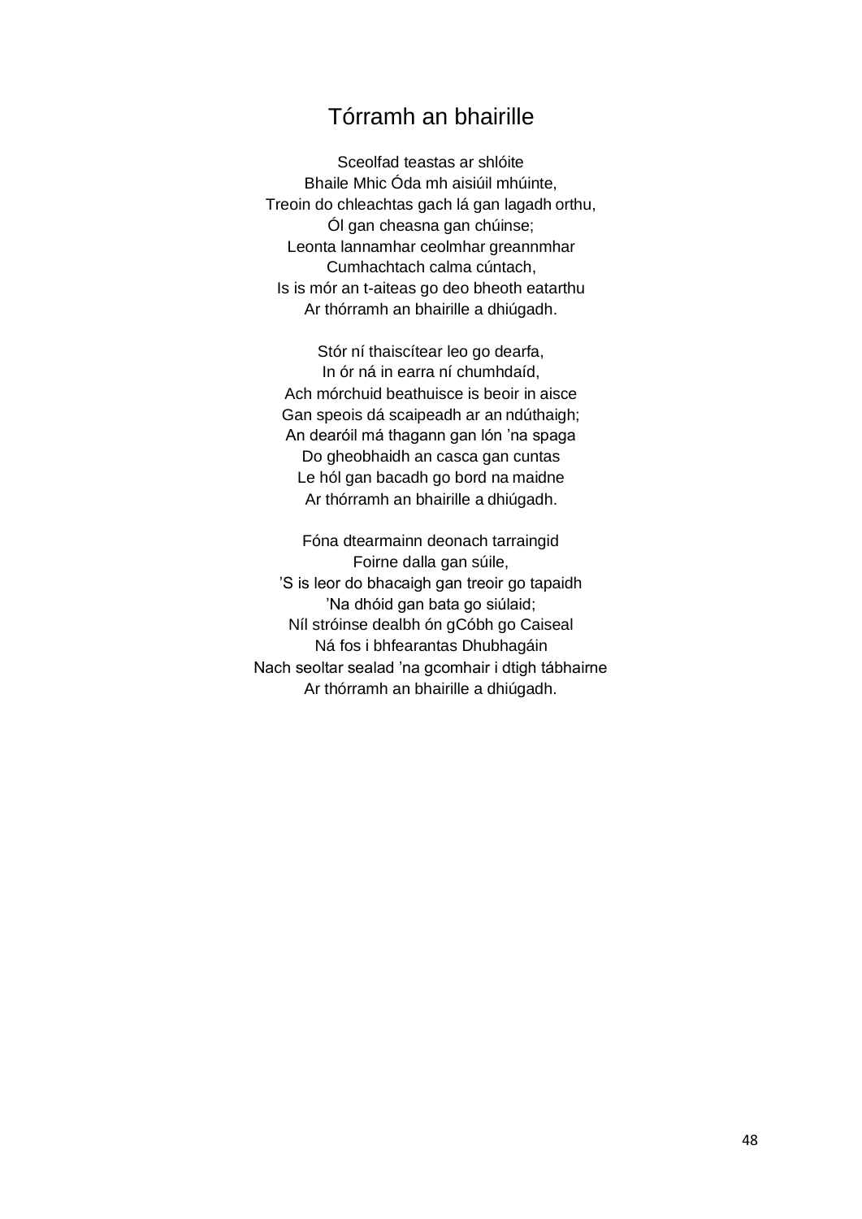# Tórramh an bhairille

Sceolfad teastas ar shlóite  
Bhaile Mhic Óda mh aisiúil mhúinte,  
Treoin do chleachtas gach lá gan lagadh orthu,  
Ól gan cheasna gan chúinse;  
Leonta lannamhar ceolmhar greannmhar  
Cumhachtach calma cúntach,  
Is is mór an t-aiteas go deo bheoth eatarthu  
Ar thórramh an bhairille a dhiúgadh.

Stór ní thaiscítear leo go dearfa,  
In ór ná in earra ní chumhdaíd,  
Ach mórchuid beathuisce is beoir in aisce  
Gan speois dá scaipeadh ar an ndúthaigh;  
An dearóil má thagann gan lón ’na spaga  
Do gheobhaidh an casca gan cuntas  
Le hól gan bacadh go bord na maidne  
Ar thórramh an bhairille a dhiúgadh.

Fóna dtearmainn deonach tarraingid  
Foirne dalla gan súile,  
’S is leor do bhacaigh gan treoir go tapaidh  
’Na dhóid gan bata go siúlaid;  
Níl stróinse dealbh ón gCóbh go Caiseal  
Ná fos i bhfearantas Dhubhagáin  
Nach seoltar sealad ’na gcomhair i dtigh tábhairne  
Ar thórramh an bhairille a dhiúgadh.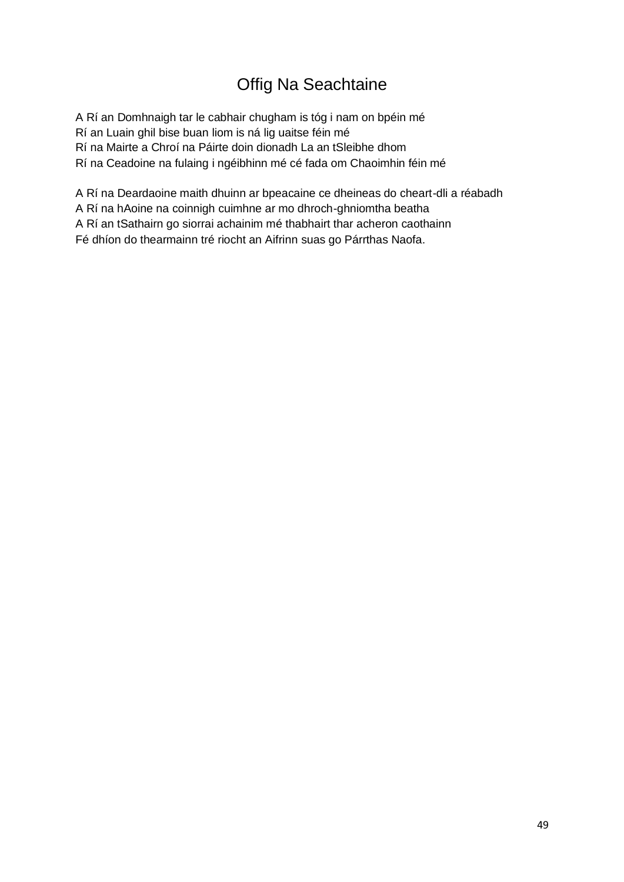# Offig Na Seachtaine

A Rí an Domhnaigh tar le cabhair chugham is tóg i nam on bpéin mé  
Rí an Luain ghil bise buan liom is ná lig uaitse féin mé  
Rí na Mairte a Chroí na Páirte doin dionadh La an tSleibhe dhom  
Rí na Ceadoine na fulaing i ngéibhinn mé cé fada om Chaoimhin féin mé

A Rí na Deardaoine maith dhuinn ar bpeacaine ce dheineas do cheart-dli a réabadh  
A Rí na hAoine na coinnigh cuimhne ar mo dhroch-ghniomtha beatha  
A Rí an tSathairn go siorrai achainim mé thabhairt thar acheron caothainn  
Fé dhíon do thearmainn tré riocht an Aifrinn suas go Párrthas Naofa.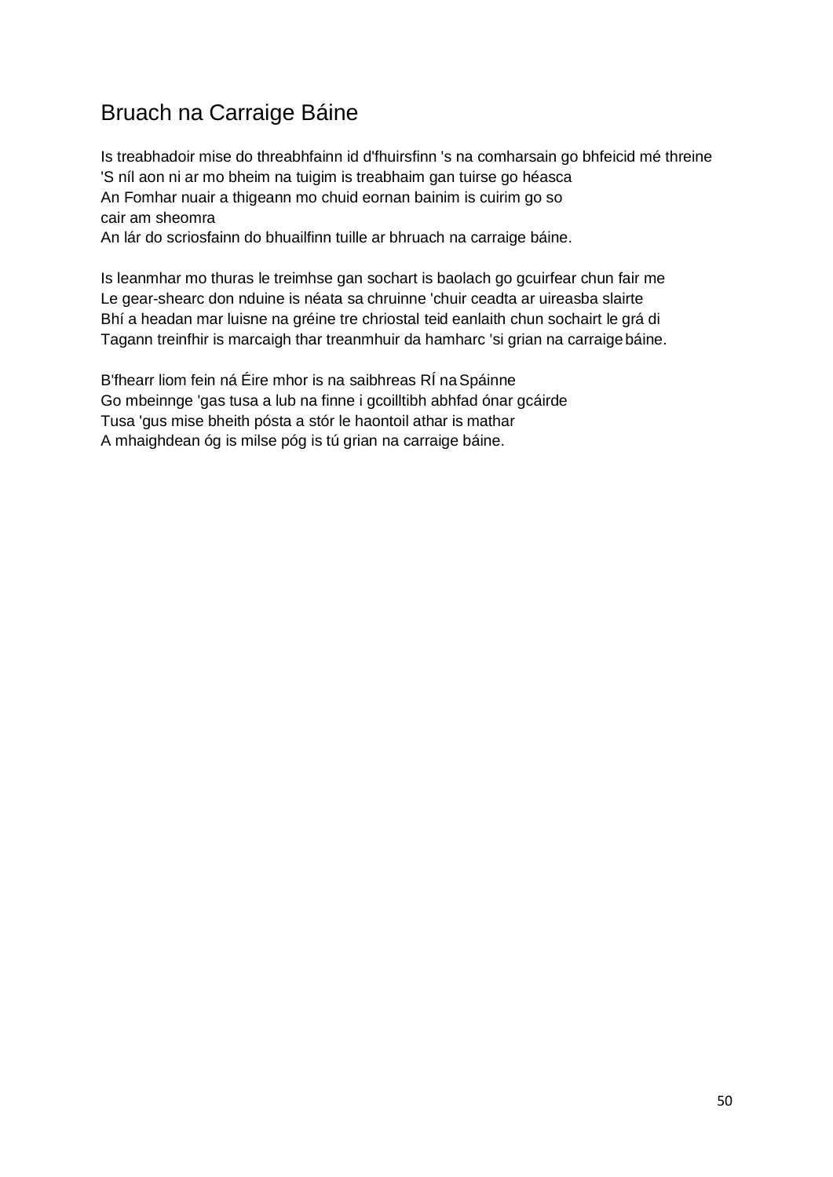# Bruach na Carraige Báine

Is treabhadoir mise do threabhfainn id d'fhuirsfinn 's na comharsain go bhfeicid mé threine
'S níl aon ni ar mo bheim na tuigim is treabhaim gan tuirse go héasca
An Fomhar nuair a thigeann mo chuid eornan bainim is cuirim go so
cair am sheomra
An lár do scriosfainn do bhuailfinn tuille ar bhruach na carraige báine.

Is leanmhar mo thuras le treimhse gan sochart is baolach go gcuirfear chun fair me
Le gear-shearc don nduine is néata sa chruinne 'chuir ceadta ar uireasba slairte
Bhí a headan mar luisne na gréine tre chriostal teid eanlaith chun sochairt le grá di
Tagann treinfhir is marcaigh thar treanmhuir da hamharc 'si grian na carraige báine.

B'fhearr liom fein ná Éire mhor is na saibhreas RÍ na Spáinne
Go mbeinnge 'gas tusa a lub na finne i gcoilltibh abhfad ónar gcáirde
Tusa 'gus mise bheith pósta a stór le haontoil athar is mathar
A mhaighdean óg is milse póg is tú grian na carraige báine.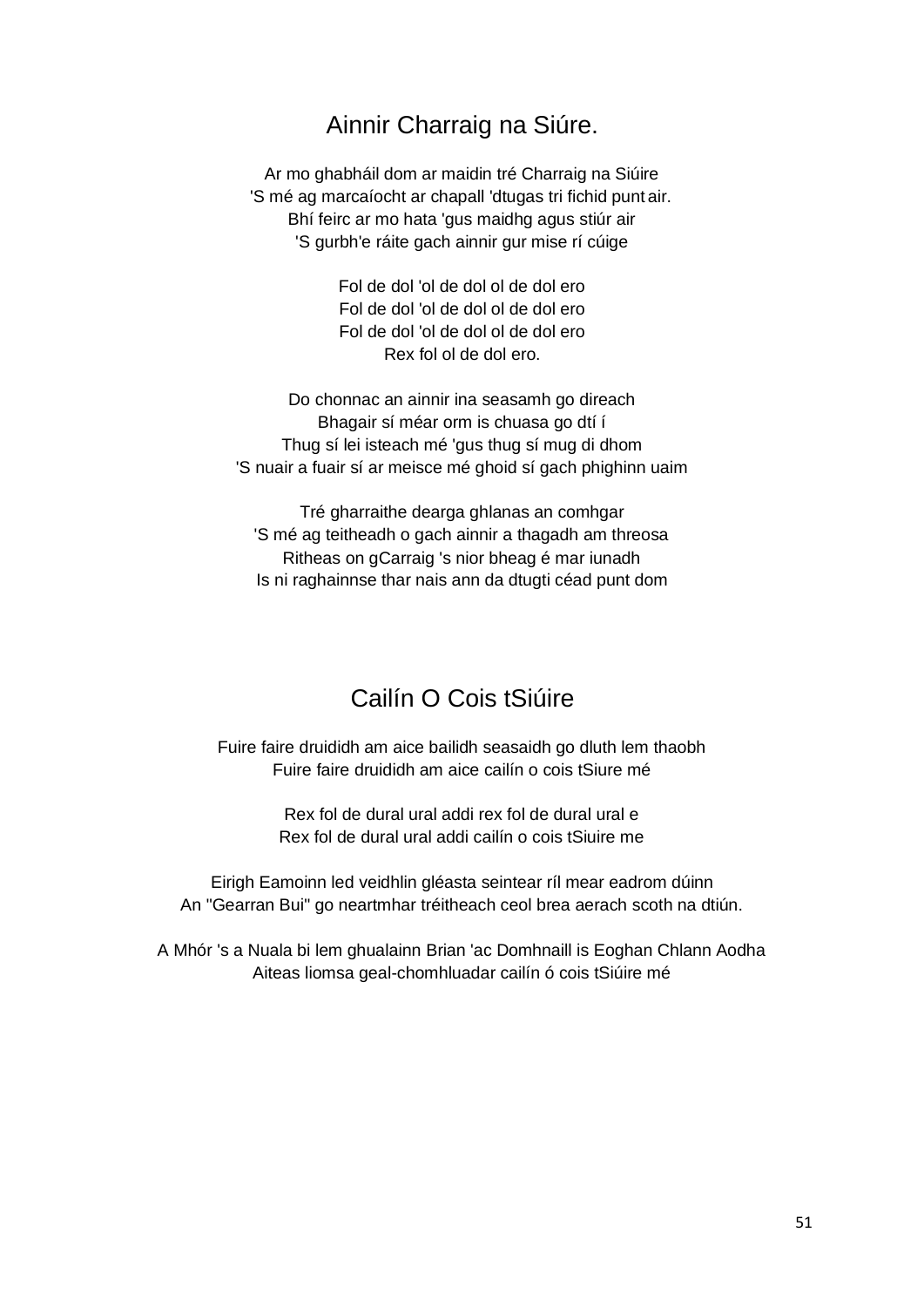## Ainnir Charraig na Siúre.

Ar mo ghabháil dom ar maidin tré Charraig na Siúire
'S mé ag marcaíocht ar chapall 'dtugas tri fichid punt air.
Bhí feirc ar mo hata 'gus maidhg agus stiúr air
'S gurbh'e ráite gach ainnir gur mise rí cúige

Fol de dol 'ol de dol ol de dol ero
Fol de dol 'ol de dol ol de dol ero
Fol de dol 'ol de dol ol de dol ero
Rex fol ol de dol ero.

Do chonnac an ainnir ina seasamh go direach
Bhagair sí méar orm is chuasa go dtí í
Thug sí lei isteach mé 'gus thug sí mug di dhom
'S nuair a fuair sí ar meisce mé ghoid sí gach phighinn uaim

Tré gharraithe dearga ghlanas an comhgar
'S mé ag teitheadh o gach ainnir a thagadh am threosa
Ritheas on gCarraig 's nior bheag é mar iunadh
Is ni raghainnse thar nais ann da dtugti céad punt dom

## Cailín O Cois tSiúire

Fuire faire druididh am aice bailidh seasaidh go dluth lem thaobh
Fuire faire druididh am aice cailín o cois tSiure mé

Rex fol de dural ural addi rex fol de dural ural e
Rex fol de dural ural addi cailín o cois tSiuire me

Eirigh Eamoinn led veidhlin gléasta seintear ríl mear eadrom dúinn
An "Gearran Bui" go neartmhar tréitheach ceol brea aerach scoth na dtiún.

A Mhór 's a Nuala bi lem ghualainn Brian 'ac Domhnaill is Eoghan Chlann Aodha
Aiteas liomsa geal-chomhluadar cailín ó cois tSiúire mé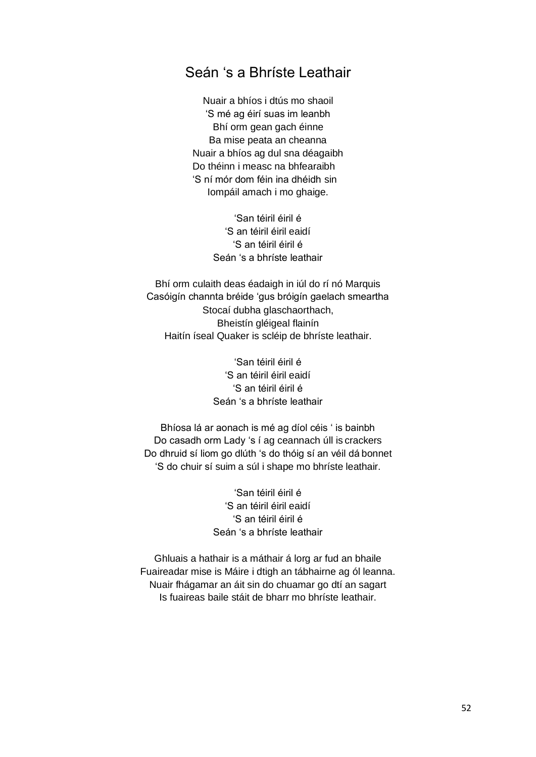# Seán 's a Bhríste Leathair

Nuair a bhíos i dtús mo shaoil
'S mé ag éirí suas im leanbh
Bhí orm gean gach éinne
Ba mise peata an cheanna
Nuair a bhíos ag dul sna déagaibh
Do théinn i measc na bhfearaibh
'S ní mór dom féin ina dhéidh sin
Iompáil amach i mo ghaige.

'San téiril éiril é
'S an téiril éiril eaidí
'S an téiril éiril é
Seán 's a bhríste leathair

Bhí orm culaith deas éadaigh in iúl do rí nó Marquis
Casóigín channta bréide 'gus bróigín gaelach smeartha
Stocaí dubha glaschaorthach,
Bheistín gléigeal flainín
Haitín íseal Quaker is scléip de bhríste leathair.

'San téiril éiril é
'S an téiril éiril eaidí
'S an téiril éiril é
Seán 's a bhríste leathair

Bhíosa lá ar aonach is mé ag díol céis ' is bainbh
Do casadh orm Lady 's í ag ceannach úll is crackers
Do dhruid sí liom go dlúth 's do thóig sí an véil dá bonnet
'S do chuir sí suim a súl i shape mo bhríste leathair.

'San téiril éiril é
'S an téiril éiril eaidí
'S an téiril éiril é
Seán 's a bhríste leathair

Ghluais a hathair is a máthair á lorg ar fud an bhaile
Fuaireadar mise is Máire i dtigh an tábhairne ag ól leanna.
Nuair fhágamar an áit sin do chuamar go dtí an sagart
Is fuaireas baile stáit de bharr mo bhríste leathair.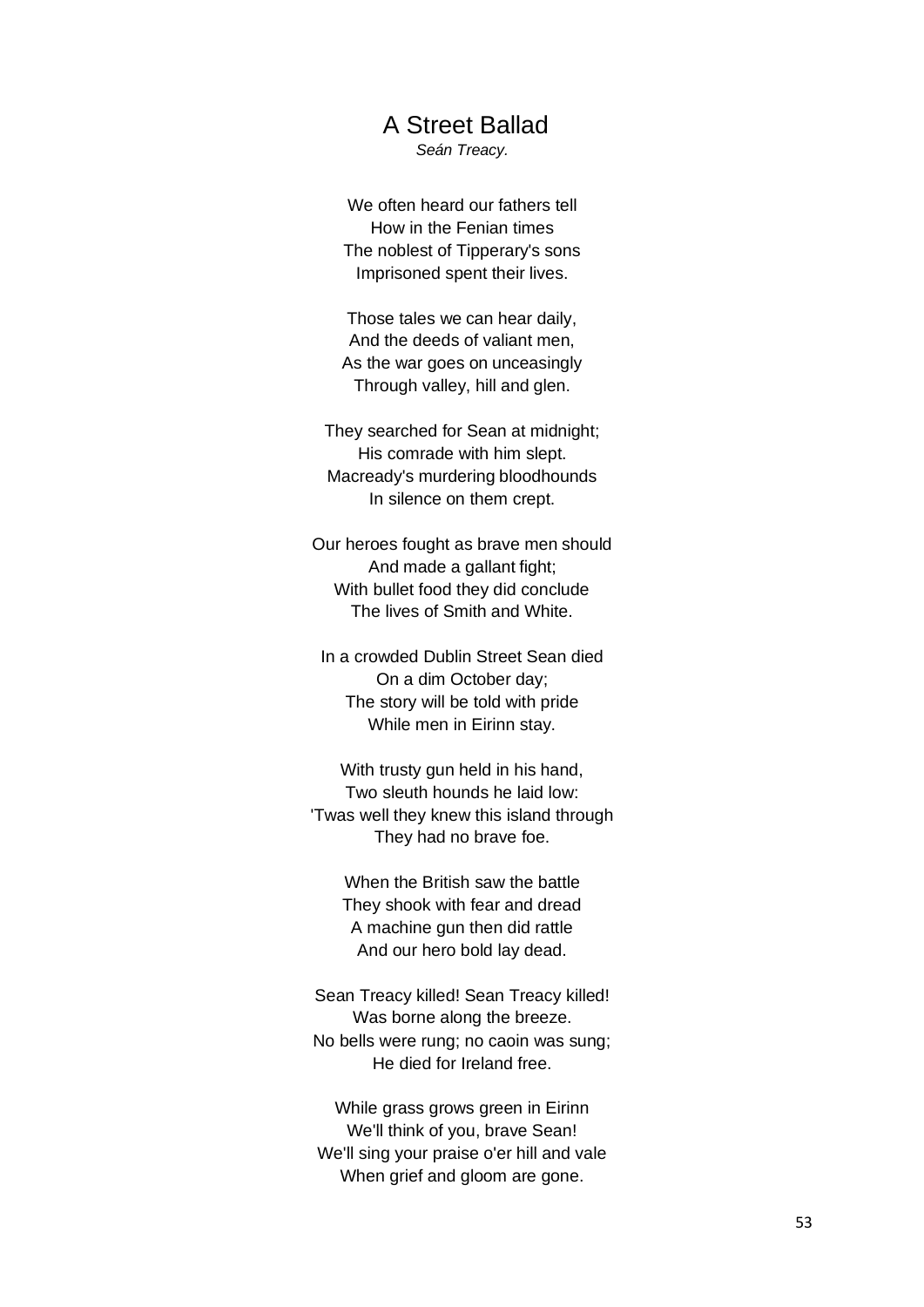# A Street Ballad

*Seán Treacy.*

We often heard our fathers tell
How in the Fenian times
The noblest of Tipperary's sons
Imprisoned spent their lives.

Those tales we can hear daily,
And the deeds of valiant men,
As the war goes on unceasingly
Through valley, hill and glen.

They searched for Sean at midnight;
His comrade with him slept.
Macready's murdering bloodhounds
In silence on them crept.

Our heroes fought as brave men should
And made a gallant fight;
With bullet food they did conclude
The lives of Smith and White.

In a crowded Dublin Street Sean died
On a dim October day;
The story will be told with pride
While men in Eirinn stay.

With trusty gun held in his hand,
Two sleuth hounds he laid low:
'Twas well they knew this island through
They had no brave foe.

When the British saw the battle
They shook with fear and dread
A machine gun then did rattle
And our hero bold lay dead.

Sean Treacy killed! Sean Treacy killed!
Was borne along the breeze.
No bells were rung; no caoin was sung;
He died for Ireland free.

While grass grows green in Eirinn
We'll think of you, brave Sean!
We'll sing your praise o'er hill and vale
When grief and gloom are gone.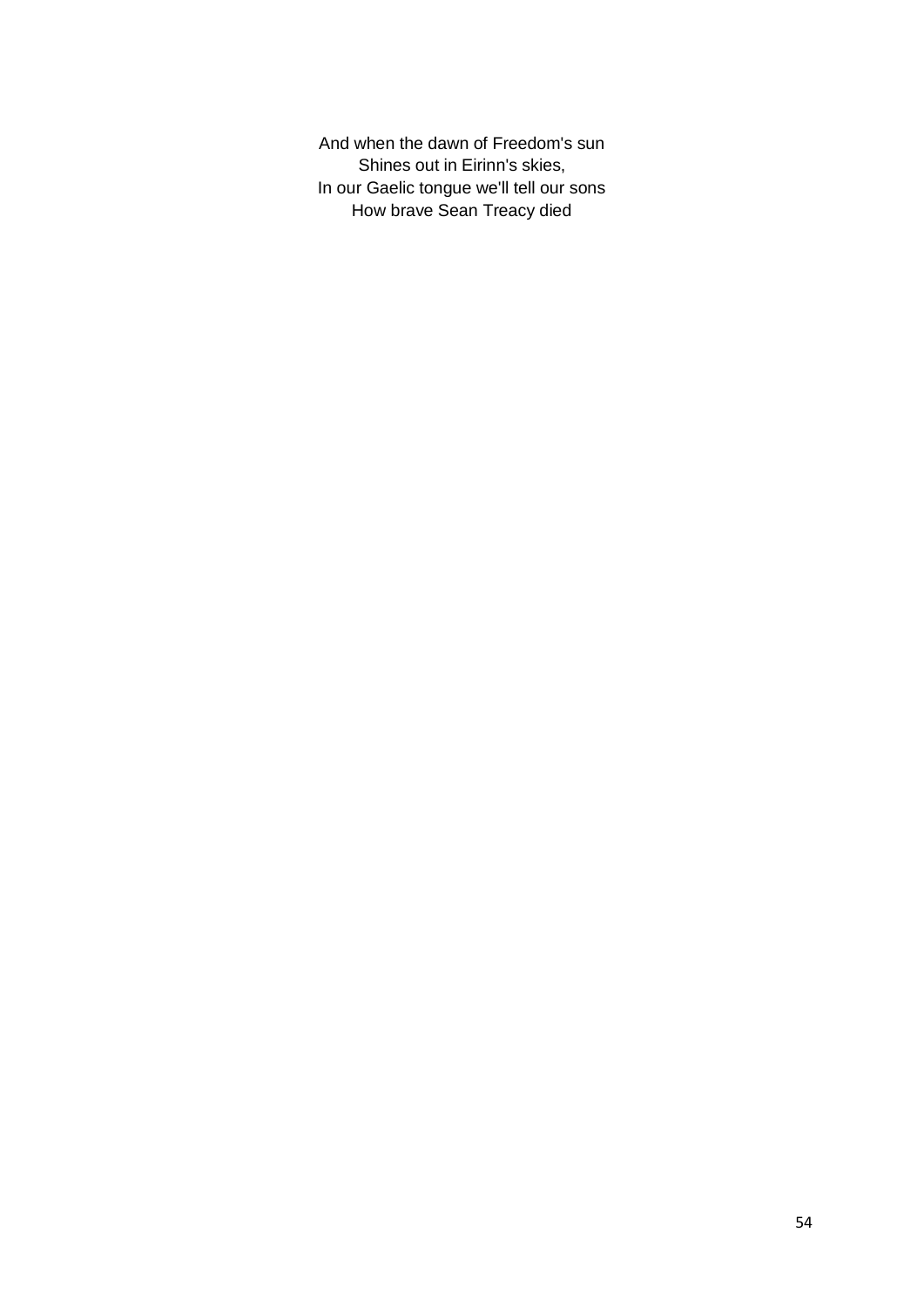And when the dawn of Freedom's sun  
Shines out in Eirinn's skies,  
In our Gaelic tongue we'll tell our sons  
How brave Sean Treacy died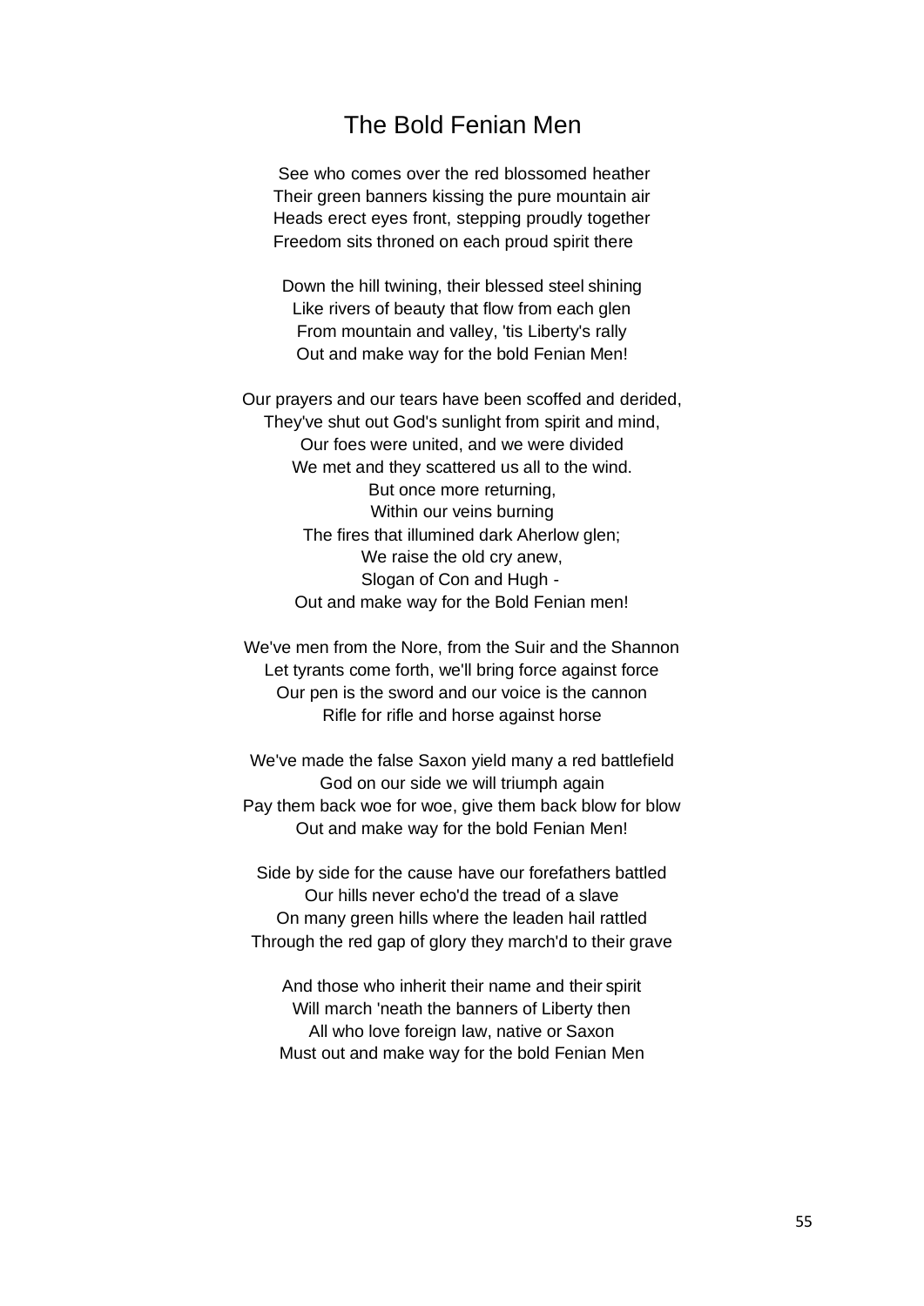# The Bold Fenian Men

See who comes over the red blossomed heather
Their green banners kissing the pure mountain air
Heads erect eyes front, stepping proudly together
Freedom sits throned on each proud spirit there

Down the hill twining, their blessed steel shining
Like rivers of beauty that flow from each glen
From mountain and valley, 'tis Liberty's rally
Out and make way for the bold Fenian Men!

Our prayers and our tears have been scoffed and derided,
They've shut out God's sunlight from spirit and mind,
Our foes were united, and we were divided
We met and they scattered us all to the wind.
But once more returning,
Within our veins burning
The fires that illumined dark Aherlow glen;
We raise the old cry anew,
Slogan of Con and Hugh -
Out and make way for the Bold Fenian men!

We've men from the Nore, from the Suir and the Shannon
Let tyrants come forth, we'll bring force against force
Our pen is the sword and our voice is the cannon
Rifle for rifle and horse against horse

We've made the false Saxon yield many a red battlefield
God on our side we will triumph again
Pay them back woe for woe, give them back blow for blow
Out and make way for the bold Fenian Men!

Side by side for the cause have our forefathers battled
Our hills never echo'd the tread of a slave
On many green hills where the leaden hail rattled
Through the red gap of glory they march'd to their grave

And those who inherit their name and their spirit
Will march 'neath the banners of Liberty then
All who love foreign law, native or Saxon
Must out and make way for the bold Fenian Men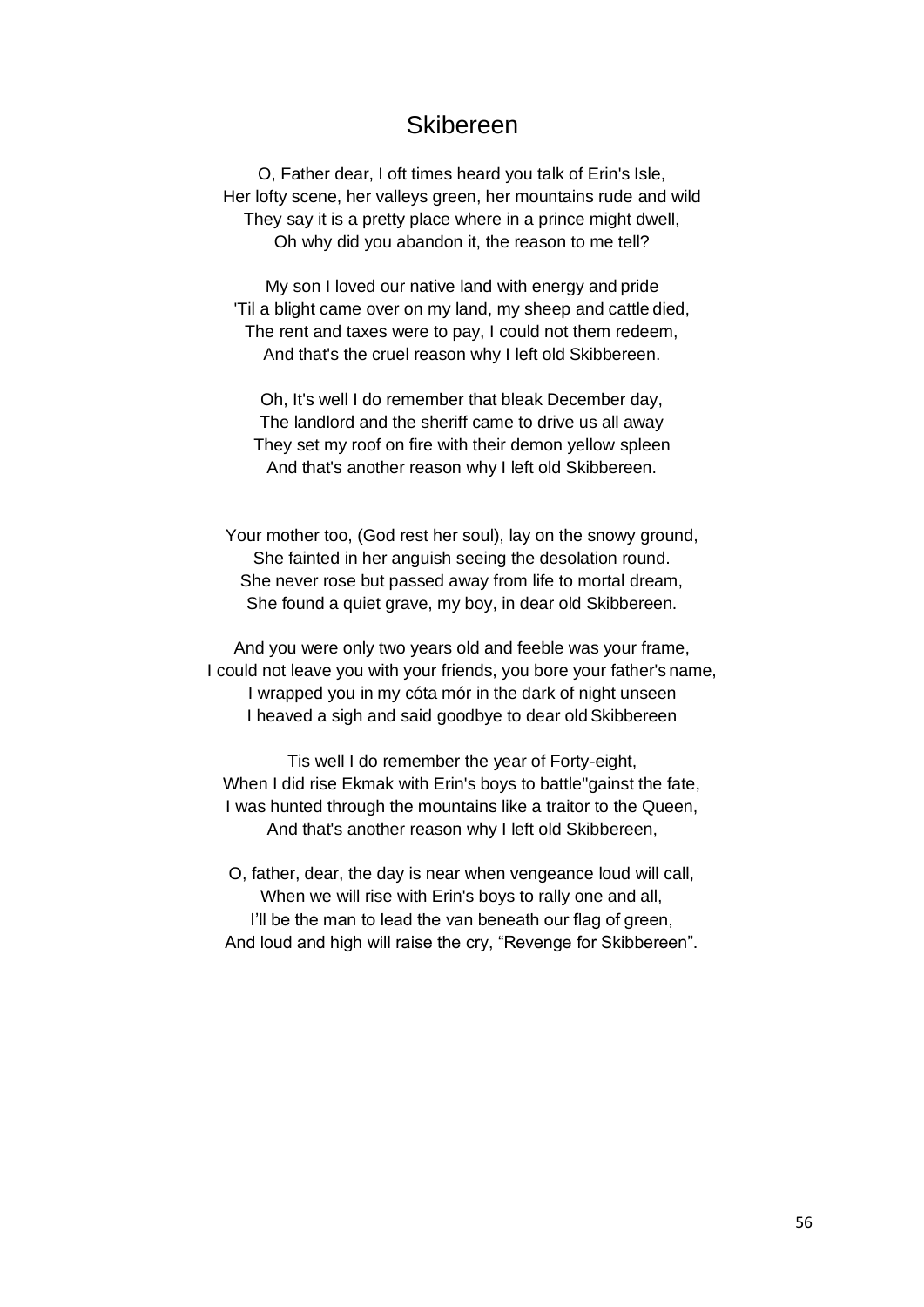# Skibereen

O, Father dear, I oft times heard you talk of Erin's Isle,  
Her lofty scene, her valleys green, her mountains rude and wild  
They say it is a pretty place where in a prince might dwell,  
Oh why did you abandon it, the reason to me tell?

My son I loved our native land with energy and pride  
'Til a blight came over on my land, my sheep and cattle died,  
The rent and taxes were to pay, I could not them redeem,  
And that's the cruel reason why I left old Skibbereen.

Oh, It's well I do remember that bleak December day,  
The landlord and the sheriff came to drive us all away  
They set my roof on fire with their demon yellow spleen  
And that's another reason why I left old Skibbereen.

Your mother too, (God rest her soul), lay on the snowy ground,  
She fainted in her anguish seeing the desolation round.  
She never rose but passed away from life to mortal dream,  
She found a quiet grave, my boy, in dear old Skibbereen.

And you were only two years old and feeble was your frame,  
I could not leave you with your friends, you bore your father's name,  
I wrapped you in my cóta mór in the dark of night unseen  
I heaved a sigh and said goodbye to dear old Skibbereen

Tis well I do remember the year of Forty-eight,  
When I did rise Ekmak with Erin's boys to battle''gainst the fate,  
I was hunted through the mountains like a traitor to the Queen,  
And that's another reason why I left old Skibbereen,

O, father, dear, the day is near when vengeance loud will call,  
When we will rise with Erin's boys to rally one and all,  
I'll be the man to lead the van beneath our flag of green,  
And loud and high will raise the cry, "Revenge for Skibbereen".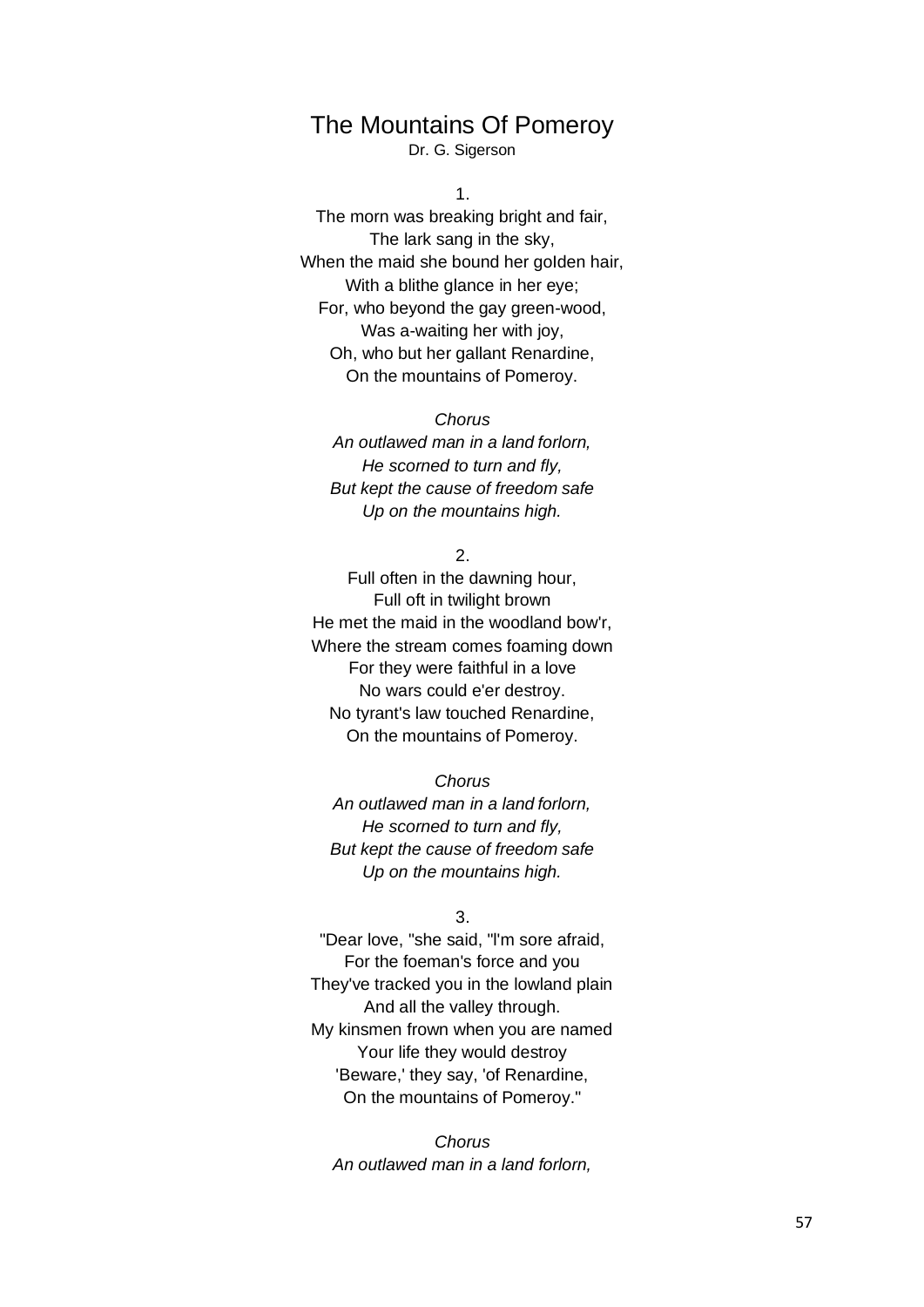# The Mountains Of Pomeroy

Dr. G. Sigerson

1.

The morn was breaking bright and fair,
The lark sang in the sky,
When the maid she bound her golden hair,
With a blithe glance in her eye;
For, who beyond the gay green-wood,
Was a-waiting her with joy,
Oh, who but her gallant Renardine,
On the mountains of Pomeroy.

*Chorus*
*An outlawed man in a land forlorn,*
*He scorned to turn and fly,*
*But kept the cause of freedom safe*
*Up on the mountains high.*

2.

Full often in the dawning hour,
Full oft in twilight brown
He met the maid in the woodland bow'r,
Where the stream comes foaming down
For they were faithful in a love
No wars could e'er destroy.
No tyrant's law touched Renardine,
On the mountains of Pomeroy.

*Chorus*
*An outlawed man in a land forlorn,*
*He scorned to turn and fly,*
*But kept the cause of freedom safe*
*Up on the mountains high.*

3.

"Dear love, "she said, "I'm sore afraid,
For the foeman's force and you
They've tracked you in the lowland plain
And all the valley through.
My kinsmen frown when you are named
Your life they would destroy
'Beware,' they say, 'of Renardine,
On the mountains of Pomeroy."

*Chorus*
*An outlawed man in a land forlorn,*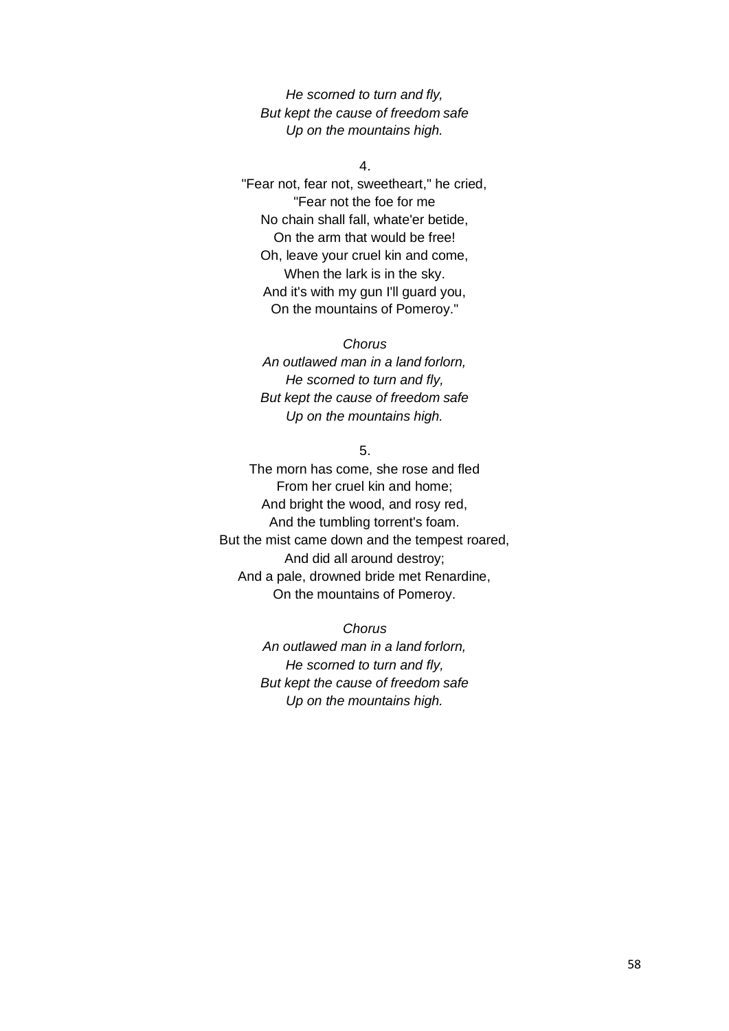*He scorned to turn and fly,*
*But kept the cause of freedom safe*
*Up on the mountains high.*

4.

"Fear not, fear not, sweetheart," he cried,
"Fear not the foe for me
No chain shall fall, whate'er betide,
On the arm that would be free!
Oh, leave your cruel kin and come,
When the lark is in the sky.
And it's with my gun I'll guard you,
On the mountains of Pomeroy."

*Chorus*
*An outlawed man in a land forlorn,*
*He scorned to turn and fly,*
*But kept the cause of freedom safe*
*Up on the mountains high.*

5.

The morn has come, she rose and fled
From her cruel kin and home;
And bright the wood, and rosy red,
And the tumbling torrent's foam.
But the mist came down and the tempest roared,
And did all around destroy;
And a pale, drowned bride met Renardine,
On the mountains of Pomeroy.

*Chorus*
*An outlawed man in a land forlorn,*
*He scorned to turn and fly,*
*But kept the cause of freedom safe*
*Up on the mountains high.*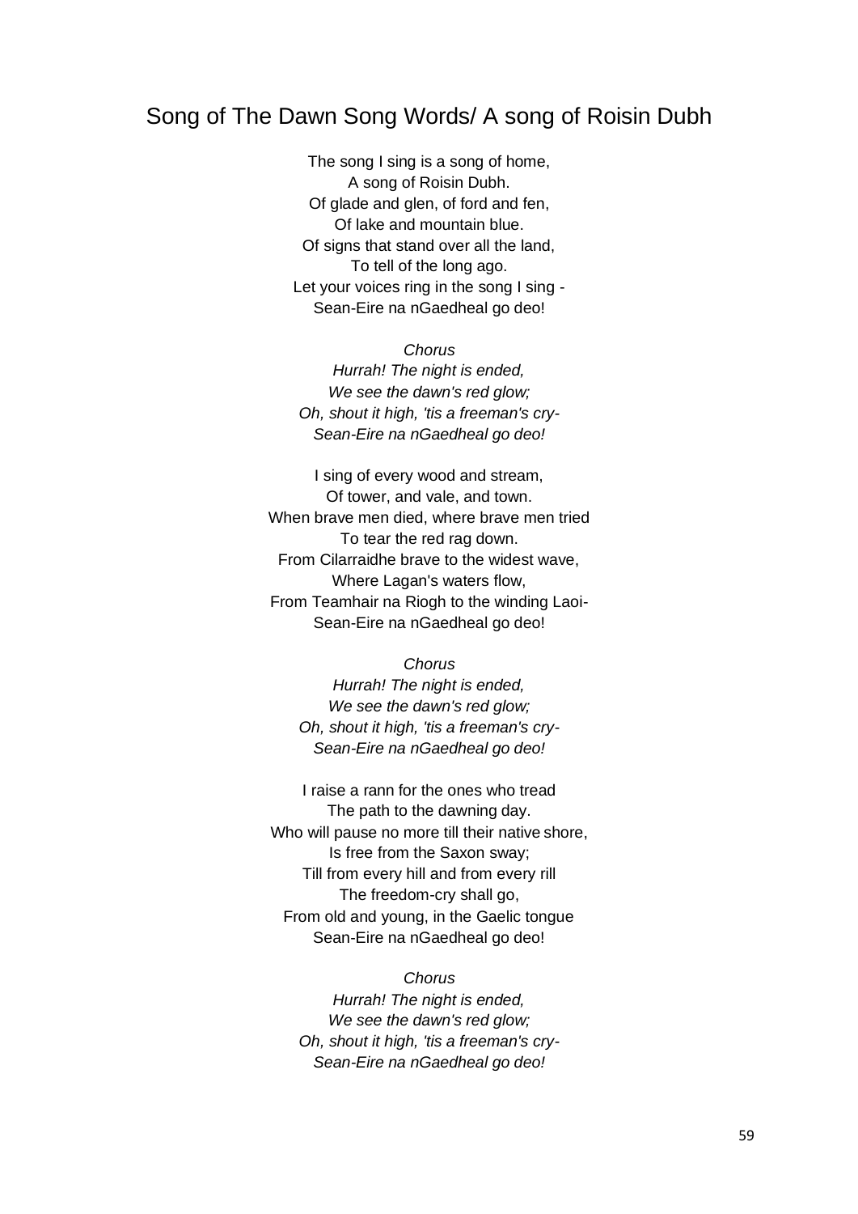## Song of The Dawn Song Words/ A song of Roisin Dubh

The song I sing is a song of home,
A song of Roisin Dubh.
Of glade and glen, of ford and fen,
Of lake and mountain blue.
Of signs that stand over all the land,
To tell of the long ago.
Let your voices ring in the song I sing -
Sean-Eire na nGaedheal go deo!

*Chorus*
*Hurrah! The night is ended,*
*We see the dawn's red glow;*
*Oh, shout it high, 'tis a freeman's cry-*
*Sean-Eire na nGaedheal go deo!*

I sing of every wood and stream,
Of tower, and vale, and town.
When brave men died, where brave men tried
To tear the red rag down.
From Cilarraidhe brave to the widest wave,
Where Lagan's waters flow,
From Teamhair na Riogh to the winding Laoi-
Sean-Eire na nGaedheal go deo!

*Chorus*
*Hurrah! The night is ended,*
*We see the dawn's red glow;*
*Oh, shout it high, 'tis a freeman's cry-*
*Sean-Eire na nGaedheal go deo!*

I raise a rann for the ones who tread
The path to the dawning day.
Who will pause no more till their native shore,
Is free from the Saxon sway;
Till from every hill and from every rill
The freedom-cry shall go,
From old and young, in the Gaelic tongue
Sean-Eire na nGaedheal go deo!

*Chorus*
*Hurrah! The night is ended,*
*We see the dawn's red glow;*
*Oh, shout it high, 'tis a freeman's cry-*
*Sean-Eire na nGaedheal go deo!*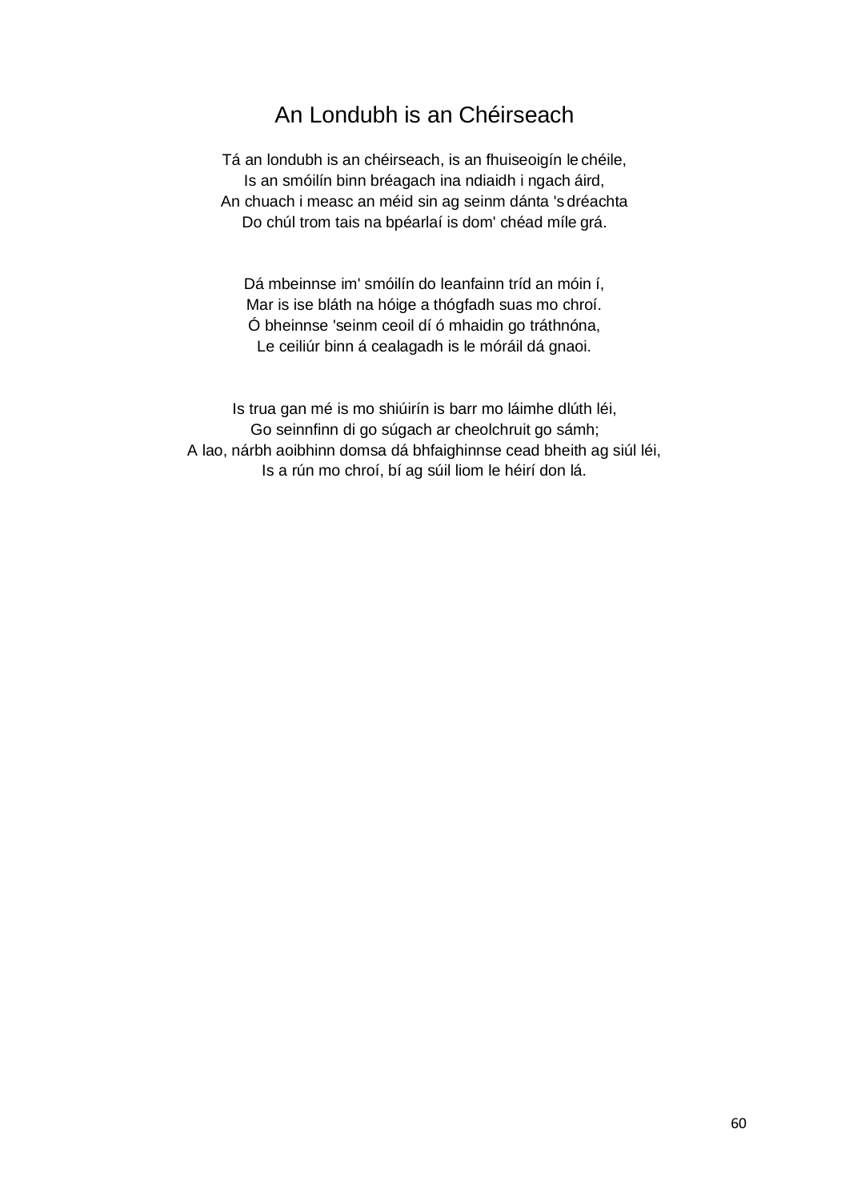# An Londubh is an Chéirseach

Tá an londubh is an chéirseach, is an fhuiseoigín le chéile,
Is an smóilín binn bréagach ina ndiaidh i ngach áird,
An chuach i measc an méid sin ag seinm dánta 's dréachta
Do chúl trom tais na bpéarlaí is dom' chéad míle grá.

Dá mbeinnse im' smóilín do leanfainn tríd an móin í,
Mar is ise bláth na hóige a thógfadh suas mo chroí.
Ó bheinnse 'seinm ceoil dí ó mhaidin go tráthnóna,
Le ceiliúr binn á cealagadh is le móráil dá gnaoi.

Is trua gan mé is mo shiúirín is barr mo láimhe dlúth léi,
Go seinnfinn di go súgach ar cheolchruit go sámh;
A lao, nárbh aoibhinn domsa dá bhfaighinnse cead bheith ag siúl léi,
Is a rún mo chroí, bí ag súil liom le héirí don lá.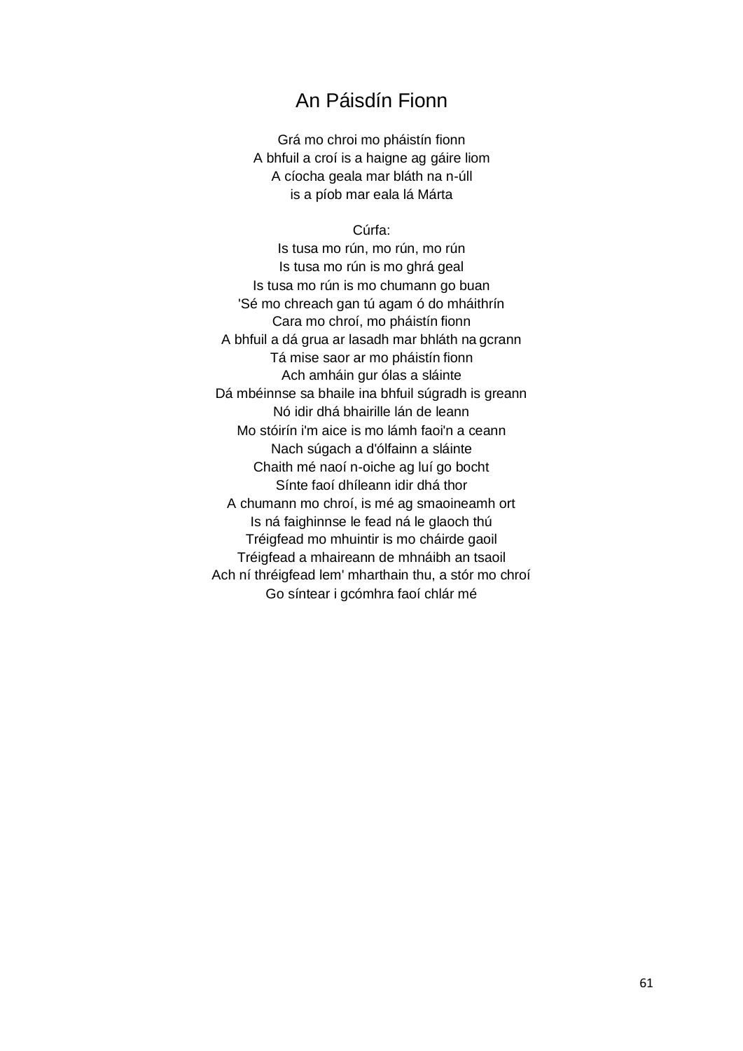# An Páisdín Fionn

Grá mo chroi mo pháistín fionn
A bhfuil a croí is a haigne ag gáire liom
A cíocha geala mar bláth na n-úll
is a píob mar eala lá Márta

Cúrfa:
Is tusa mo rún, mo rún, mo rún
Is tusa mo rún is mo ghrá geal
Is tusa mo rún is mo chumann go buan
'Sé mo chreach gan tú agam ó do mháithrín
Cara mo chroí, mo pháistín fionn
A bhfuil a dá grua ar lasadh mar bhláth na gcrann
Tá mise saor ar mo pháistín fionn
Ach amháin gur ólas a sláinte
Dá mbéinnse sa bhaile ina bhfuil súgradh is greann
Nó idir dhá bhairille lán de leann
Mo stóirín i'm aice is mo lámh faoi'n a ceann
Nach súgach a d'ólfainn a sláinte
Chaith mé naoí n-oiche ag luí go bocht
Sínte faoí dhíleann idir dhá thor
A chumann mo chroí, is mé ag smaoineamh ort
Is ná faighinnse le fead ná le glaoch thú
Tréigfead mo mhuintir is mo cháirde gaoil
Tréigfead a mhaireann de mhnáibh an tsaoil
Ach ní thréigfead lem' mharthain thu, a stór mo chroí
Go síntear i gcómhra faoí chlár mé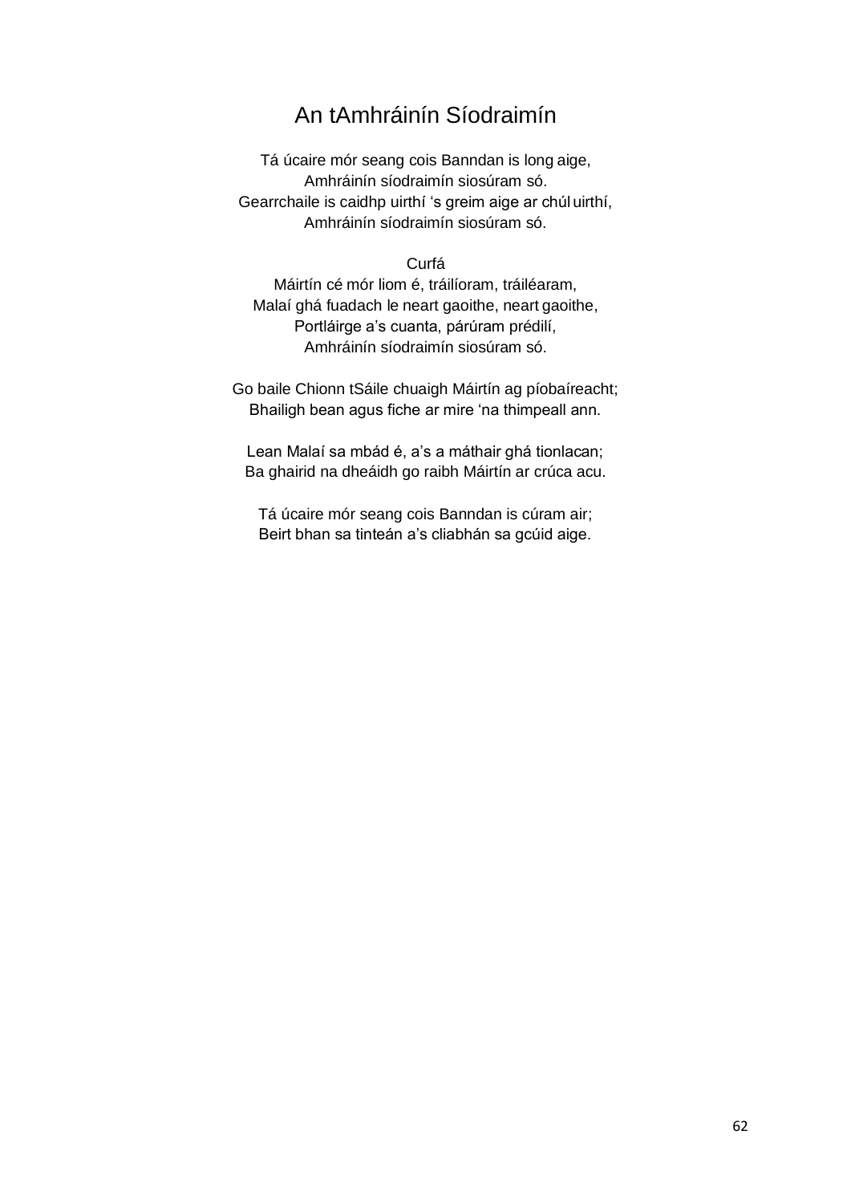# An tAmhráinín Síodraimín

Tá úcaire mór seang cois Banndan is long aige,
Amhráinín síodraimín siosúram só.
Gearrchaile is caidhp uirthí 's greim aige ar chúl uirthí,
Amhráinín síodraimín siosúram só.

Curfá
Máirtín cé mór liom é, tráilíoram, tráiléaram,
Malaí ghá fuadach le neart gaoithe, neart gaoithe,
Portláirge a's cuanta, párúram prédilí,
Amhráinín síodraimín siosúram só.

Go baile Chionn tSáile chuaigh Máirtín ag píobaíreacht;
Bhailigh bean agus fiche ar mire 'na thimpeall ann.

Lean Malaí sa mbád é, a's a máthair ghá tionlacan;
Ba ghairid na dheáidh go raibh Máirtín ar crúca acu.

Tá úcaire mór seang cois Banndan is cúram air;
Beirt bhan sa tinteán a's cliabhán sa gcúid aige.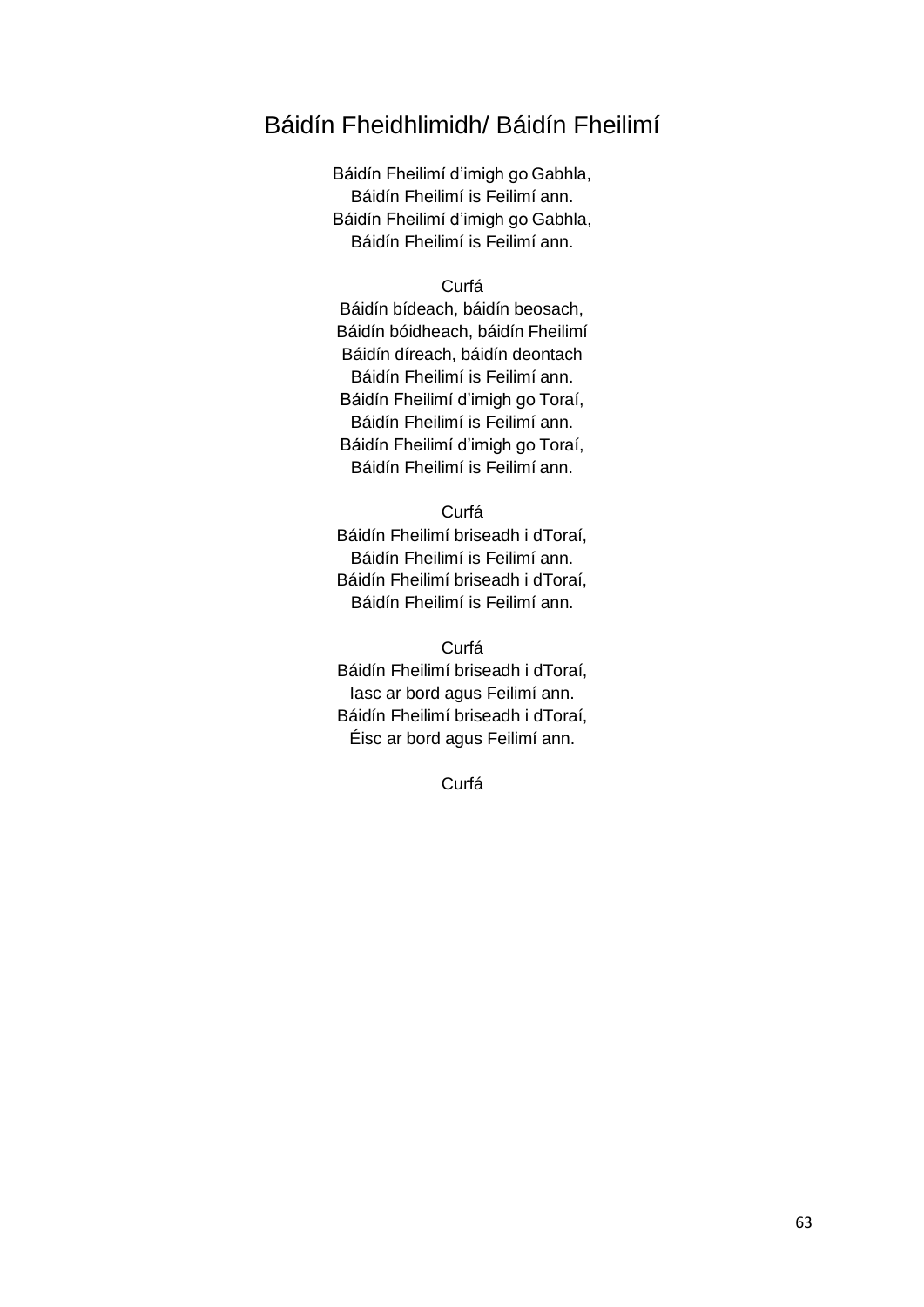## Báidín Fheidhlimidh/ Báidín Fheilimí

Báidín Fheilimí d'imigh go Gabhla,
Báidín Fheilimí is Feilimí ann.
Báidín Fheilimí d'imigh go Gabhla,
Báidín Fheilimí is Feilimí ann.

Curfá
Báidín bídeach, báidín beosach,
Báidín bóidheach, báidín Fheilimí
Báidín díreach, báidín deontach
Báidín Fheilimí is Feilimí ann.
Báidín Fheilimí d'imigh go Toraí,
Báidín Fheilimí is Feilimí ann.
Báidín Fheilimí d'imigh go Toraí,
Báidín Fheilimí is Feilimí ann.

Curfá
Báidín Fheilimí briseadh i dToraí,
Báidín Fheilimí is Feilimí ann.
Báidín Fheilimí briseadh i dToraí,
Báidín Fheilimí is Feilimí ann.

Curfá
Báidín Fheilimí briseadh i dToraí,
Iasc ar bord agus Feilimí ann.
Báidín Fheilimí briseadh i dToraí,
Éisc ar bord agus Feilimí ann.

Curfá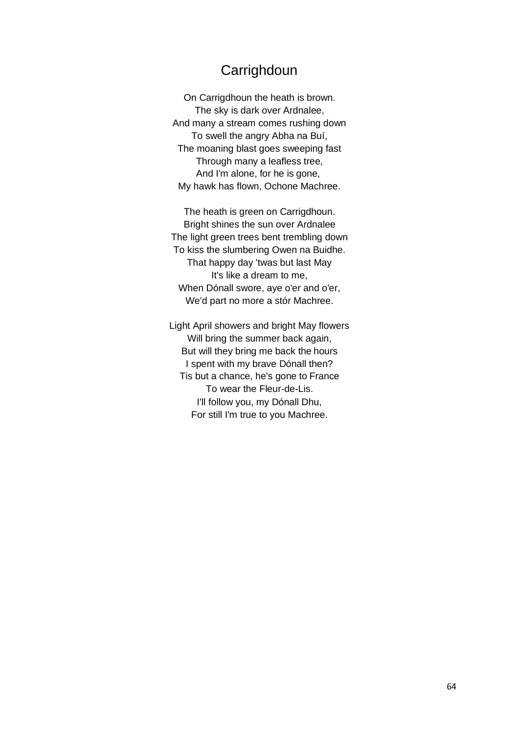# Carrighdoun

On Carrigdhoun the heath is brown.  
The sky is dark over Ardnalee,  
And many a stream comes rushing down  
To swell the angry Abha na Buí,  
The moaning blast goes sweeping fast  
Through many a leafless tree,  
And I'm alone, for he is gone,  
My hawk has flown, Ochone Machree.

The heath is green on Carrigdhoun.  
Bright shines the sun over Ardnalee  
The light green trees bent trembling down  
To kiss the slumbering Owen na Buidhe.  
That happy day 'twas but last May  
It's like a dream to me,  
When Dónall swore, aye o'er and o'er,  
We'd part no more a stór Machree.

Light April showers and bright May flowers  
Will bring the summer back again,  
But will they bring me back the hours  
I spent with my brave Dónall then?  
Tis but a chance, he's gone to France  
To wear the Fleur-de-Lis.  
I'll follow you, my Dónall Dhu,  
For still I'm true to you Machree.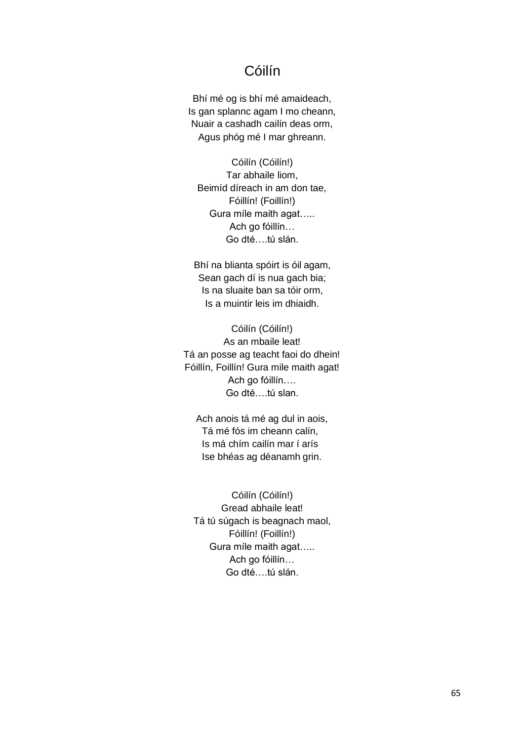# Cóilín

Bhí mé og is bhí mé amaideach,  
Is gan splannc agam I mo cheann,  
Nuair a cashadh cailín deas orm,  
Agus phóg mé I mar ghreann.

Cóilín (Cóilín!)  
Tar abhaile liom,  
Beimíd díreach in am don tae,  
Fóillín! (Foillín!)  
Gura míle maith agat…..  
Ach go fóillín…  
Go dté….tú slán.

Bhí na blianta spóirt is óil agam,  
Sean gach dí is nua gach bia;  
Is na sluaite ban sa tóir orm,  
Is a muintir leis im dhiaidh.

Cóilín (Cóilín!)  
As an mbaile leat!  
Tá an posse ag teacht faoi do dhein!  
Fóillín, Foillín! Gura mile maith agat!  
Ach go fóillín….  
Go dté….tú slan.

Ach anois tá mé ag dul in aois,  
Tá mé fós im cheann calín,  
Is má chím cailín mar í arís  
Ise bhéas ag déanamh grin.

Cóilín (Cóilín!)  
Gread abhaile leat!  
Tá tú súgach is beagnach maol,  
Fóillín! (Foillín!)  
Gura míle maith agat…..  
Ach go fóillín…  
Go dté….tú slán.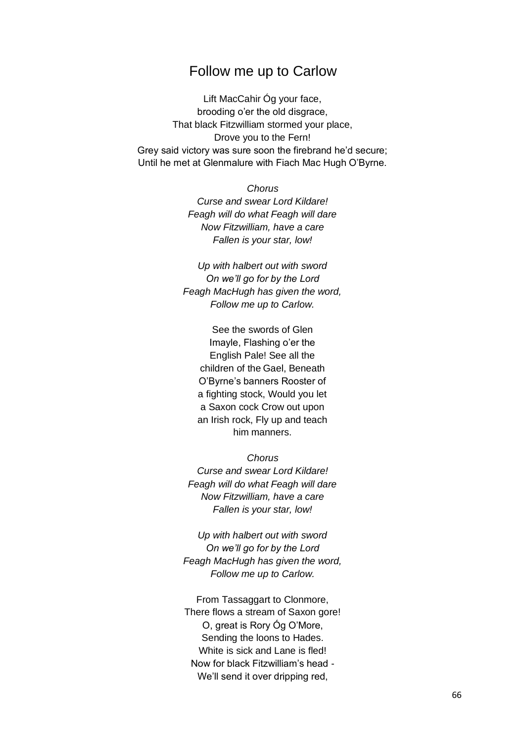# Follow me up to Carlow

Lift MacCahir Óg your face,
brooding o'er the old disgrace,
That black Fitzwilliam stormed your place,
Drove you to the Fern!
Grey said victory was sure soon the firebrand he'd secure;
Until he met at Glenmalure with Fiach Mac Hugh O'Byrne.

*Chorus*
*Curse and swear Lord Kildare!*
*Feagh will do what Feagh will dare*
*Now Fitzwilliam, have a care*
*Fallen is your star, low!*

*Up with halbert out with sword*
*On we'll go for by the Lord*
*Feagh MacHugh has given the word,*
*Follow me up to Carlow.*

See the swords of Glen
Imayle, Flashing o'er the
English Pale! See all the
children of the Gael, Beneath
O'Byrne's banners Rooster of
a fighting stock, Would you let
a Saxon cock Crow out upon
an Irish rock, Fly up and teach
him manners.

*Chorus*
*Curse and swear Lord Kildare!*
*Feagh will do what Feagh will dare*
*Now Fitzwilliam, have a care*
*Fallen is your star, low!*

*Up with halbert out with sword*
*On we'll go for by the Lord*
*Feagh MacHugh has given the word,*
*Follow me up to Carlow.*

From Tassaggart to Clonmore,
There flows a stream of Saxon gore!
O, great is Rory Óg O'More,
Sending the loons to Hades.
White is sick and Lane is fled!
Now for black Fitzwilliam's head -
We'll send it over dripping red,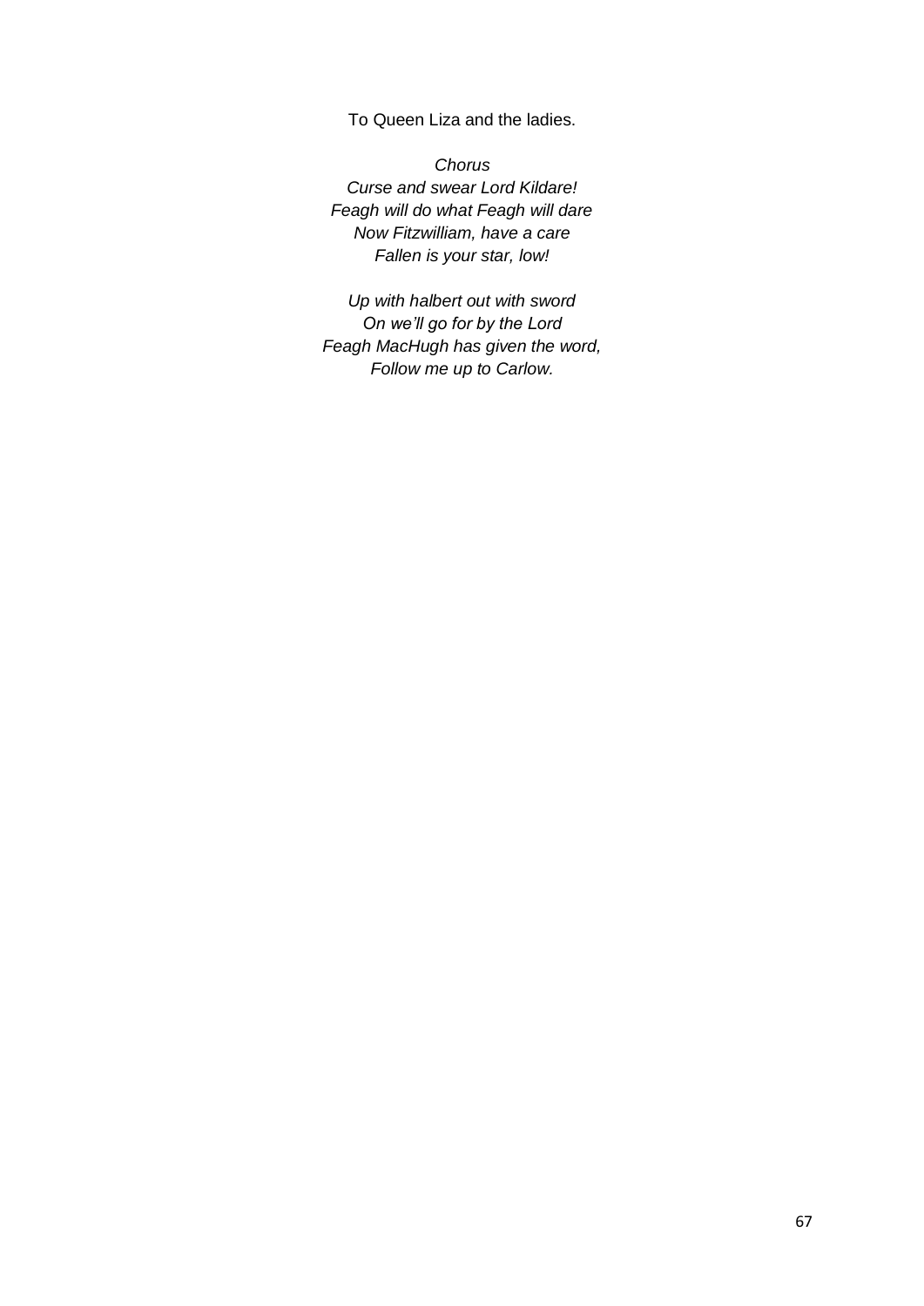To Queen Liza and the ladies.

*Chorus*  
*Curse and swear Lord Kildare!*  
*Feagh will do what Feagh will dare*  
*Now Fitzwilliam, have a care*  
*Fallen is your star, low!*

*Up with halbert out with sword*  
*On we'll go for by the Lord*  
*Feagh MacHugh has given the word,*  
*Follow me up to Carlow.*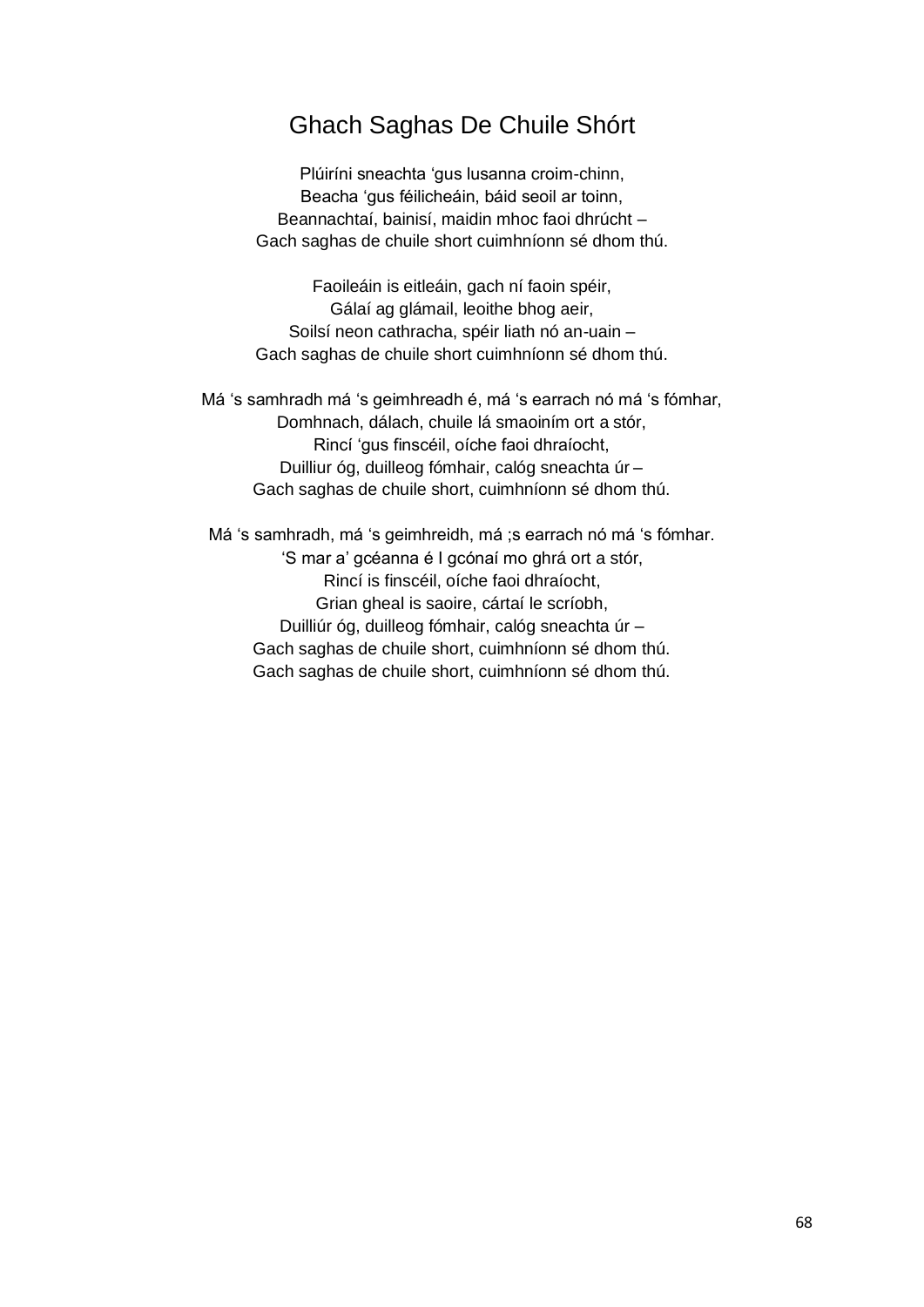# Ghach Saghas De Chuile Shórt

Plúiríni sneachta 'gus lusanna croim-chinn,
Beacha 'gus féilicheáin, báid seoil ar toinn,
Beannachtaí, bainisí, maidin mhoc faoi dhrúcht –
Gach saghas de chuile short cuimhníonn sé dhom thú.

Faoileáin is eitleáin, gach ní faoin spéir,
Gálaí ag glámail, leoithe bhog aeir,
Soilsí neon cathracha, spéir liath nó an-uain –
Gach saghas de chuile short cuimhníonn sé dhom thú.

Má 's samhradh má 's geimhreadh é, má 's earrach nó má 's fómhar,
Domhnach, dálach, chuile lá smaoiním ort a stór,
Rincí 'gus finscéil, oíche faoi dhraíocht,
Duilliur óg, duilleog fómhair, calóg sneachta úr –
Gach saghas de chuile short, cuimhníonn sé dhom thú.

Má 's samhradh, má 's geimhreidh, má ;s earrach nó má 's fómhar.
'S mar a' gcéanna é I gcónaí mo ghrá ort a stór,
Rincí is finscéil, oíche faoi dhraíocht,
Grian gheal is saoire, cártaí le scríobh,
Duilliúr óg, duilleog fómhair, calóg sneachta úr –
Gach saghas de chuile short, cuimhníonn sé dhom thú.
Gach saghas de chuile short, cuimhníonn sé dhom thú.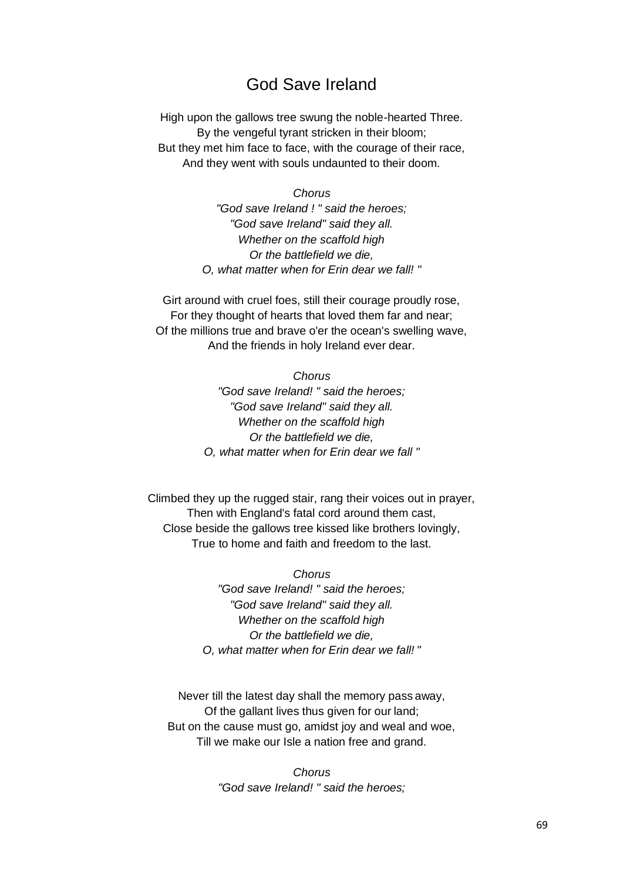# God Save Ireland

High upon the gallows tree swung the noble-hearted Three.  
By the vengeful tyrant stricken in their bloom;  
But they met him face to face, with the courage of their race,  
And they went with souls undaunted to their doom.

*Chorus*  
*"God save Ireland ! " said the heroes;*  
*"God save Ireland" said they all.*  
*Whether on the scaffold high*  
*Or the battlefield we die,*  
*O, what matter when for Erin dear we fall! "*

Girt around with cruel foes, still their courage proudly rose,  
For they thought of hearts that loved them far and near;  
Of the millions true and brave o'er the ocean's swelling wave,  
And the friends in holy Ireland ever dear.

*Chorus*  
*"God save Ireland! " said the heroes;*  
*"God save Ireland" said they all.*  
*Whether on the scaffold high*  
*Or the battlefield we die,*  
*O, what matter when for Erin dear we fall "*

Climbed they up the rugged stair, rang their voices out in prayer,  
Then with England's fatal cord around them cast,  
Close beside the gallows tree kissed like brothers lovingly,  
True to home and faith and freedom to the last.

*Chorus*  
*"God save Ireland! " said the heroes;*  
*"God save Ireland" said they all.*  
*Whether on the scaffold high*  
*Or the battlefield we die,*  
*O, what matter when for Erin dear we fall! "*

Never till the latest day shall the memory pass away,  
Of the gallant lives thus given for our land;  
But on the cause must go, amidst joy and weal and woe,  
Till we make our Isle a nation free and grand.

*Chorus*  
*"God save Ireland! " said the heroes;*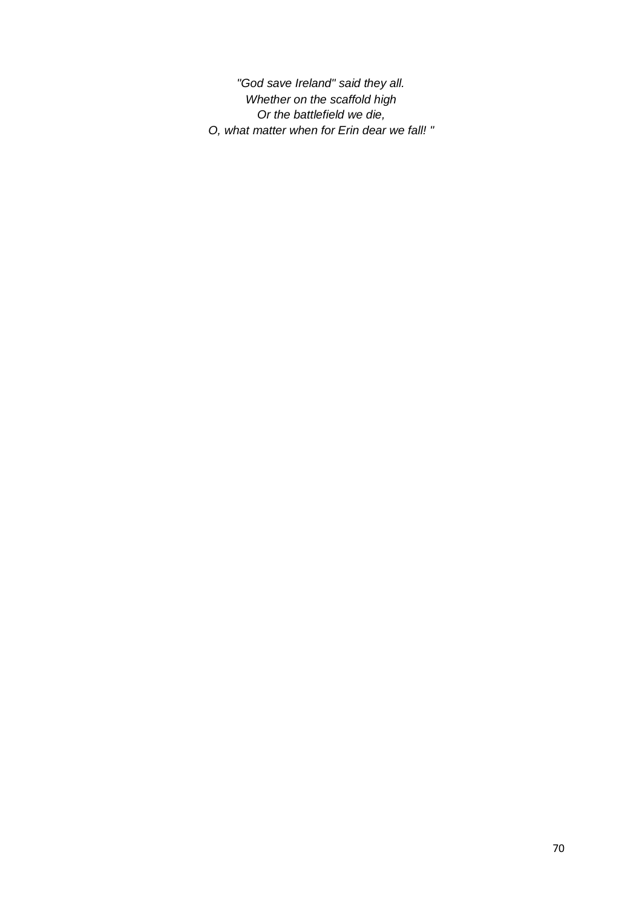*"God save Ireland" said they all.*
*Whether on the scaffold high*
*Or the battlefield we die,*
*O, what matter when for Erin dear we fall! "*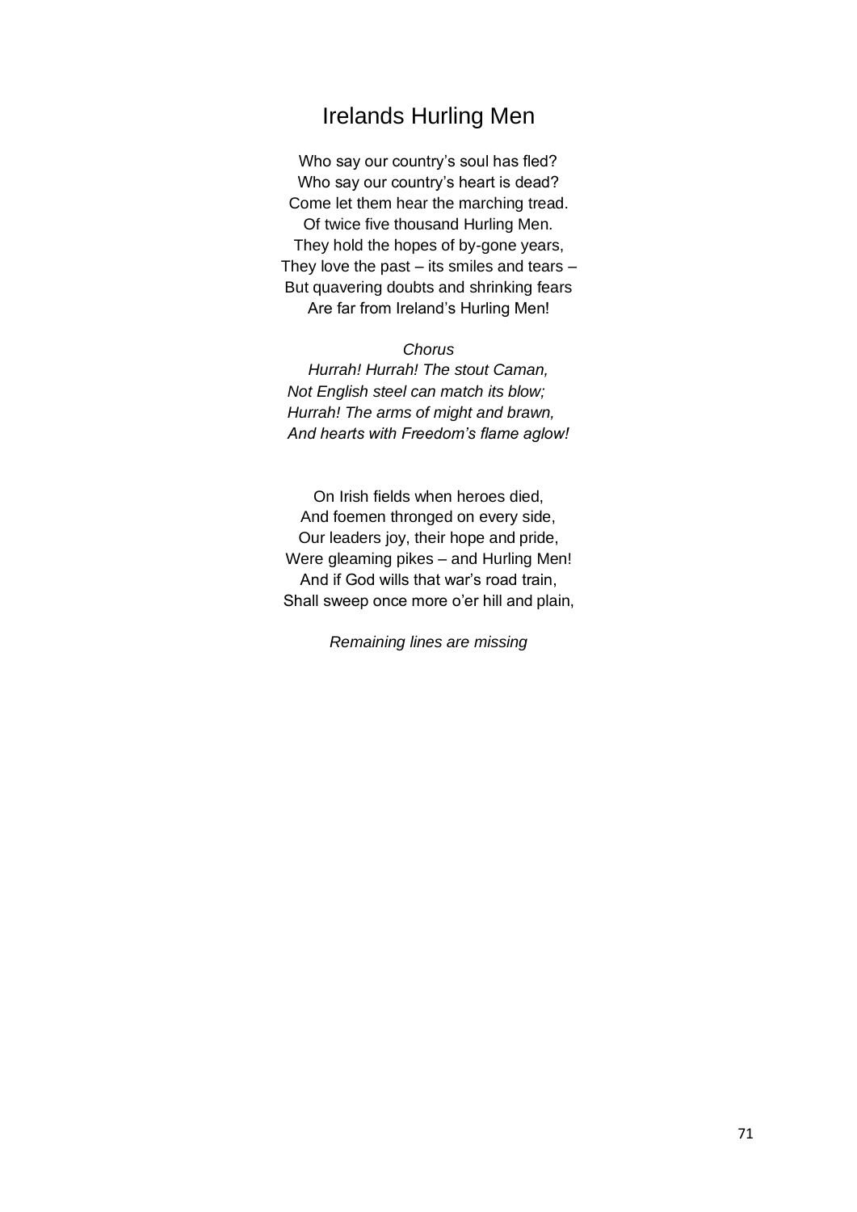# Irelands Hurling Men

Who say our country's soul has fled?
Who say our country's heart is dead?
Come let them hear the marching tread.
Of twice five thousand Hurling Men.
They hold the hopes of by-gone years,
They love the past – its smiles and tears –
But quavering doubts and shrinking fears
Are far from Ireland's Hurling Men!

*Chorus*

*Hurrah! Hurrah! The stout Caman,*
*Not English steel can match its blow;*
*Hurrah! The arms of might and brawn,*
*And hearts with Freedom's flame aglow!*

On Irish fields when heroes died,
And foemen thronged on every side,
Our leaders joy, their hope and pride,
Were gleaming pikes – and Hurling Men!
And if God wills that war's road train,
Shall sweep once more o'er hill and plain,

*Remaining lines are missing*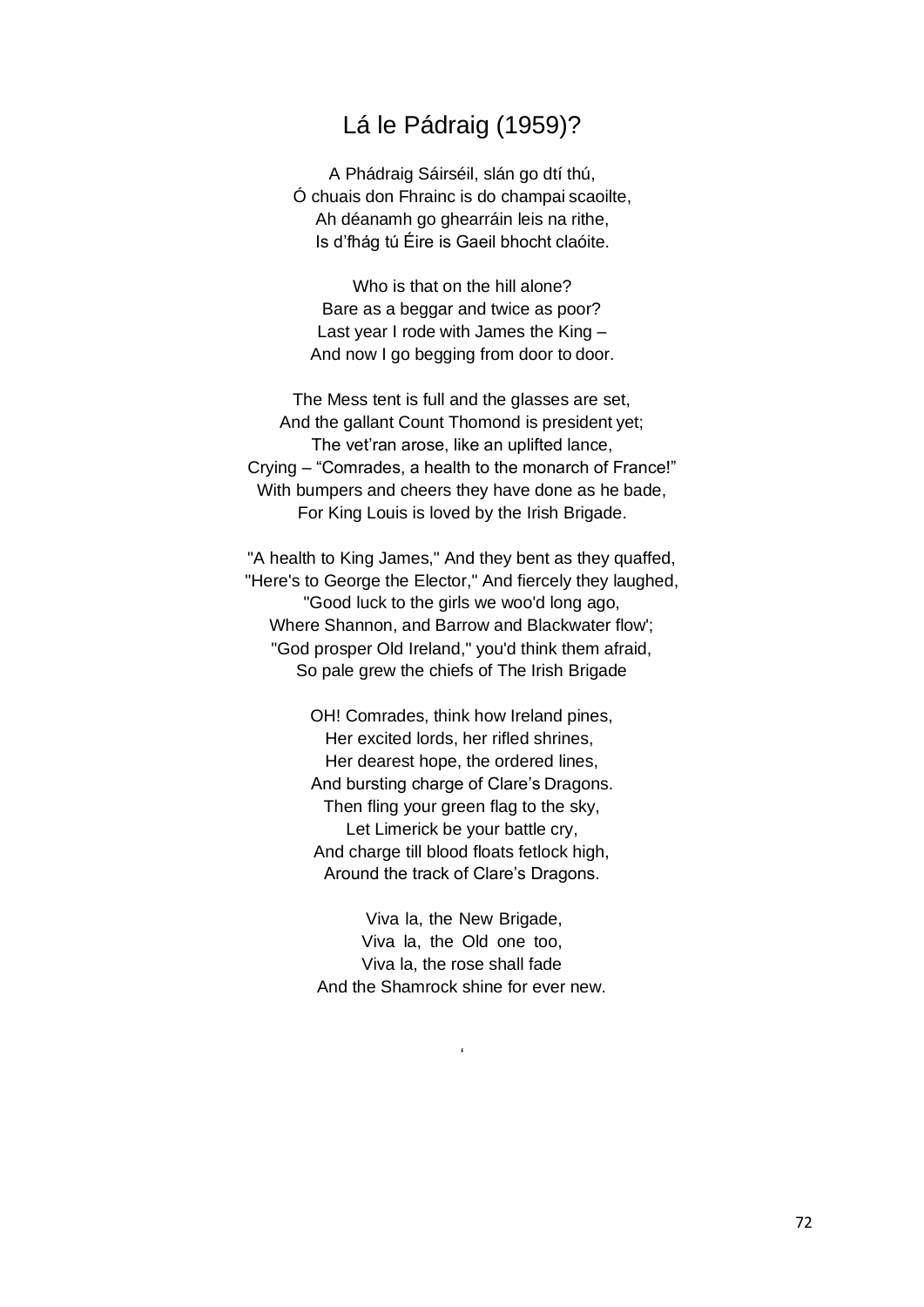# Lá le Pádraig (1959)?

A Phádraig Sáirséil, slán go dtí thú,  
Ó chuais don Fhrainc is do champai scaoilte,  
Ah déanamh go ghearráin leis na rithe,  
Is d'fhág tú Éire is Gaeil bhocht claóite.

Who is that on the hill alone?  
Bare as a beggar and twice as poor?  
Last year I rode with James the King –  
And now I go begging from door to door.

The Mess tent is full and the glasses are set,  
And the gallant Count Thomond is president yet;  
The vet'ran arose, like an uplifted lance,  
Crying – "Comrades, a health to the monarch of France!"  
With bumpers and cheers they have done as he bade,  
For King Louis is loved by the Irish Brigade.

"A health to King James," And they bent as they quaffed,  
"Here's to George the Elector," And fiercely they laughed,  
"Good luck to the girls we woo'd long ago,  
Where Shannon, and Barrow and Blackwater flow';  
"God prosper Old Ireland," you'd think them afraid,  
So pale grew the chiefs of The Irish Brigade

OH! Comrades, think how Ireland pines,  
Her excited lords, her rifled shrines,  
Her dearest hope, the ordered lines,  
And bursting charge of Clare's Dragons.  
Then fling your green flag to the sky,  
Let Limerick be your battle cry,  
And charge till blood floats fetlock high,  
Around the track of Clare's Dragons.

Viva la, the New Brigade,  
Viva la, the Old one too,  
Viva la, the rose shall fade  
And the Shamrock shine for ever new.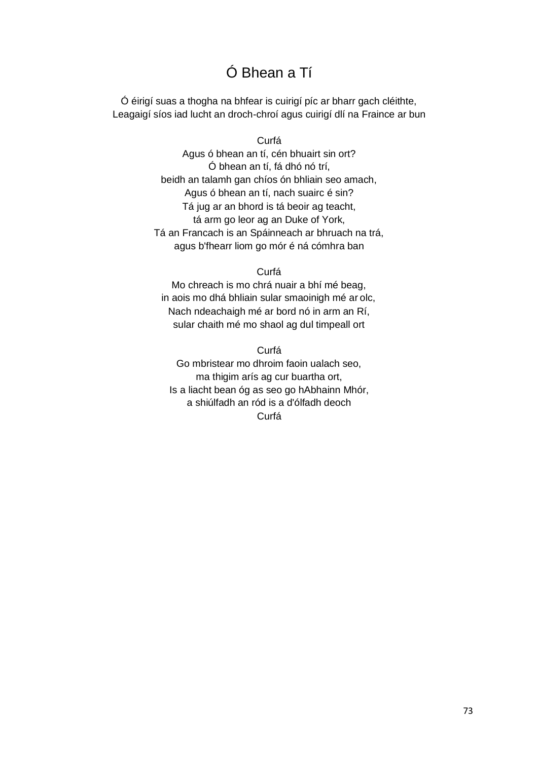# Ó Bhean a Tí

Ó éirigí suas a thogha na bhfear is cuirigí píc ar bharr gach cléithte,  
Leagaigí síos iad lucht an droch-chroí agus cuirigí dlí na Fraince ar bun

Curfá  
Agus ó bhean an tí, cén bhuairt sin ort?  
Ó bhean an tí, fá dhó nó trí,  
beidh an talamh gan chíos ón bhliain seo amach,  
Agus ó bhean an tí, nach suairc é sin?  
Tá jug ar an bhord is tá beoir ag teacht,  
tá arm go leor ag an Duke of York,  
Tá an Francach is an Spáinneach ar bhruach na trá,  
agus b'fhearr liom go mór é ná cómhra ban

Curfá  
Mo chreach is mo chrá nuair a bhí mé beag,  
in aois mo dhá bhliain sular smaoinigh mé ar olc,  
Nach ndeachaigh mé ar bord nó in arm an Rí,  
sular chaith mé mo shaol ag dul timpeall ort

Curfá  
Go mbristear mo dhroim faoin ualach seo,  
ma thigim arís ag cur buartha ort,  
Is a liacht bean óg as seo go hAbhainn Mhór,  
a shiúlfadh an ród is a d'ólfadh deoch  
Curfá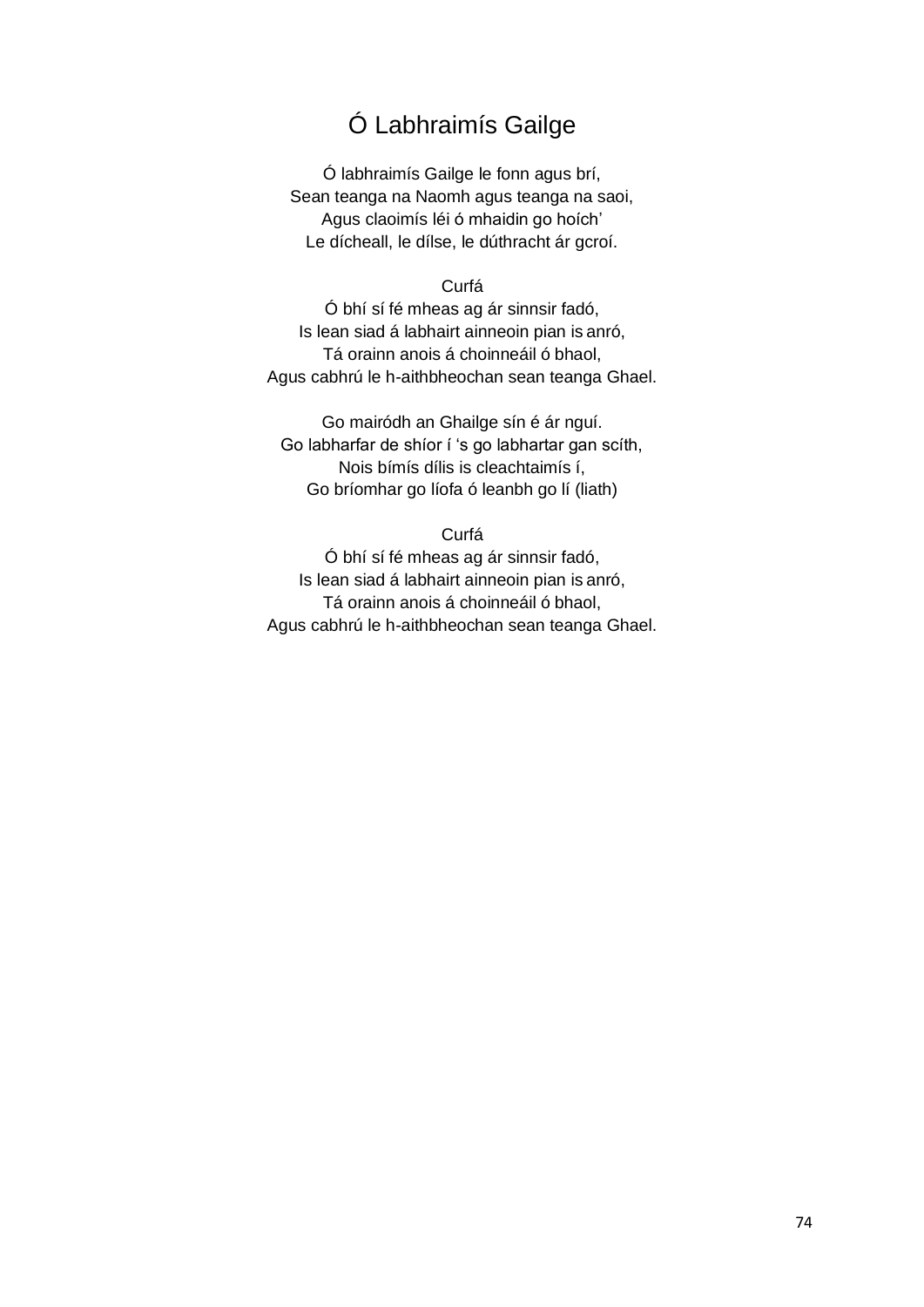# Ó Labhraimís Gailge

Ó labhraimís Gailge le fonn agus brí,
Sean teanga na Naomh agus teanga na saoi,
Agus claoimís léi ó mhaidin go hoích'
Le dícheall, le dílse, le dúthracht ár gcroí.

Curfá
Ó bhí sí fé mheas ag ár sinnsir fadó,
Is lean siad á labhairt ainneoin pian is anró,
Tá orainn anois á choinneáil ó bhaol,
Agus cabhrú le h-aithbheochan sean teanga Ghael.

Go mairódh an Ghailge sín é ár nguí.
Go labharfar de shíor í 's go labhartar gan scíth,
Nois bímís dílis is cleachtaimís í,
Go bríomhar go líofa ó leanbh go lí (liath)

Curfá
Ó bhí sí fé mheas ag ár sinnsir fadó,
Is lean siad á labhairt ainneoin pian is anró,
Tá orainn anois á choinneáil ó bhaol,
Agus cabhrú le h-aithbheochan sean teanga Ghael.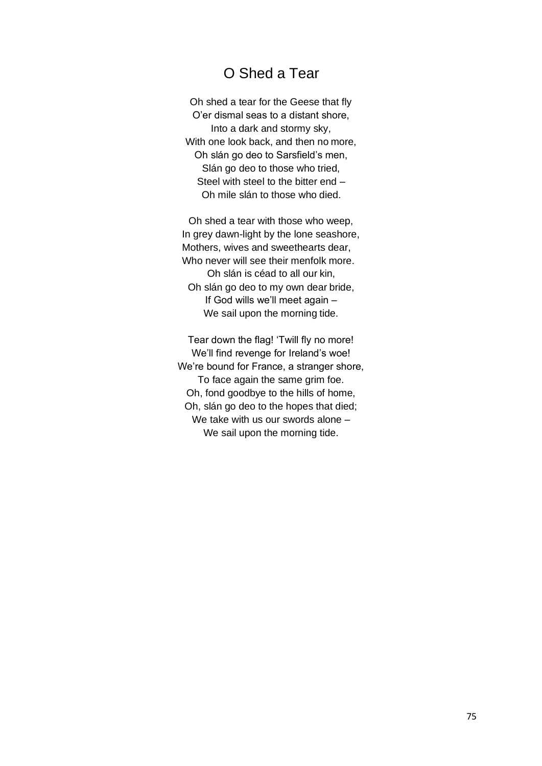# O Shed a Tear

Oh shed a tear for the Geese that fly
O'er dismal seas to a distant shore,
Into a dark and stormy sky,
With one look back, and then no more,
Oh slán go deo to Sarsfield's men,
Slán go deo to those who tried,
Steel with steel to the bitter end –
Oh mile slán to those who died.

Oh shed a tear with those who weep,
In grey dawn-light by the lone seashore,
Mothers, wives and sweethearts dear,
Who never will see their menfolk more.
Oh slán is céad to all our kin,
Oh slán go deo to my own dear bride,
If God wills we'll meet again –
We sail upon the morning tide.

Tear down the flag! 'Twill fly no more!
We'll find revenge for Ireland's woe!
We're bound for France, a stranger shore,
To face again the same grim foe.
Oh, fond goodbye to the hills of home,
Oh, slán go deo to the hopes that died;
We take with us our swords alone –
We sail upon the morning tide.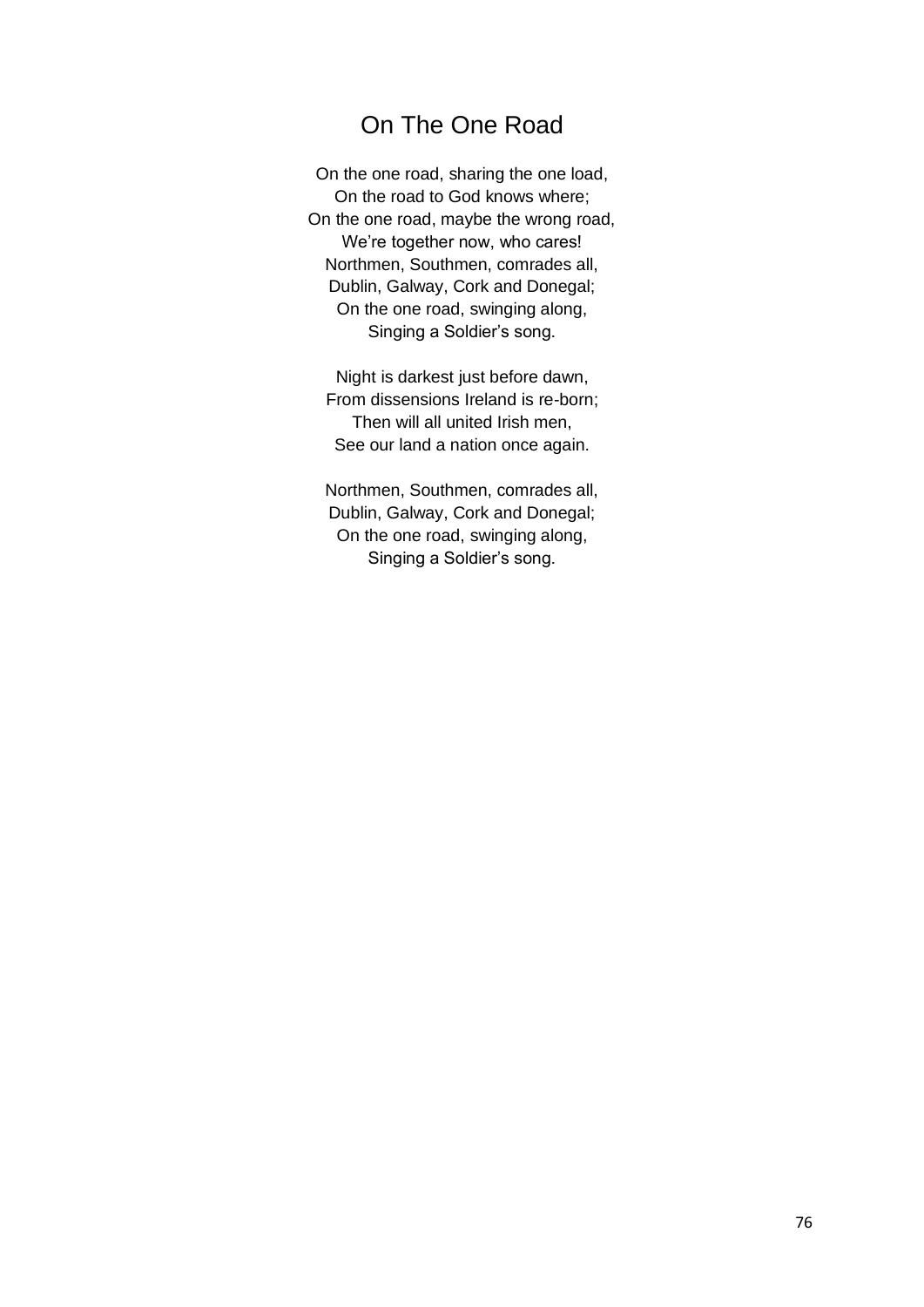# On The One Road

On the one road, sharing the one load,
On the road to God knows where;
On the one road, maybe the wrong road,
We're together now, who cares!
Northmen, Southmen, comrades all,
Dublin, Galway, Cork and Donegal;
On the one road, swinging along,
Singing a Soldier's song.

Night is darkest just before dawn,
From dissensions Ireland is re-born;
Then will all united Irish men,
See our land a nation once again.

Northmen, Southmen, comrades all,
Dublin, Galway, Cork and Donegal;
On the one road, swinging along,
Singing a Soldier's song.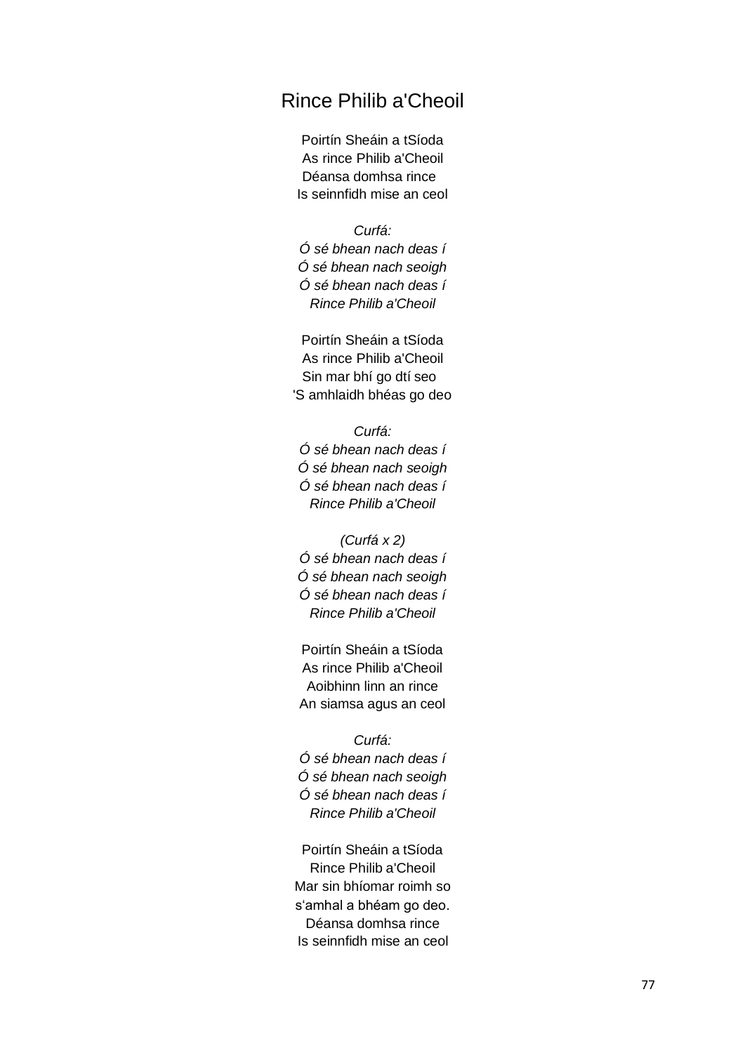# Rince Philib a'Cheoil

Poirtín Sheáin a tSíoda
As rince Philib a'Cheoil
Déansa domhsa rince
Is seinnfidh mise an ceol

*Curfá:*
*Ó sé bhean nach deas í*
*Ó sé bhean nach seoigh*
*Ó sé bhean nach deas í*
*Rince Philib a'Cheoil*

Poirtín Sheáin a tSíoda
As rince Philib a'Cheoil
Sin mar bhí go dtí seo
'S amhlaidh bhéas go deo

*Curfá:*
*Ó sé bhean nach deas í*
*Ó sé bhean nach seoigh*
*Ó sé bhean nach deas í*
*Rince Philib a'Cheoil*

*(Curfá x 2)*
*Ó sé bhean nach deas í*
*Ó sé bhean nach seoigh*
*Ó sé bhean nach deas í*
*Rince Philib a'Cheoil*

Poirtín Sheáin a tSíoda
As rince Philib a'Cheoil
Aoibhinn linn an rince
An siamsa agus an ceol

*Curfá:*
*Ó sé bhean nach deas í*
*Ó sé bhean nach seoigh*
*Ó sé bhean nach deas í*
*Rince Philib a'Cheoil*

Poirtín Sheáin a tSíoda
Rince Philib a'Cheoil
Mar sin bhíomar roimh so
s'amhal a bhéam go deo.
Déansa domhsa rince
Is seinnfidh mise an ceol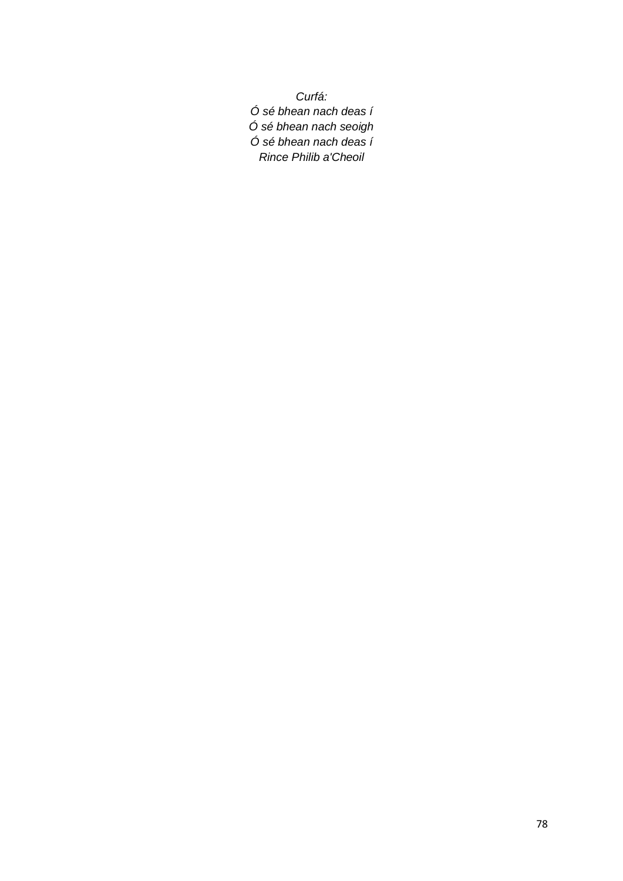*Curfá:*
*Ó sé bhean nach deas í*
*Ó sé bhean nach seoigh*
*Ó sé bhean nach deas í*
*Rince Philib a'Cheoil*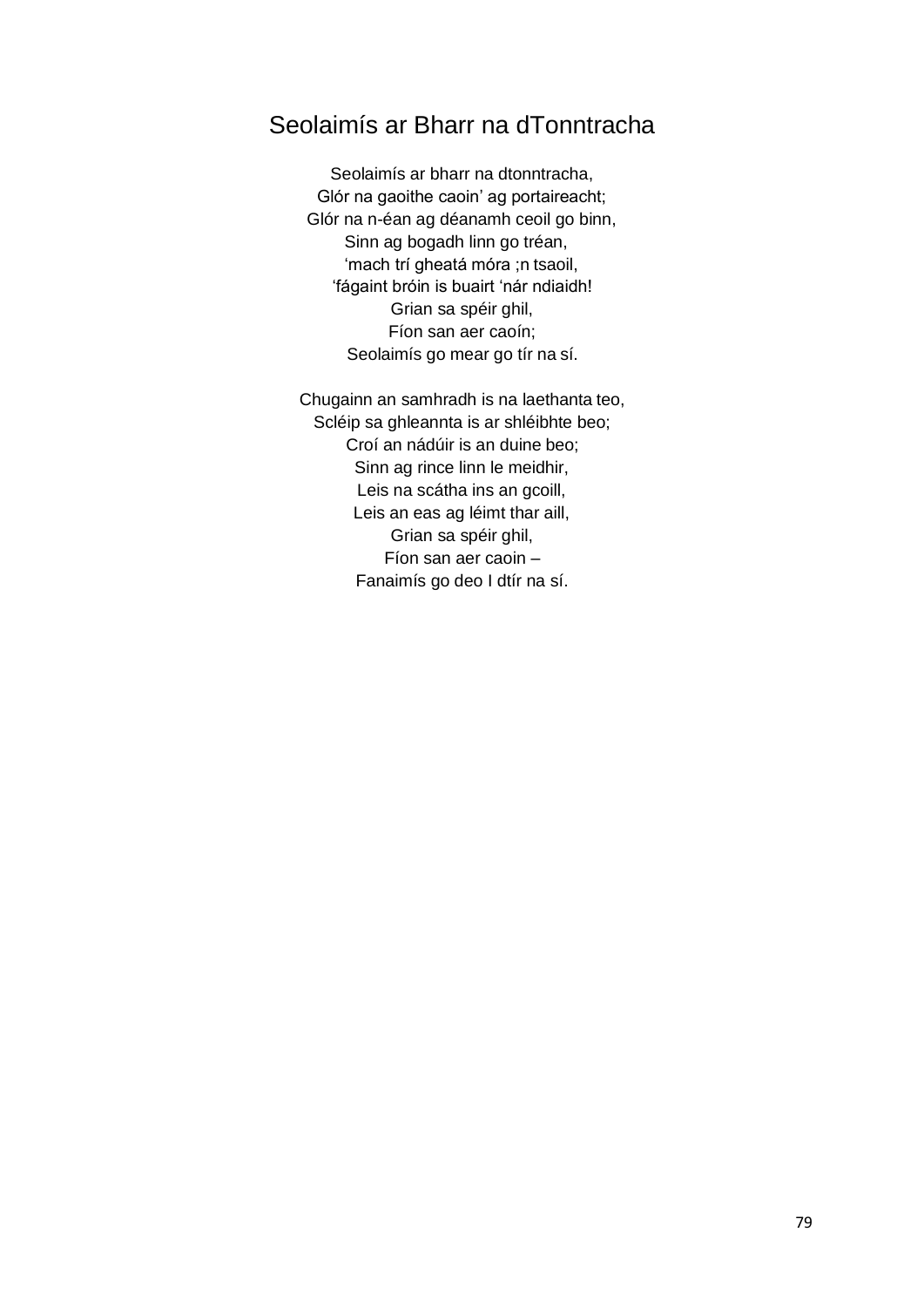# Seolaimís ar Bharr na dTonntracha

Seolaimís ar bharr na dtonntracha,  
Glór na gaoithe caoin' ag portaireacht;  
Glór na n-éan ag déanamh ceoil go binn,  
Sinn ag bogadh linn go tréan,  
'mach trí gheatá móra ;n tsaoil,  
'fágaint bróin is buairt 'nár ndiaidh!  
Grian sa spéir ghil,  
Fíon san aer caoín;  
Seolaimís go mear go tír na sí.

Chugainn an samhradh is na laethanta teo,  
Scléip sa ghleannta is ar shléibhte beo;  
Croí an nádúir is an duine beo;  
Sinn ag rince linn le meidhir,  
Leis na scátha ins an gcoill,  
Leis an eas ag léimt thar aill,  
Grian sa spéir ghil,  
Fíon san aer caoin –  
Fanaimís go deo I dtír na sí.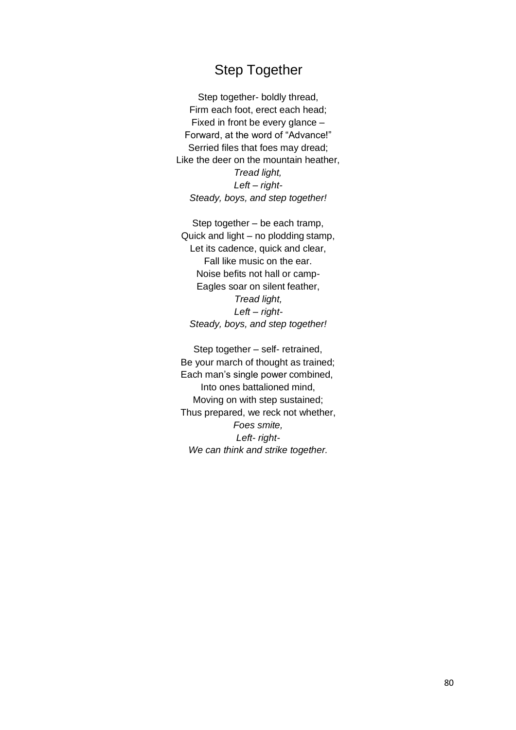# Step Together

Step together- boldly thread,
Firm each foot, erect each head;
Fixed in front be every glance –
Forward, at the word of "Advance!"
Serried files that foes may dread;
Like the deer on the mountain heather,
*Tread light,*
*Left – right-*
*Steady, boys, and step together!*

Step together – be each tramp,
Quick and light – no plodding stamp,
Let its cadence, quick and clear,
Fall like music on the ear.
Noise befits not hall or camp-
Eagles soar on silent feather,
*Tread light,*
*Left – right-*
*Steady, boys, and step together!*

Step together – self- retrained,
Be your march of thought as trained;
Each man's single power combined,
Into ones battalioned mind,
Moving on with step sustained;
Thus prepared, we reck not whether,
*Foes smite,*
*Left- right-*
*We can think and strike together.*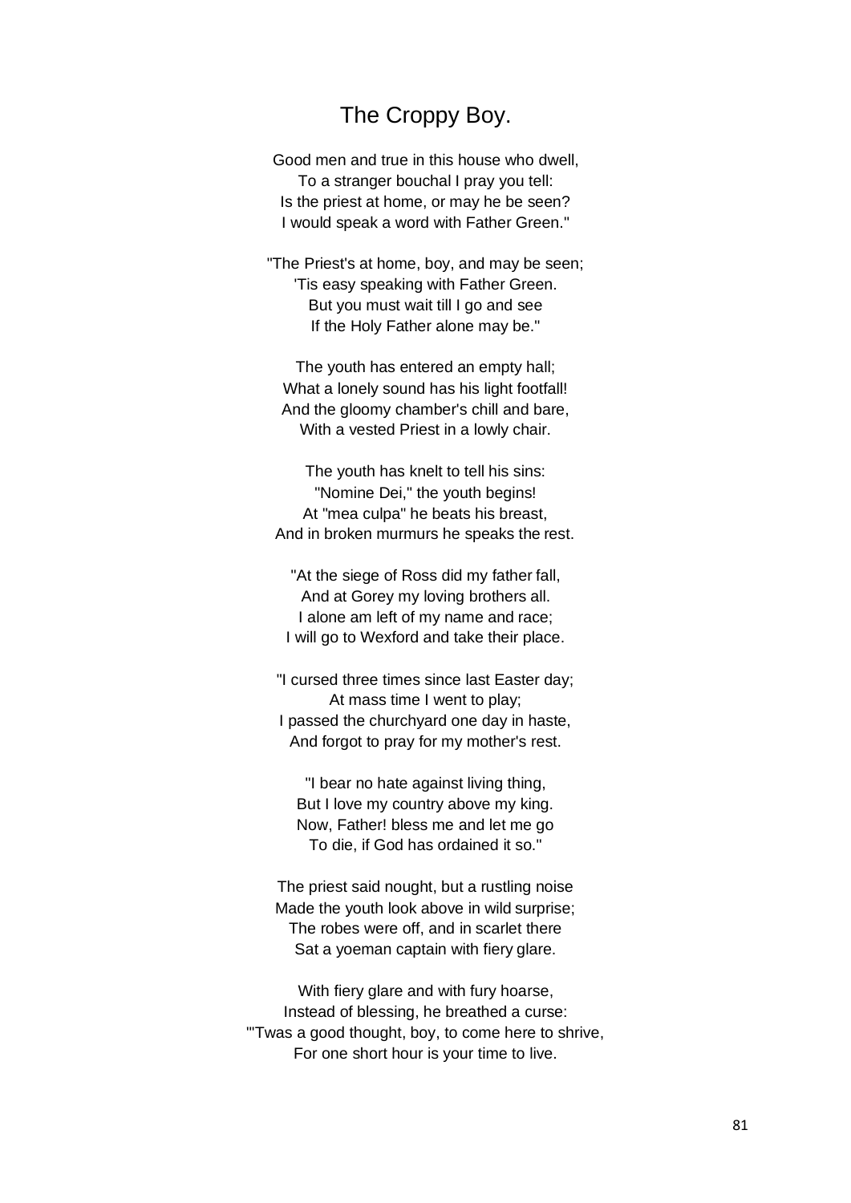# The Croppy Boy.

Good men and true in this house who dwell,  
To a stranger bouchal I pray you tell:  
Is the priest at home, or may he be seen?  
I would speak a word with Father Green."

"The Priest's at home, boy, and may be seen;  
'Tis easy speaking with Father Green.  
But you must wait till I go and see  
If the Holy Father alone may be."

The youth has entered an empty hall;  
What a lonely sound has his light footfall!  
And the gloomy chamber's chill and bare,  
With a vested Priest in a lowly chair.

The youth has knelt to tell his sins:  
"Nomine Dei," the youth begins!  
At "mea culpa" he beats his breast,  
And in broken murmurs he speaks the rest.

"At the siege of Ross did my father fall,  
And at Gorey my loving brothers all.  
I alone am left of my name and race;  
I will go to Wexford and take their place.

"I cursed three times since last Easter day;  
At mass time I went to play;  
I passed the churchyard one day in haste,  
And forgot to pray for my mother's rest.

"I bear no hate against living thing,  
But I love my country above my king.  
Now, Father! bless me and let me go  
To die, if God has ordained it so."

The priest said nought, but a rustling noise  
Made the youth look above in wild surprise;  
The robes were off, and in scarlet there  
Sat a yoeman captain with fiery glare.

With fiery glare and with fury hoarse,  
Instead of blessing, he breathed a curse:  
"'Twas a good thought, boy, to come here to shrive,  
For one short hour is your time to live.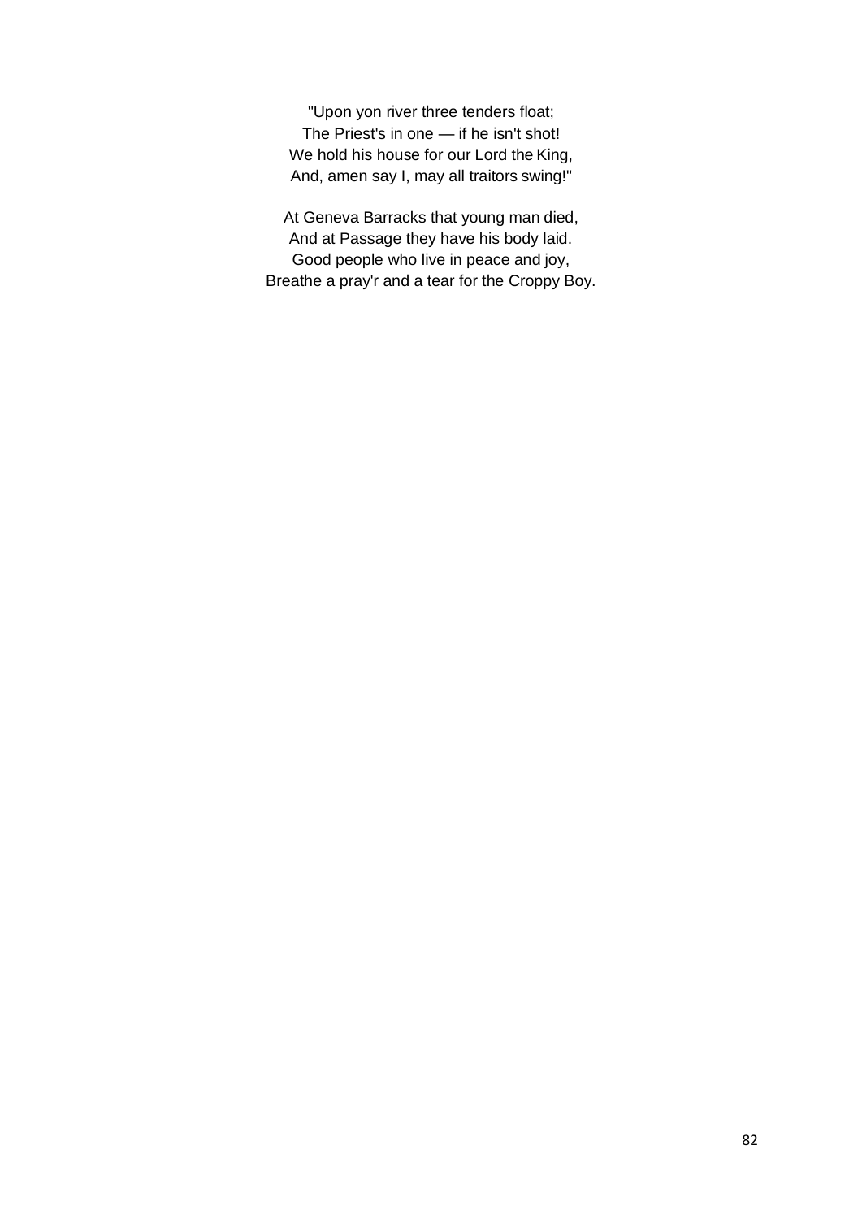"Upon yon river three tenders float;  
The Priest's in one — if he isn't shot!  
We hold his house for our Lord the King,  
And, amen say I, may all traitors swing!"

At Geneva Barracks that young man died,  
And at Passage they have his body laid.  
Good people who live in peace and joy,  
Breathe a pray'r and a tear for the Croppy Boy.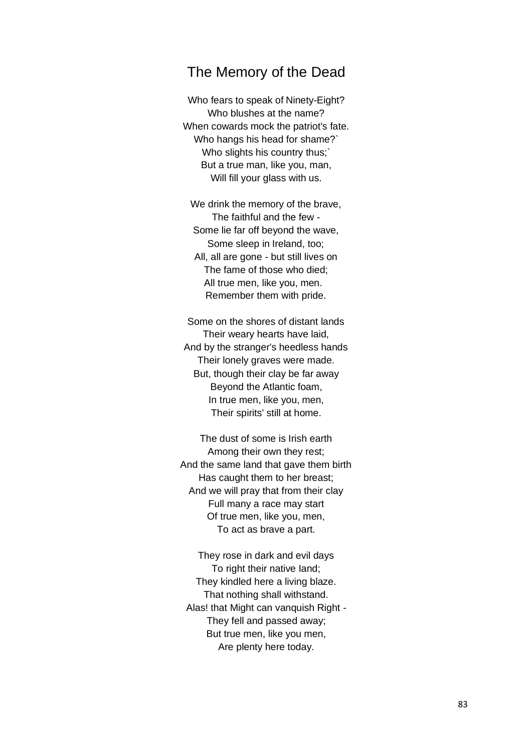# The Memory of the Dead

Who fears to speak of Ninety-Eight?
Who blushes at the name?
When cowards mock the patriot's fate.
Who hangs his head for shame?`
Who slights his country thus;`
But a true man, like you, man,
Will fill your glass with us.

We drink the memory of the brave,
The faithful and the few -
Some lie far off beyond the wave,
Some sleep in Ireland, too;
All, all are gone - but still lives on
The fame of those who died;
All true men, like you, men.
Remember them with pride.

Some on the shores of distant lands
Their weary hearts have laid,
And by the stranger's heedless hands
Their lonely graves were made.
But, though their clay be far away
Beyond the Atlantic foam,
In true men, like you, men,
Their spirits' still at home.

The dust of some is Irish earth
Among their own they rest;
And the same land that gave them birth
Has caught them to her breast;
And we will pray that from their clay
Full many a race may start
Of true men, like you, men,
To act as brave a part.

They rose in dark and evil days
To right their native land;
They kindled here a living blaze.
That nothing shall withstand.
Alas! that Might can vanquish Right -
They fell and passed away;
But true men, like you men,
Are plenty here today.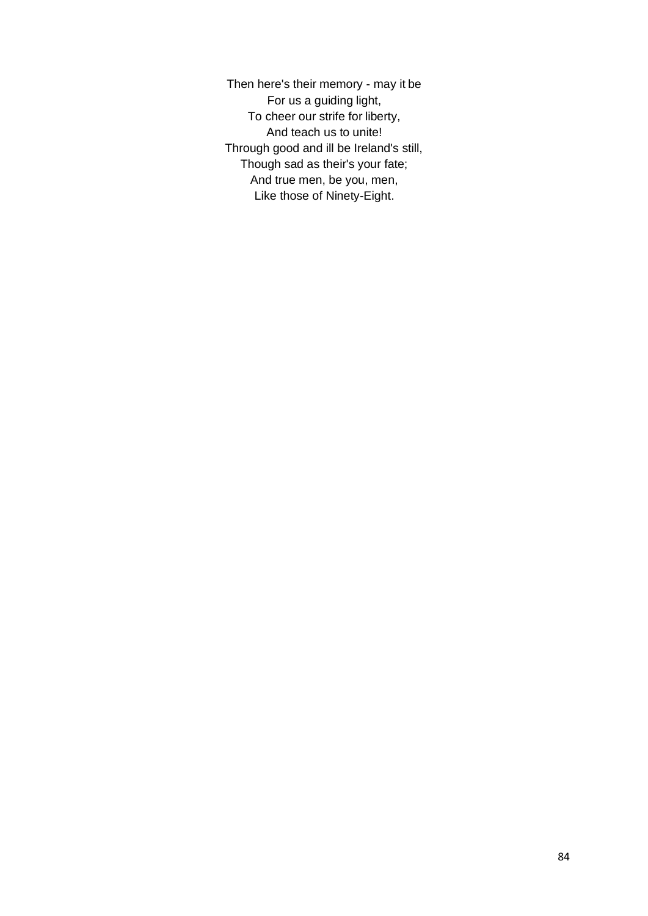Then here's their memory - may it be  
For us a guiding light,  
To cheer our strife for liberty,  
And teach us to unite!  
Through good and ill be Ireland's still,  
Though sad as their's your fate;  
And true men, be you, men,  
Like those of Ninety-Eight.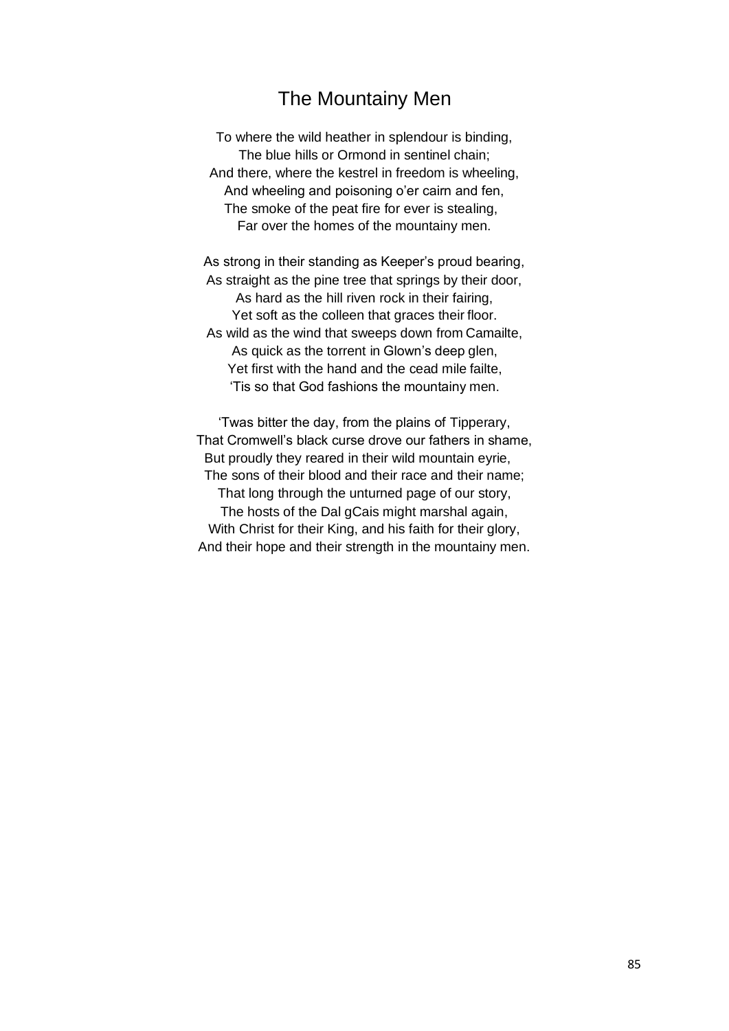# The Mountainy Men

To where the wild heather in splendour is binding,  
The blue hills or Ormond in sentinel chain;  
And there, where the kestrel in freedom is wheeling,  
And wheeling and poisoning o'er cairn and fen,  
The smoke of the peat fire for ever is stealing,  
Far over the homes of the mountainy men.

As strong in their standing as Keeper's proud bearing,  
As straight as the pine tree that springs by their door,  
As hard as the hill riven rock in their fairing,  
Yet soft as the colleen that graces their floor.  
As wild as the wind that sweeps down from Camailte,  
As quick as the torrent in Glown's deep glen,  
Yet first with the hand and the cead mile failte,  
'Tis so that God fashions the mountainy men.

'Twas bitter the day, from the plains of Tipperary,  
That Cromwell's black curse drove our fathers in shame,  
But proudly they reared in their wild mountain eyrie,  
The sons of their blood and their race and their name;  
That long through the unturned page of our story,  
The hosts of the Dal gCais might marshal again,  
With Christ for their King, and his faith for their glory,  
And their hope and their strength in the mountainy men.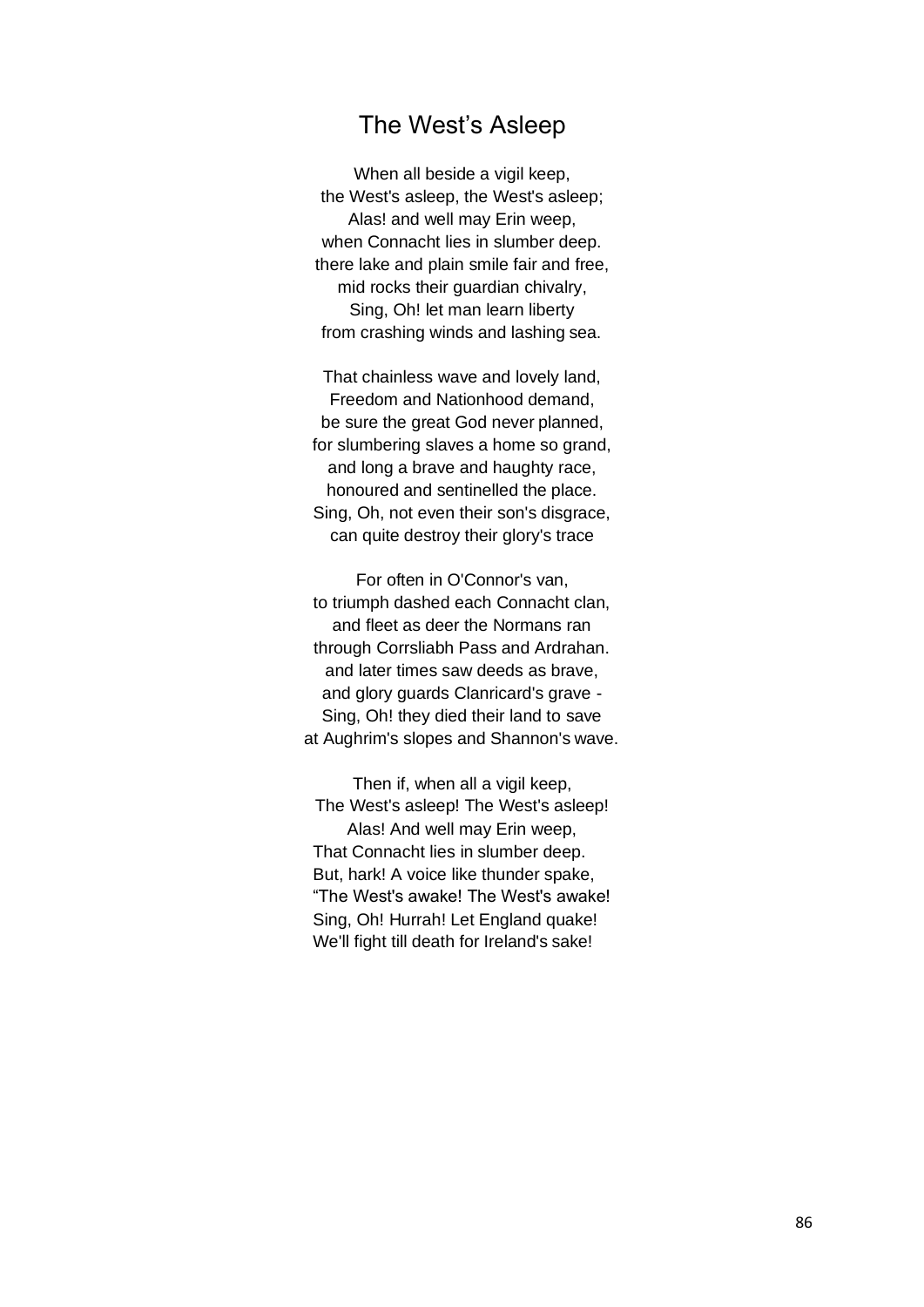# The West's Asleep

When all beside a vigil keep,  
the West's asleep, the West's asleep;  
Alas! and well may Erin weep,  
when Connacht lies in slumber deep.  
there lake and plain smile fair and free,  
mid rocks their guardian chivalry,  
Sing, Oh! let man learn liberty  
from crashing winds and lashing sea.

That chainless wave and lovely land,  
Freedom and Nationhood demand,  
be sure the great God never planned,  
for slumbering slaves a home so grand,  
and long a brave and haughty race,  
honoured and sentinelled the place.  
Sing, Oh, not even their son's disgrace,  
can quite destroy their glory's trace

For often in O'Connor's van,  
to triumph dashed each Connacht clan,  
and fleet as deer the Normans ran  
through Corrsliabh Pass and Ardrahan.  
and later times saw deeds as brave,  
and glory guards Clanricard's grave -  
Sing, Oh! they died their land to save  
at Aughrim's slopes and Shannon's wave.

Then if, when all a vigil keep,  
The West's asleep! The West's asleep!  
Alas! And well may Erin weep,  
That Connacht lies in slumber deep.  
But, hark! A voice like thunder spake,  
"The West's awake! The West's awake!  
Sing, Oh! Hurrah! Let England quake!  
We'll fight till death for Ireland's sake!